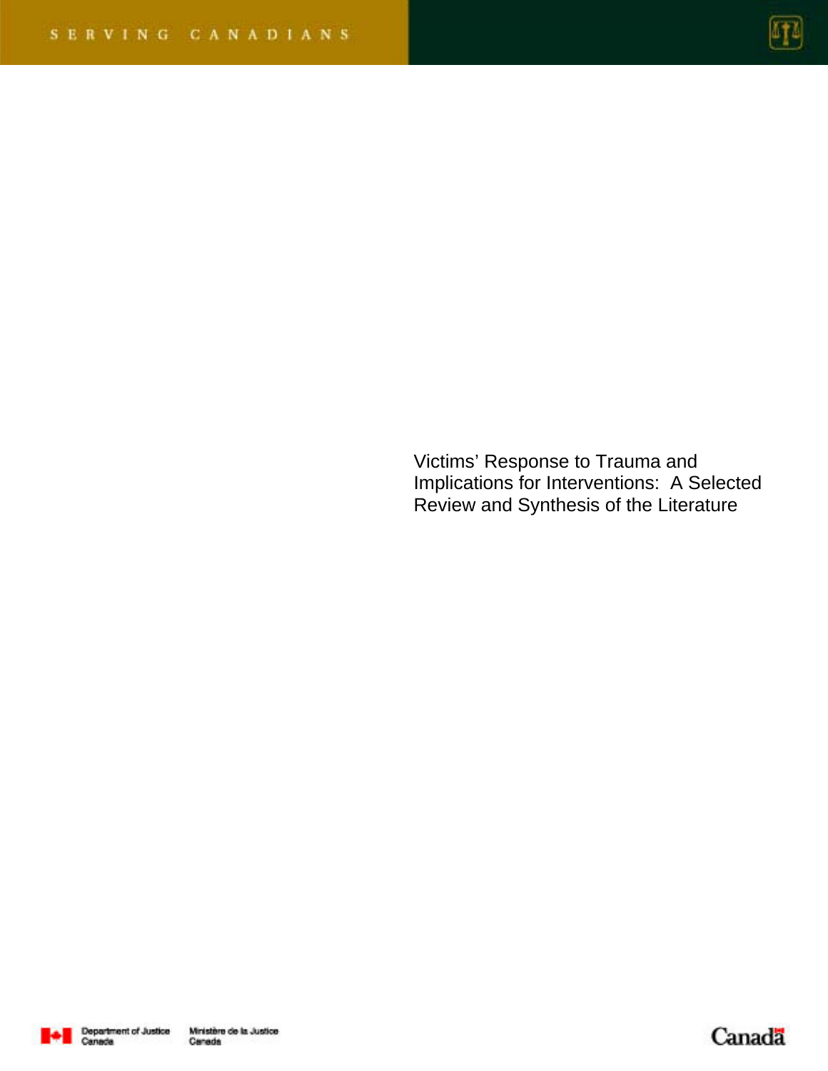SERVING CANADIANS

# Victims' Response to Trauma and Implications for Interventions: A Selected Review and Synthesis of the Literature

Department of Justice Canada

Ministère de la Justice Canada

Canada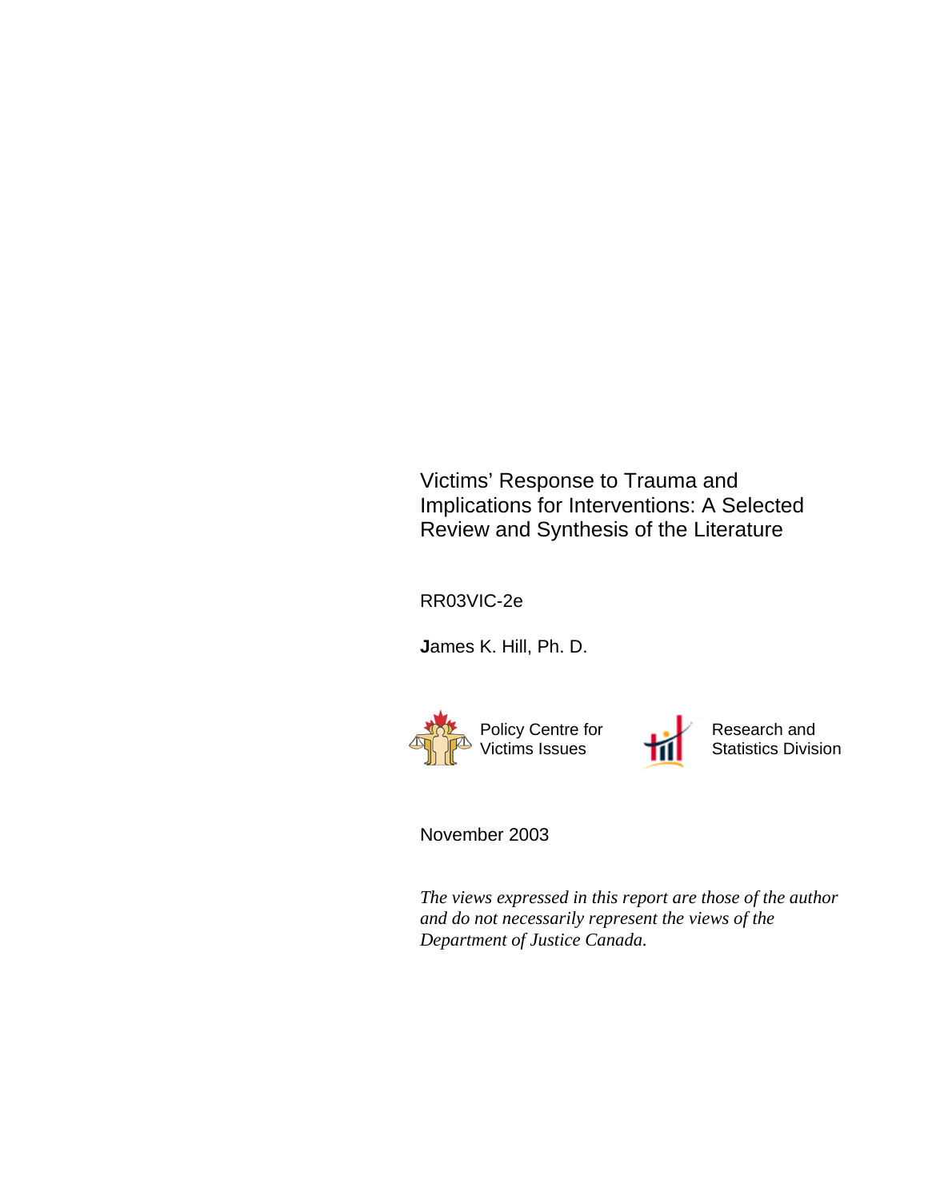# Victims' Response to Trauma and Implications for Interventions: A Selected Review and Synthesis of the Literature

RR03VIC-2e

**J**ames K. Hill, Ph. D.

Policy Centre for Victims Issues

Research and Statistics Division

November 2003

*The views expressed in this report are those of the author and do not necessarily represent the views of the Department of Justice Canada.*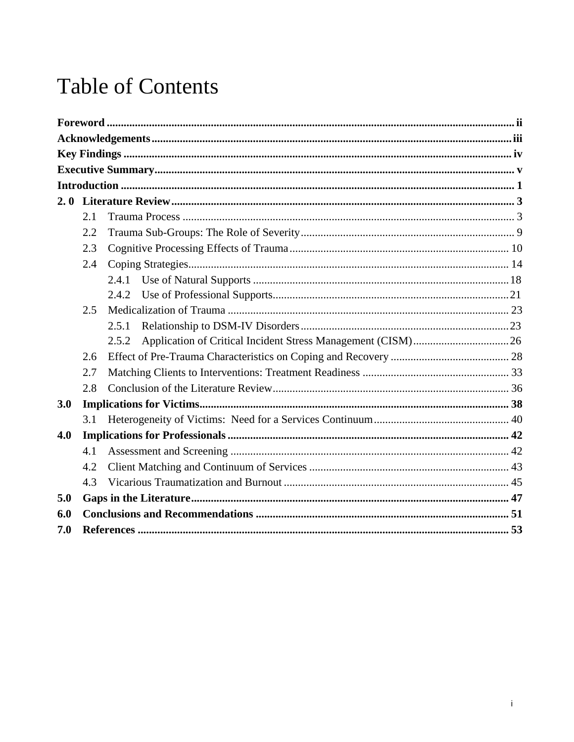# Table of Contents

**Foreword** .......... ii
**Acknowledgements** .......... iii
**Key Findings** .......... iv
**Executive Summary** .......... v
**Introduction** .......... 1
**2. 0 Literature Review** .......... 3
- 2.1 Trauma Process .......... 3
- 2.2 Trauma Sub-Groups: The Role of Severity .......... 9
- 2.3 Cognitive Processing Effects of Trauma .......... 10
- 2.4 Coping Strategies .......... 14
  - 2.4.1 Use of Natural Supports .......... 18
  - 2.4.2 Use of Professional Supports .......... 21
- 2.5 Medicalization of Trauma .......... 23
  - 2.5.1 Relationship to DSM-IV Disorders .......... 23
  - 2.5.2 Application of Critical Incident Stress Management (CISM) .......... 26
- 2.6 Effect of Pre-Trauma Characteristics on Coping and Recovery .......... 28
- 2.7 Matching Clients to Interventions: Treatment Readiness .......... 33
- 2.8 Conclusion of the Literature Review .......... 36

**3.0 Implications for Victims** .......... 38
- 3.1 Heterogeneity of Victims: Need for a Services Continuum .......... 40

**4.0 Implications for Professionals** .......... 42
- 4.1 Assessment and Screening .......... 42
- 4.2 Client Matching and Continuum of Services .......... 43
- 4.3 Vicarious Traumatization and Burnout .......... 45

**5.0 Gaps in the Literature** .......... 47
**6.0 Conclusions and Recommendations** .......... 51
**7.0 References** .......... 53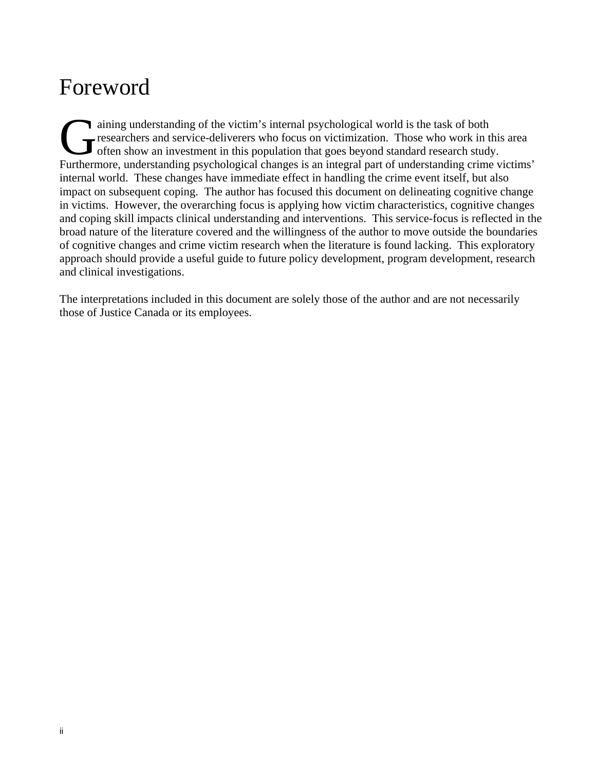# Foreword

Gaining understanding of the victim's internal psychological world is the task of both researchers and service-deliverers who focus on victimization. Those who work in this area often show an investment in this population that goes beyond standard research study. Furthermore, understanding psychological changes is an integral part of understanding crime victims' internal world. These changes have immediate effect in handling the crime event itself, but also impact on subsequent coping. The author has focused this document on delineating cognitive change in victims. However, the overarching focus is applying how victim characteristics, cognitive changes and coping skill impacts clinical understanding and interventions. This service-focus is reflected in the broad nature of the literature covered and the willingness of the author to move outside the boundaries of cognitive changes and crime victim research when the literature is found lacking. This exploratory approach should provide a useful guide to future policy development, program development, research and clinical investigations.

The interpretations included in this document are solely those of the author and are not necessarily those of Justice Canada or its employees.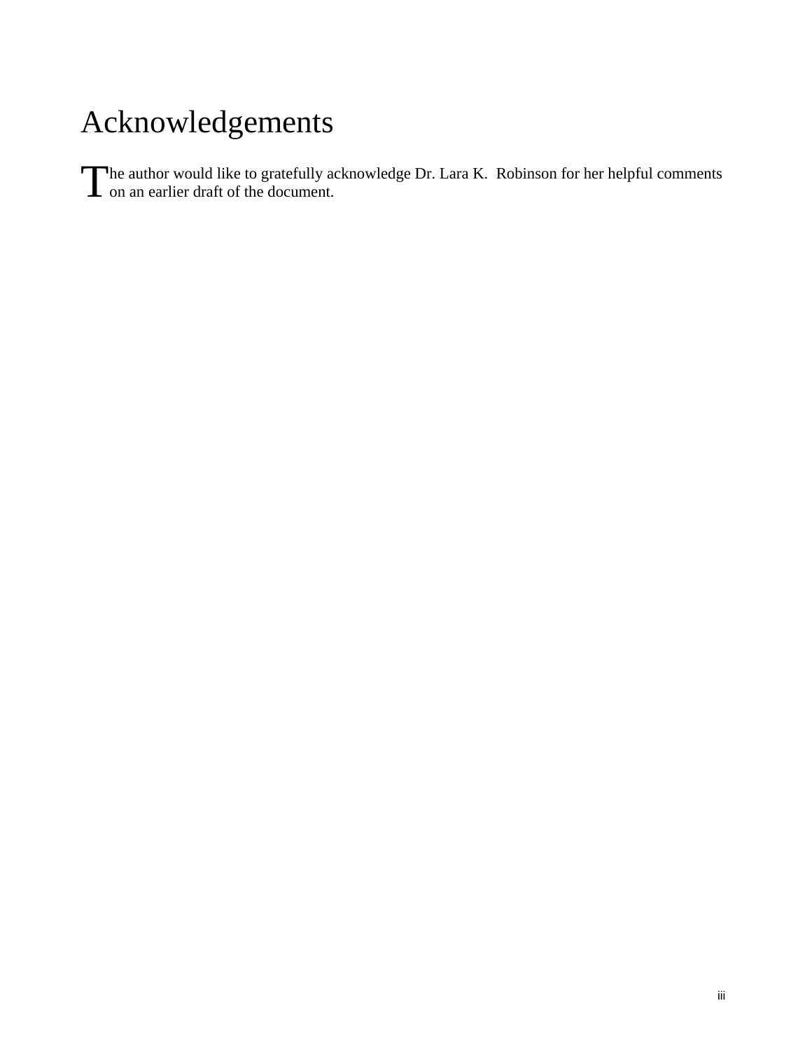# Acknowledgements

The author would like to gratefully acknowledge Dr. Lara K. Robinson for her helpful comments on an earlier draft of the document.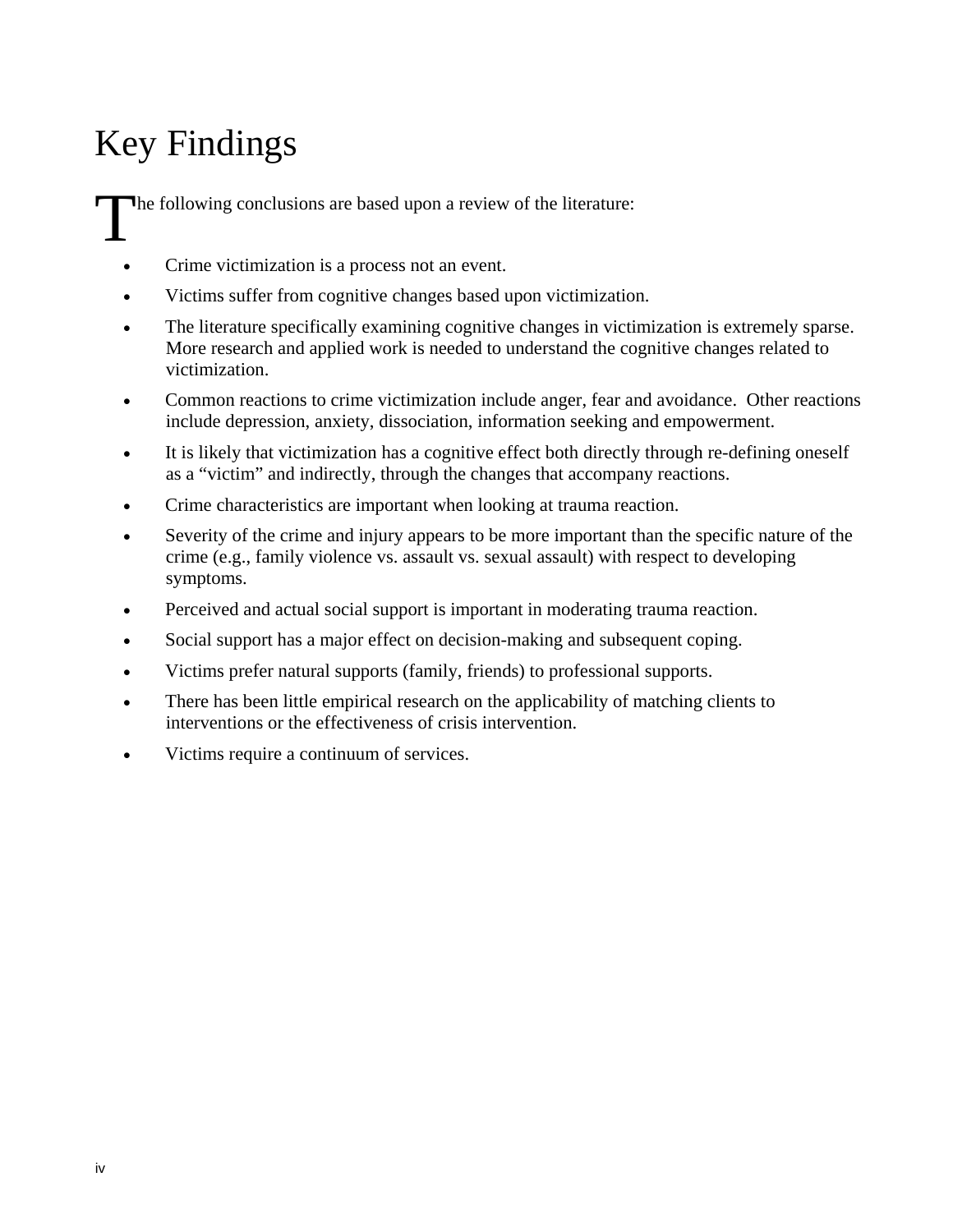# Key Findings

The following conclusions are based upon a review of the literature:

- Crime victimization is a process not an event.
- Victims suffer from cognitive changes based upon victimization.
- The literature specifically examining cognitive changes in victimization is extremely sparse. More research and applied work is needed to understand the cognitive changes related to victimization.
- Common reactions to crime victimization include anger, fear and avoidance. Other reactions include depression, anxiety, dissociation, information seeking and empowerment.
- It is likely that victimization has a cognitive effect both directly through re-defining oneself as a "victim" and indirectly, through the changes that accompany reactions.
- Crime characteristics are important when looking at trauma reaction.
- Severity of the crime and injury appears to be more important than the specific nature of the crime (e.g., family violence vs. assault vs. sexual assault) with respect to developing symptoms.
- Perceived and actual social support is important in moderating trauma reaction.
- Social support has a major effect on decision-making and subsequent coping.
- Victims prefer natural supports (family, friends) to professional supports.
- There has been little empirical research on the applicability of matching clients to interventions or the effectiveness of crisis intervention.
- Victims require a continuum of services.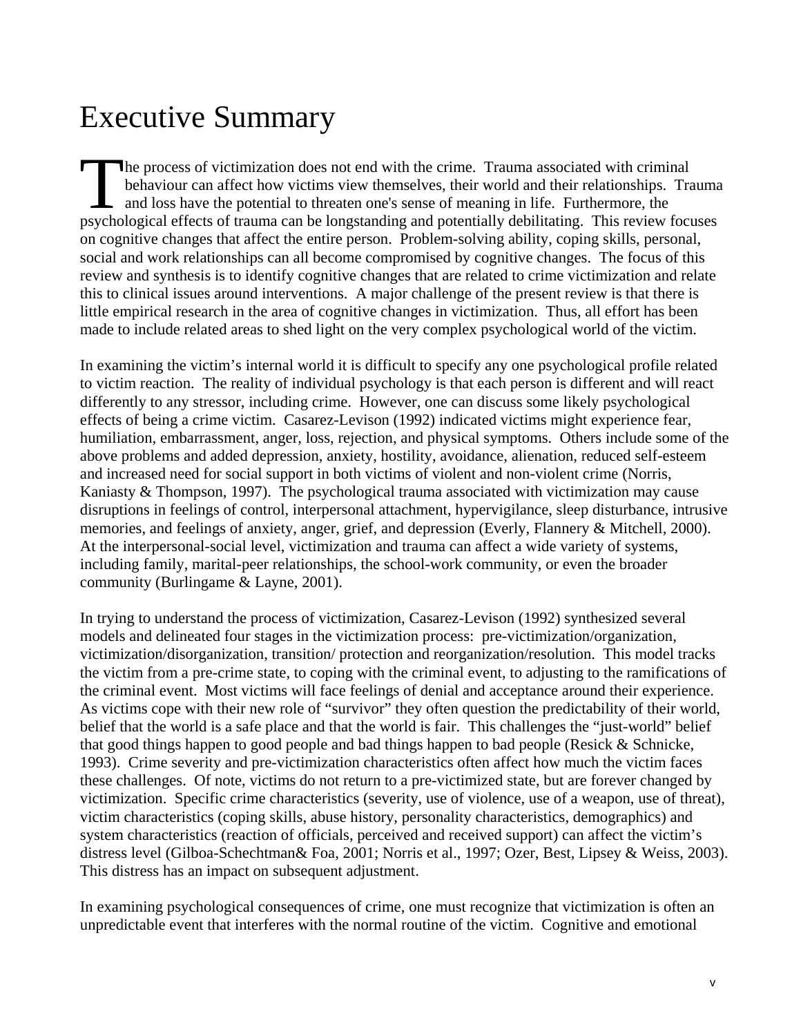# Executive Summary

The process of victimization does not end with the crime. Trauma associated with criminal behaviour can affect how victims view themselves, their world and their relationships. Trauma and loss have the potential to threaten one's sense of meaning in life. Furthermore, the psychological effects of trauma can be longstanding and potentially debilitating. This review focuses on cognitive changes that affect the entire person. Problem-solving ability, coping skills, personal, social and work relationships can all become compromised by cognitive changes. The focus of this review and synthesis is to identify cognitive changes that are related to crime victimization and relate this to clinical issues around interventions. A major challenge of the present review is that there is little empirical research in the area of cognitive changes in victimization. Thus, all effort has been made to include related areas to shed light on the very complex psychological world of the victim.

In examining the victim's internal world it is difficult to specify any one psychological profile related to victim reaction. The reality of individual psychology is that each person is different and will react differently to any stressor, including crime. However, one can discuss some likely psychological effects of being a crime victim. Casarez-Levison (1992) indicated victims might experience fear, humiliation, embarrassment, anger, loss, rejection, and physical symptoms. Others include some of the above problems and added depression, anxiety, hostility, avoidance, alienation, reduced self-esteem and increased need for social support in both victims of violent and non-violent crime (Norris, Kaniasty & Thompson, 1997). The psychological trauma associated with victimization may cause disruptions in feelings of control, interpersonal attachment, hypervigilance, sleep disturbance, intrusive memories, and feelings of anxiety, anger, grief, and depression (Everly, Flannery & Mitchell, 2000). At the interpersonal-social level, victimization and trauma can affect a wide variety of systems, including family, marital-peer relationships, the school-work community, or even the broader community (Burlingame & Layne, 2001).

In trying to understand the process of victimization, Casarez-Levison (1992) synthesized several models and delineated four stages in the victimization process: pre-victimization/organization, victimization/disorganization, transition/ protection and reorganization/resolution. This model tracks the victim from a pre-crime state, to coping with the criminal event, to adjusting to the ramifications of the criminal event. Most victims will face feelings of denial and acceptance around their experience. As victims cope with their new role of "survivor" they often question the predictability of their world, belief that the world is a safe place and that the world is fair. This challenges the "just-world" belief that good things happen to good people and bad things happen to bad people (Resick & Schnicke, 1993). Crime severity and pre-victimization characteristics often affect how much the victim faces these challenges. Of note, victims do not return to a pre-victimized state, but are forever changed by victimization. Specific crime characteristics (severity, use of violence, use of a weapon, use of threat), victim characteristics (coping skills, abuse history, personality characteristics, demographics) and system characteristics (reaction of officials, perceived and received support) can affect the victim's distress level (Gilboa-Schechtman& Foa, 2001; Norris et al., 1997; Ozer, Best, Lipsey & Weiss, 2003). This distress has an impact on subsequent adjustment.

In examining psychological consequences of crime, one must recognize that victimization is often an unpredictable event that interferes with the normal routine of the victim. Cognitive and emotional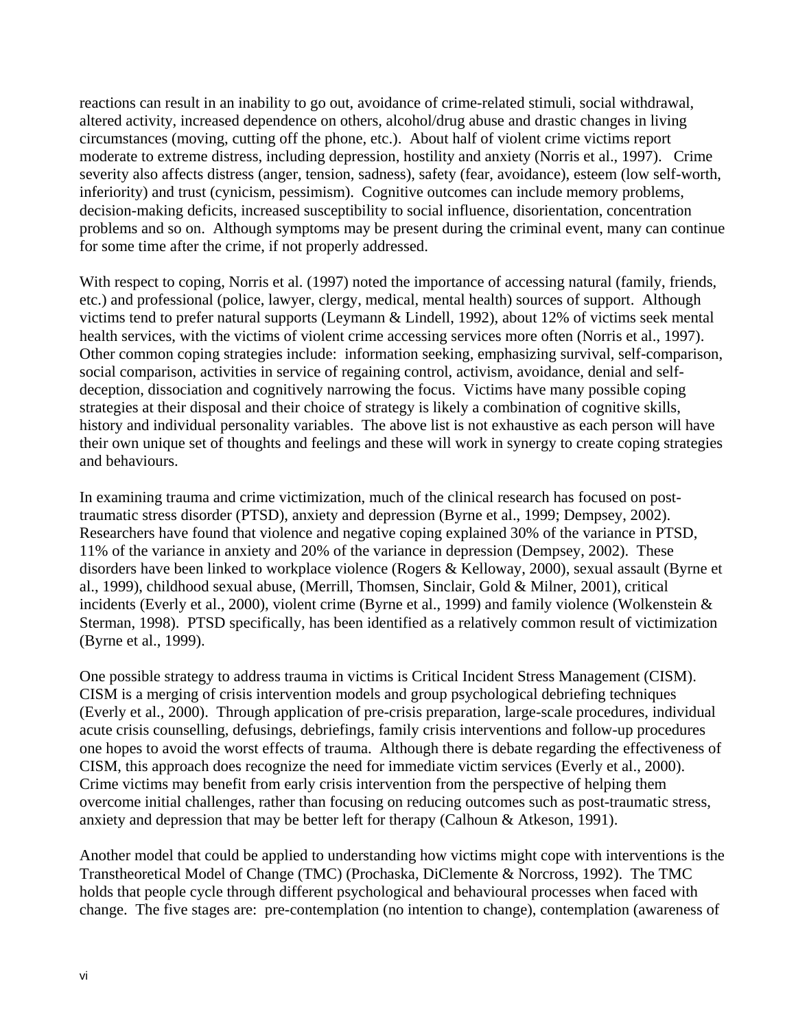reactions can result in an inability to go out, avoidance of crime-related stimuli, social withdrawal, altered activity, increased dependence on others, alcohol/drug abuse and drastic changes in living circumstances (moving, cutting off the phone, etc.). About half of violent crime victims report moderate to extreme distress, including depression, hostility and anxiety (Norris et al., 1997). Crime severity also affects distress (anger, tension, sadness), safety (fear, avoidance), esteem (low self-worth, inferiority) and trust (cynicism, pessimism). Cognitive outcomes can include memory problems, decision-making deficits, increased susceptibility to social influence, disorientation, concentration problems and so on. Although symptoms may be present during the criminal event, many can continue for some time after the crime, if not properly addressed.

With respect to coping, Norris et al. (1997) noted the importance of accessing natural (family, friends, etc.) and professional (police, lawyer, clergy, medical, mental health) sources of support. Although victims tend to prefer natural supports (Leymann & Lindell, 1992), about 12% of victims seek mental health services, with the victims of violent crime accessing services more often (Norris et al., 1997). Other common coping strategies include: information seeking, emphasizing survival, self-comparison, social comparison, activities in service of regaining control, activism, avoidance, denial and self-deception, dissociation and cognitively narrowing the focus. Victims have many possible coping strategies at their disposal and their choice of strategy is likely a combination of cognitive skills, history and individual personality variables. The above list is not exhaustive as each person will have their own unique set of thoughts and feelings and these will work in synergy to create coping strategies and behaviours.

In examining trauma and crime victimization, much of the clinical research has focused on post-traumatic stress disorder (PTSD), anxiety and depression (Byrne et al., 1999; Dempsey, 2002). Researchers have found that violence and negative coping explained 30% of the variance in PTSD, 11% of the variance in anxiety and 20% of the variance in depression (Dempsey, 2002). These disorders have been linked to workplace violence (Rogers & Kelloway, 2000), sexual assault (Byrne et al., 1999), childhood sexual abuse, (Merrill, Thomsen, Sinclair, Gold & Milner, 2001), critical incidents (Everly et al., 2000), violent crime (Byrne et al., 1999) and family violence (Wolkenstein & Sterman, 1998). PTSD specifically, has been identified as a relatively common result of victimization (Byrne et al., 1999).

One possible strategy to address trauma in victims is Critical Incident Stress Management (CISM). CISM is a merging of crisis intervention models and group psychological debriefing techniques (Everly et al., 2000). Through application of pre-crisis preparation, large-scale procedures, individual acute crisis counselling, defusings, debriefings, family crisis interventions and follow-up procedures one hopes to avoid the worst effects of trauma. Although there is debate regarding the effectiveness of CISM, this approach does recognize the need for immediate victim services (Everly et al., 2000). Crime victims may benefit from early crisis intervention from the perspective of helping them overcome initial challenges, rather than focusing on reducing outcomes such as post-traumatic stress, anxiety and depression that may be better left for therapy (Calhoun & Atkeson, 1991).

Another model that could be applied to understanding how victims might cope with interventions is the Transtheoretical Model of Change (TMC) (Prochaska, DiClemente & Norcross, 1992). The TMC holds that people cycle through different psychological and behavioural processes when faced with change. The five stages are: pre-contemplation (no intention to change), contemplation (awareness of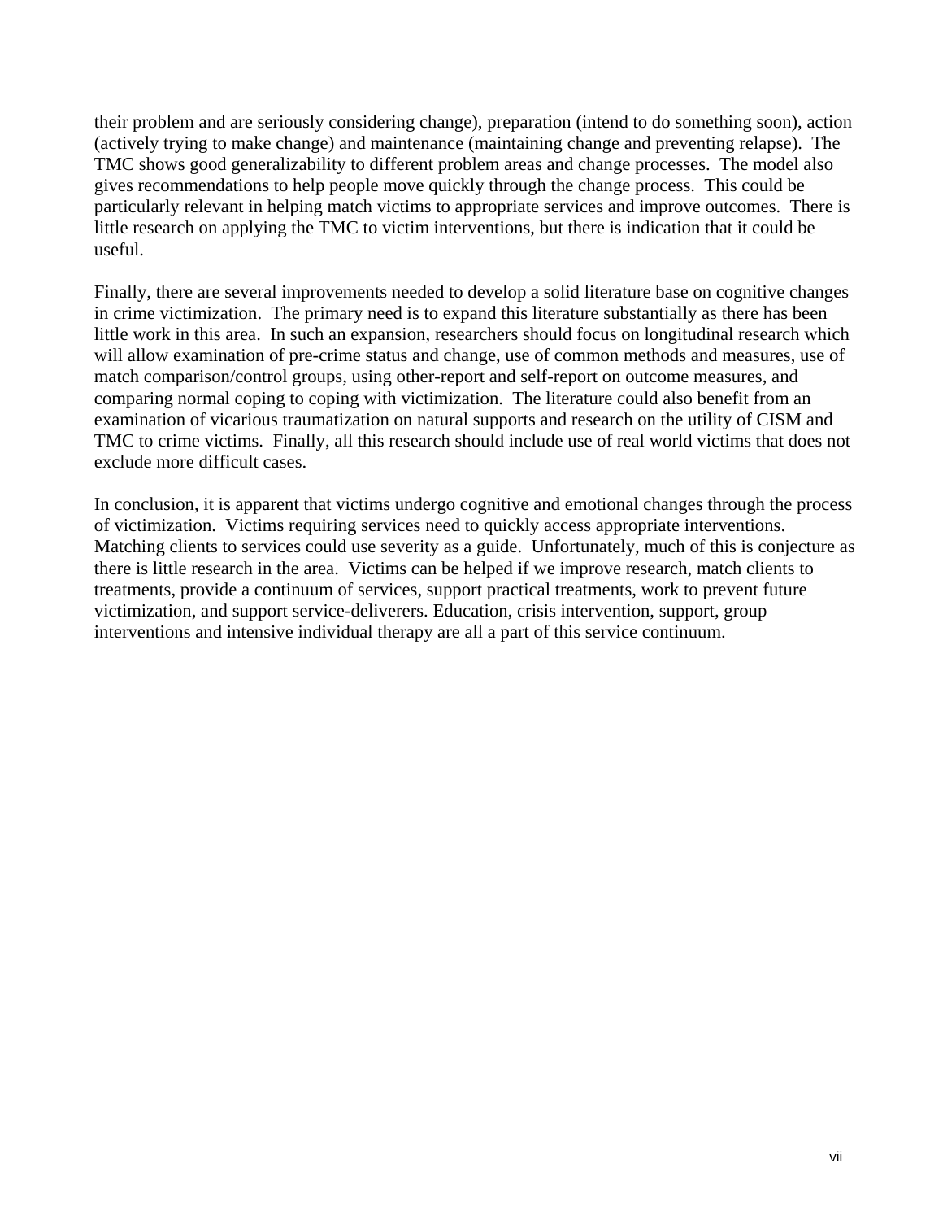their problem and are seriously considering change), preparation (intend to do something soon), action (actively trying to make change) and maintenance (maintaining change and preventing relapse). The TMC shows good generalizability to different problem areas and change processes. The model also gives recommendations to help people move quickly through the change process. This could be particularly relevant in helping match victims to appropriate services and improve outcomes. There is little research on applying the TMC to victim interventions, but there is indication that it could be useful.

Finally, there are several improvements needed to develop a solid literature base on cognitive changes in crime victimization. The primary need is to expand this literature substantially as there has been little work in this area. In such an expansion, researchers should focus on longitudinal research which will allow examination of pre-crime status and change, use of common methods and measures, use of match comparison/control groups, using other-report and self-report on outcome measures, and comparing normal coping to coping with victimization. The literature could also benefit from an examination of vicarious traumatization on natural supports and research on the utility of CISM and TMC to crime victims. Finally, all this research should include use of real world victims that does not exclude more difficult cases.

In conclusion, it is apparent that victims undergo cognitive and emotional changes through the process of victimization. Victims requiring services need to quickly access appropriate interventions. Matching clients to services could use severity as a guide. Unfortunately, much of this is conjecture as there is little research in the area. Victims can be helped if we improve research, match clients to treatments, provide a continuum of services, support practical treatments, work to prevent future victimization, and support service-deliverers. Education, crisis intervention, support, group interventions and intensive individual therapy are all a part of this service continuum.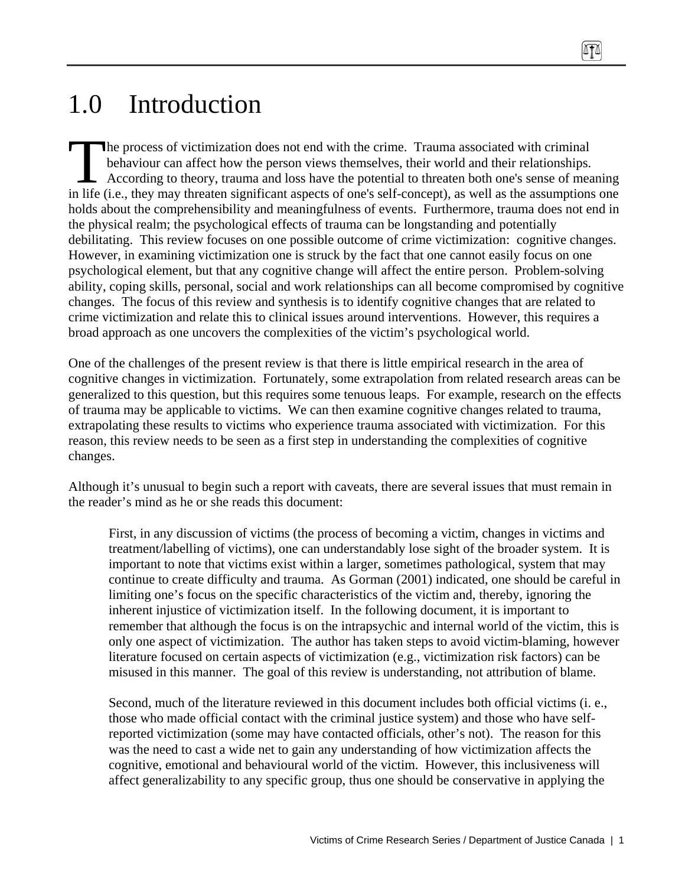# 1.0 Introduction

The process of victimization does not end with the crime. Trauma associated with criminal behaviour can affect how the person views themselves, their world and their relationships. According to theory, trauma and loss have the potential to threaten both one's sense of meaning in life (i.e., they may threaten significant aspects of one's self-concept), as well as the assumptions one holds about the comprehensibility and meaningfulness of events. Furthermore, trauma does not end in the physical realm; the psychological effects of trauma can be longstanding and potentially debilitating. This review focuses on one possible outcome of crime victimization: cognitive changes. However, in examining victimization one is struck by the fact that one cannot easily focus on one psychological element, but that any cognitive change will affect the entire person. Problem-solving ability, coping skills, personal, social and work relationships can all become compromised by cognitive changes. The focus of this review and synthesis is to identify cognitive changes that are related to crime victimization and relate this to clinical issues around interventions. However, this requires a broad approach as one uncovers the complexities of the victim's psychological world.

One of the challenges of the present review is that there is little empirical research in the area of cognitive changes in victimization. Fortunately, some extrapolation from related research areas can be generalized to this question, but this requires some tenuous leaps. For example, research on the effects of trauma may be applicable to victims. We can then examine cognitive changes related to trauma, extrapolating these results to victims who experience trauma associated with victimization. For this reason, this review needs to be seen as a first step in understanding the complexities of cognitive changes.

Although it's unusual to begin such a report with caveats, there are several issues that must remain in the reader's mind as he or she reads this document:

> First, in any discussion of victims (the process of becoming a victim, changes in victims and treatment/labelling of victims), one can understandably lose sight of the broader system. It is important to note that victims exist within a larger, sometimes pathological, system that may continue to create difficulty and trauma. As Gorman (2001) indicated, one should be careful in limiting one's focus on the specific characteristics of the victim and, thereby, ignoring the inherent injustice of victimization itself. In the following document, it is important to remember that although the focus is on the intrapsychic and internal world of the victim, this is only one aspect of victimization. The author has taken steps to avoid victim-blaming, however literature focused on certain aspects of victimization (e.g., victimization risk factors) can be misused in this manner. The goal of this review is understanding, not attribution of blame.
>
> Second, much of the literature reviewed in this document includes both official victims (i. e., those who made official contact with the criminal justice system) and those who have self-reported victimization (some may have contacted officials, other's not). The reason for this was the need to cast a wide net to gain any understanding of how victimization affects the cognitive, emotional and behavioural world of the victim. However, this inclusiveness will affect generalizability to any specific group, thus one should be conservative in applying the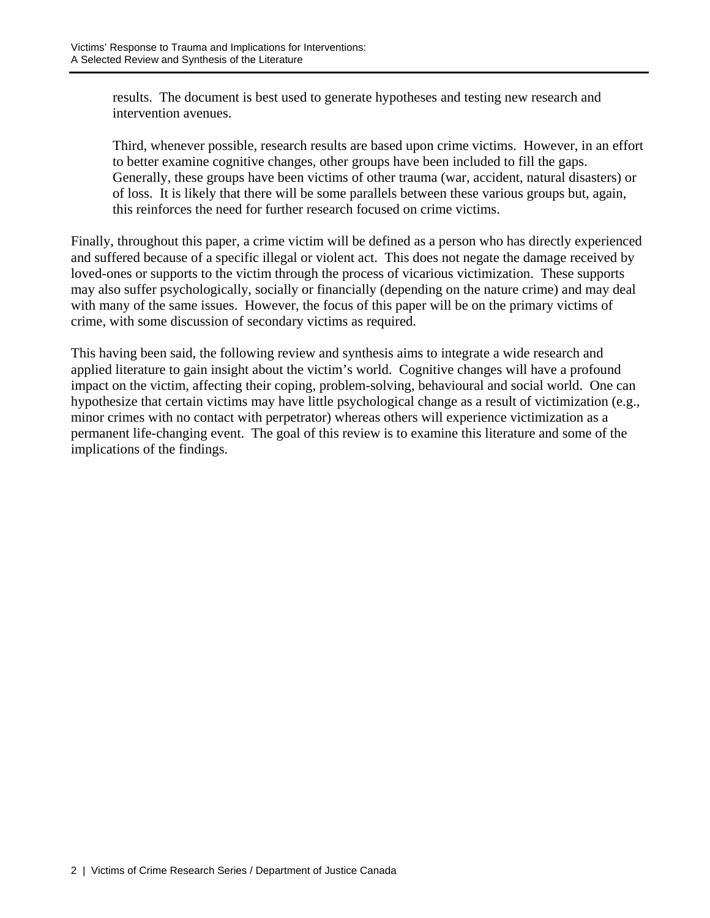results. The document is best used to generate hypotheses and testing new research and intervention avenues.

Third, whenever possible, research results are based upon crime victims. However, in an effort to better examine cognitive changes, other groups have been included to fill the gaps. Generally, these groups have been victims of other trauma (war, accident, natural disasters) or of loss. It is likely that there will be some parallels between these various groups but, again, this reinforces the need for further research focused on crime victims.

Finally, throughout this paper, a crime victim will be defined as a person who has directly experienced and suffered because of a specific illegal or violent act. This does not negate the damage received by loved-ones or supports to the victim through the process of vicarious victimization. These supports may also suffer psychologically, socially or financially (depending on the nature crime) and may deal with many of the same issues. However, the focus of this paper will be on the primary victims of crime, with some discussion of secondary victims as required.

This having been said, the following review and synthesis aims to integrate a wide research and applied literature to gain insight about the victim's world. Cognitive changes will have a profound impact on the victim, affecting their coping, problem-solving, behavioural and social world. One can hypothesize that certain victims may have little psychological change as a result of victimization (e.g., minor crimes with no contact with perpetrator) whereas others will experience victimization as a permanent life-changing event. The goal of this review is to examine this literature and some of the implications of the findings.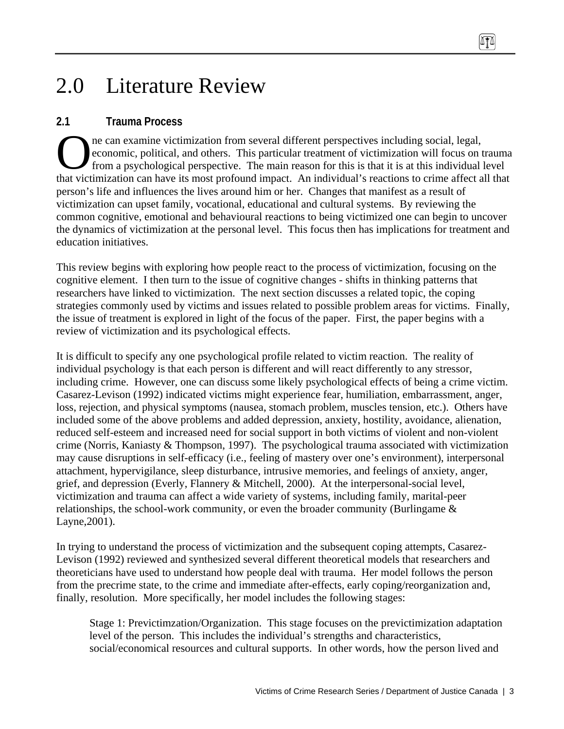# 2.0 Literature Review

## 2.1 Trauma Process

One can examine victimization from several different perspectives including social, legal, economic, political, and others. This particular treatment of victimization will focus on trauma from a psychological perspective. The main reason for this is that it is at this individual level that victimization can have its most profound impact. An individual's reactions to crime affect all that person's life and influences the lives around him or her. Changes that manifest as a result of victimization can upset family, vocational, educational and cultural systems. By reviewing the common cognitive, emotional and behavioural reactions to being victimized one can begin to uncover the dynamics of victimization at the personal level. This focus then has implications for treatment and education initiatives.

This review begins with exploring how people react to the process of victimization, focusing on the cognitive element. I then turn to the issue of cognitive changes - shifts in thinking patterns that researchers have linked to victimization. The next section discusses a related topic, the coping strategies commonly used by victims and issues related to possible problem areas for victims. Finally, the issue of treatment is explored in light of the focus of the paper. First, the paper begins with a review of victimization and its psychological effects.

It is difficult to specify any one psychological profile related to victim reaction. The reality of individual psychology is that each person is different and will react differently to any stressor, including crime. However, one can discuss some likely psychological effects of being a crime victim. Casarez-Levison (1992) indicated victims might experience fear, humiliation, embarrassment, anger, loss, rejection, and physical symptoms (nausea, stomach problem, muscles tension, etc.). Others have included some of the above problems and added depression, anxiety, hostility, avoidance, alienation, reduced self-esteem and increased need for social support in both victims of violent and non-violent crime (Norris, Kaniasty & Thompson, 1997). The psychological trauma associated with victimization may cause disruptions in self-efficacy (i.e., feeling of mastery over one's environment), interpersonal attachment, hypervigilance, sleep disturbance, intrusive memories, and feelings of anxiety, anger, grief, and depression (Everly, Flannery & Mitchell, 2000). At the interpersonal-social level, victimization and trauma can affect a wide variety of systems, including family, marital-peer relationships, the school-work community, or even the broader community (Burlingame & Layne,2001).

In trying to understand the process of victimization and the subsequent coping attempts, Casarez-Levison (1992) reviewed and synthesized several different theoretical models that researchers and theoreticians have used to understand how people deal with trauma. Her model follows the person from the precrime state, to the crime and immediate after-effects, early coping/reorganization and, finally, resolution. More specifically, her model includes the following stages:

> Stage 1: Previctimzation/Organization. This stage focuses on the previctimization adaptation level of the person. This includes the individual's strengths and characteristics, social/economical resources and cultural supports. In other words, how the person lived and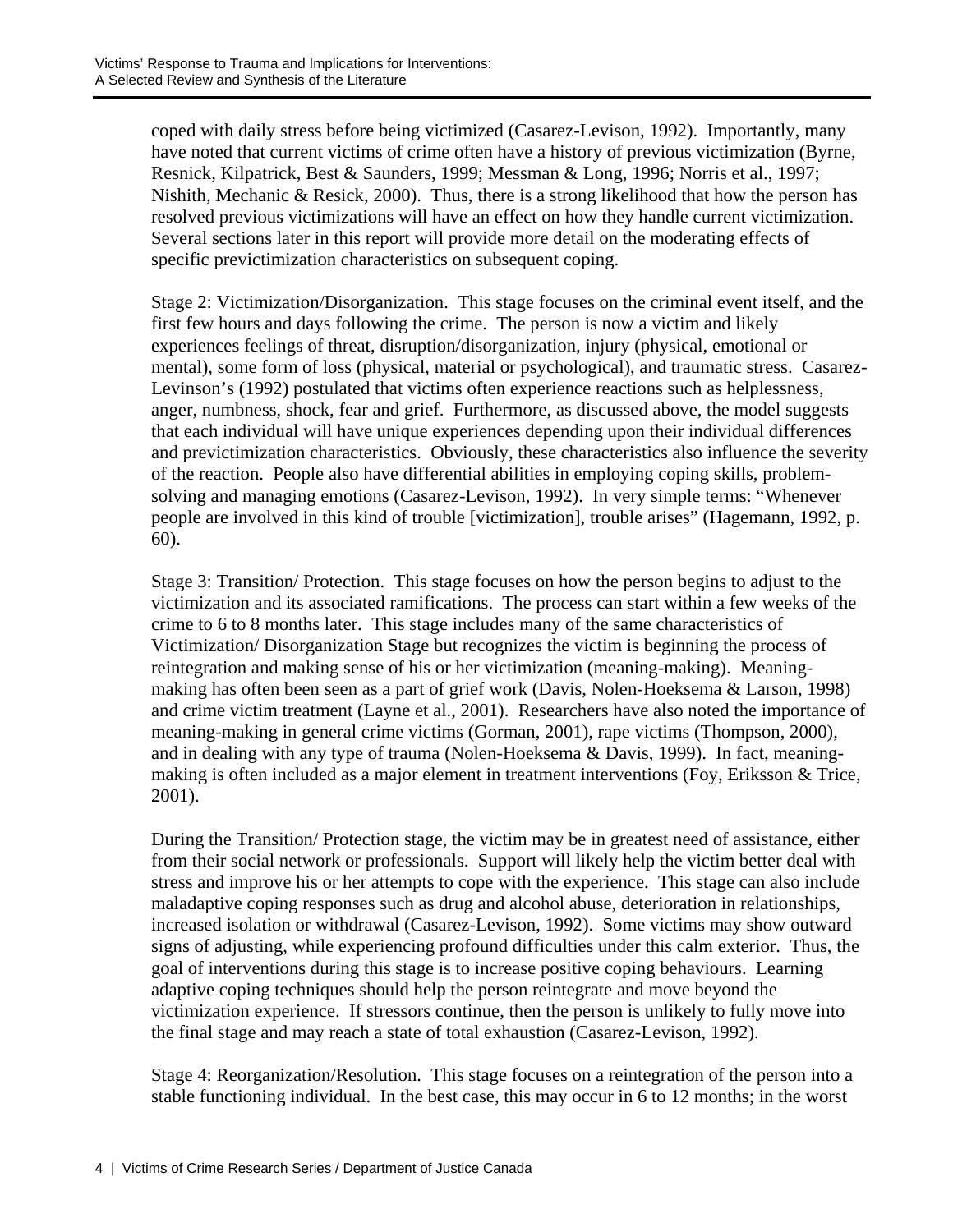coped with daily stress before being victimized (Casarez-Levison, 1992). Importantly, many have noted that current victims of crime often have a history of previous victimization (Byrne, Resnick, Kilpatrick, Best & Saunders, 1999; Messman & Long, 1996; Norris et al., 1997; Nishith, Mechanic & Resick, 2000). Thus, there is a strong likelihood that how the person has resolved previous victimizations will have an effect on how they handle current victimization. Several sections later in this report will provide more detail on the moderating effects of specific previctimization characteristics on subsequent coping.

Stage 2: Victimization/Disorganization. This stage focuses on the criminal event itself, and the first few hours and days following the crime. The person is now a victim and likely experiences feelings of threat, disruption/disorganization, injury (physical, emotional or mental), some form of loss (physical, material or psychological), and traumatic stress. Casarez-Levinson's (1992) postulated that victims often experience reactions such as helplessness, anger, numbness, shock, fear and grief. Furthermore, as discussed above, the model suggests that each individual will have unique experiences depending upon their individual differences and previctimization characteristics. Obviously, these characteristics also influence the severity of the reaction. People also have differential abilities in employing coping skills, problem-solving and managing emotions (Casarez-Levison, 1992). In very simple terms: "Whenever people are involved in this kind of trouble [victimization], trouble arises" (Hagemann, 1992, p. 60).

Stage 3: Transition/ Protection. This stage focuses on how the person begins to adjust to the victimization and its associated ramifications. The process can start within a few weeks of the crime to 6 to 8 months later. This stage includes many of the same characteristics of Victimization/ Disorganization Stage but recognizes the victim is beginning the process of reintegration and making sense of his or her victimization (meaning-making). Meaning-making has often been seen as a part of grief work (Davis, Nolen-Hoeksema & Larson, 1998) and crime victim treatment (Layne et al., 2001). Researchers have also noted the importance of meaning-making in general crime victims (Gorman, 2001), rape victims (Thompson, 2000), and in dealing with any type of trauma (Nolen-Hoeksema & Davis, 1999). In fact, meaning-making is often included as a major element in treatment interventions (Foy, Eriksson & Trice, 2001).

During the Transition/ Protection stage, the victim may be in greatest need of assistance, either from their social network or professionals. Support will likely help the victim better deal with stress and improve his or her attempts to cope with the experience. This stage can also include maladaptive coping responses such as drug and alcohol abuse, deterioration in relationships, increased isolation or withdrawal (Casarez-Levison, 1992). Some victims may show outward signs of adjusting, while experiencing profound difficulties under this calm exterior. Thus, the goal of interventions during this stage is to increase positive coping behaviours. Learning adaptive coping techniques should help the person reintegrate and move beyond the victimization experience. If stressors continue, then the person is unlikely to fully move into the final stage and may reach a state of total exhaustion (Casarez-Levison, 1992).

Stage 4: Reorganization/Resolution. This stage focuses on a reintegration of the person into a stable functioning individual. In the best case, this may occur in 6 to 12 months; in the worst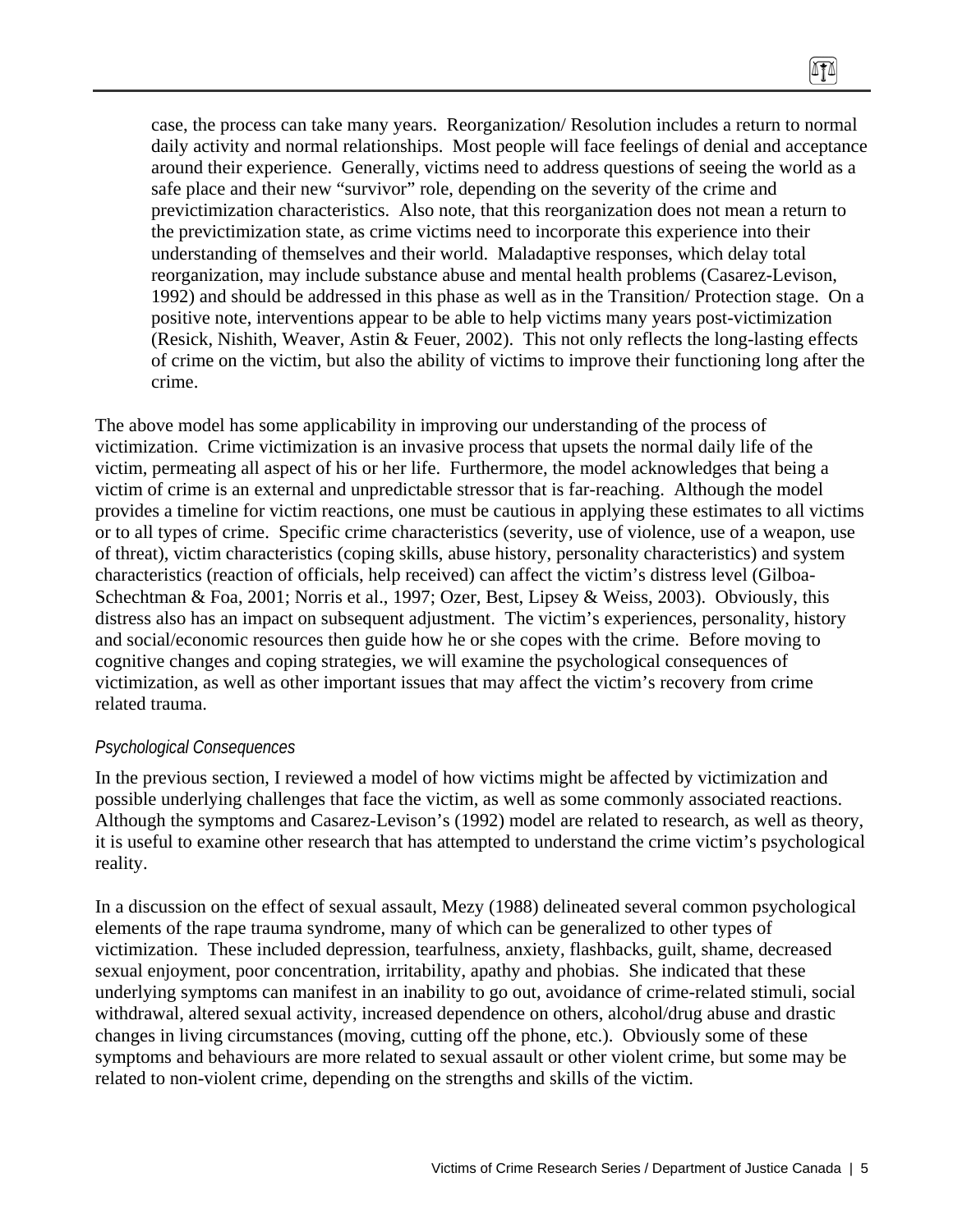case, the process can take many years. Reorganization/ Resolution includes a return to normal daily activity and normal relationships. Most people will face feelings of denial and acceptance around their experience. Generally, victims need to address questions of seeing the world as a safe place and their new "survivor" role, depending on the severity of the crime and previctimization characteristics. Also note, that this reorganization does not mean a return to the previctimization state, as crime victims need to incorporate this experience into their understanding of themselves and their world. Maladaptive responses, which delay total reorganization, may include substance abuse and mental health problems (Casarez-Levison, 1992) and should be addressed in this phase as well as in the Transition/ Protection stage. On a positive note, interventions appear to be able to help victims many years post-victimization (Resick, Nishith, Weaver, Astin & Feuer, 2002). This not only reflects the long-lasting effects of crime on the victim, but also the ability of victims to improve their functioning long after the crime.

The above model has some applicability in improving our understanding of the process of victimization. Crime victimization is an invasive process that upsets the normal daily life of the victim, permeating all aspect of his or her life. Furthermore, the model acknowledges that being a victim of crime is an external and unpredictable stressor that is far-reaching. Although the model provides a timeline for victim reactions, one must be cautious in applying these estimates to all victims or to all types of crime. Specific crime characteristics (severity, use of violence, use of a weapon, use of threat), victim characteristics (coping skills, abuse history, personality characteristics) and system characteristics (reaction of officials, help received) can affect the victim's distress level (Gilboa-Schechtman & Foa, 2001; Norris et al., 1997; Ozer, Best, Lipsey & Weiss, 2003). Obviously, this distress also has an impact on subsequent adjustment. The victim's experiences, personality, history and social/economic resources then guide how he or she copes with the crime. Before moving to cognitive changes and coping strategies, we will examine the psychological consequences of victimization, as well as other important issues that may affect the victim's recovery from crime related trauma.

*Psychological Consequences*

In the previous section, I reviewed a model of how victims might be affected by victimization and possible underlying challenges that face the victim, as well as some commonly associated reactions. Although the symptoms and Casarez-Levison's (1992) model are related to research, as well as theory, it is useful to examine other research that has attempted to understand the crime victim's psychological reality.

In a discussion on the effect of sexual assault, Mezy (1988) delineated several common psychological elements of the rape trauma syndrome, many of which can be generalized to other types of victimization. These included depression, tearfulness, anxiety, flashbacks, guilt, shame, decreased sexual enjoyment, poor concentration, irritability, apathy and phobias. She indicated that these underlying symptoms can manifest in an inability to go out, avoidance of crime-related stimuli, social withdrawal, altered sexual activity, increased dependence on others, alcohol/drug abuse and drastic changes in living circumstances (moving, cutting off the phone, etc.). Obviously some of these symptoms and behaviours are more related to sexual assault or other violent crime, but some may be related to non-violent crime, depending on the strengths and skills of the victim.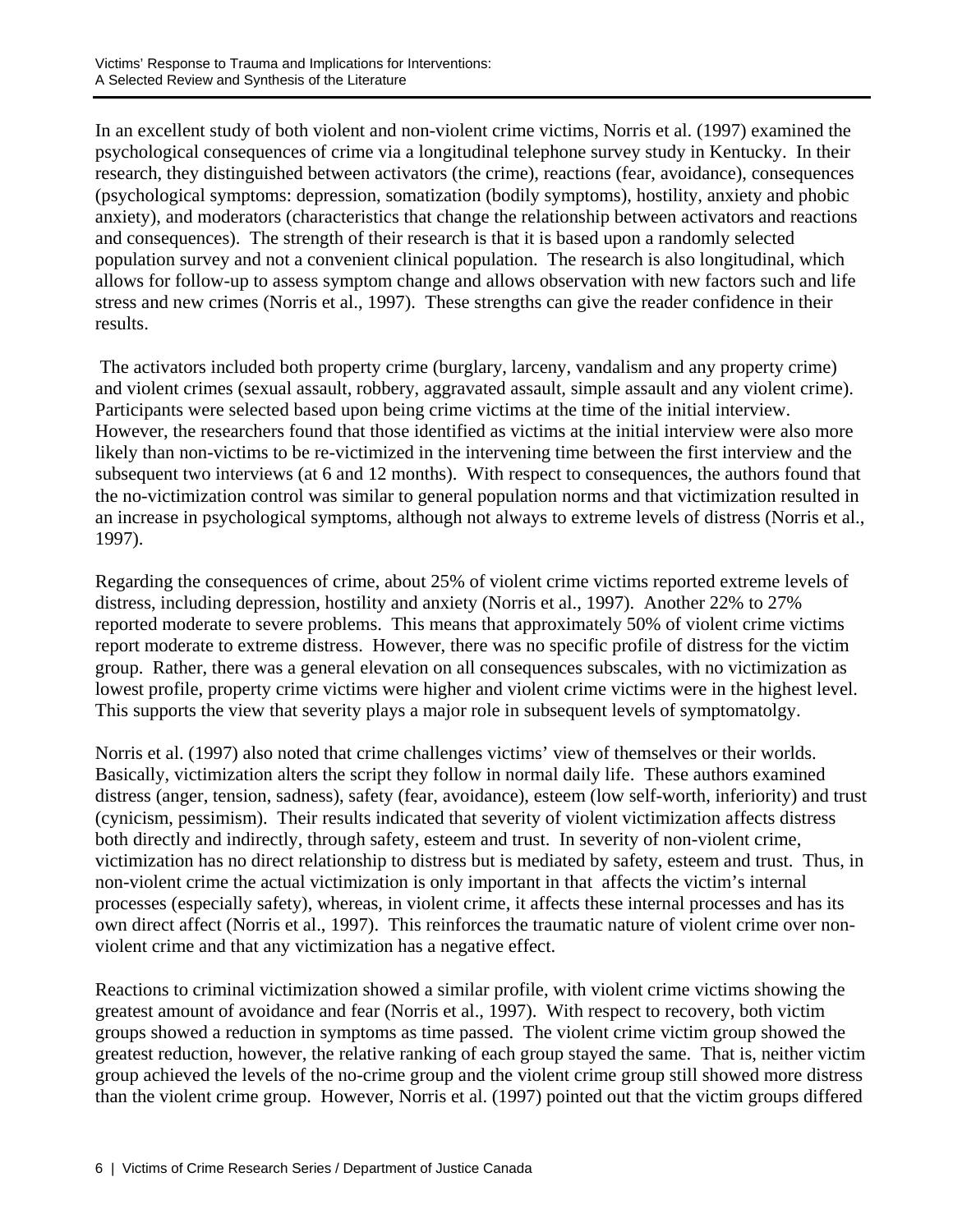In an excellent study of both violent and non-violent crime victims, Norris et al. (1997) examined the psychological consequences of crime via a longitudinal telephone survey study in Kentucky. In their research, they distinguished between activators (the crime), reactions (fear, avoidance), consequences (psychological symptoms: depression, somatization (bodily symptoms), hostility, anxiety and phobic anxiety), and moderators (characteristics that change the relationship between activators and reactions and consequences). The strength of their research is that it is based upon a randomly selected population survey and not a convenient clinical population. The research is also longitudinal, which allows for follow-up to assess symptom change and allows observation with new factors such and life stress and new crimes (Norris et al., 1997). These strengths can give the reader confidence in their results.

The activators included both property crime (burglary, larceny, vandalism and any property crime) and violent crimes (sexual assault, robbery, aggravated assault, simple assault and any violent crime). Participants were selected based upon being crime victims at the time of the initial interview. However, the researchers found that those identified as victims at the initial interview were also more likely than non-victims to be re-victimized in the intervening time between the first interview and the subsequent two interviews (at 6 and 12 months). With respect to consequences, the authors found that the no-victimization control was similar to general population norms and that victimization resulted in an increase in psychological symptoms, although not always to extreme levels of distress (Norris et al., 1997).

Regarding the consequences of crime, about 25% of violent crime victims reported extreme levels of distress, including depression, hostility and anxiety (Norris et al., 1997). Another 22% to 27% reported moderate to severe problems. This means that approximately 50% of violent crime victims report moderate to extreme distress. However, there was no specific profile of distress for the victim group. Rather, there was a general elevation on all consequences subscales, with no victimization as lowest profile, property crime victims were higher and violent crime victims were in the highest level. This supports the view that severity plays a major role in subsequent levels of symptomatolgy.

Norris et al. (1997) also noted that crime challenges victims' view of themselves or their worlds. Basically, victimization alters the script they follow in normal daily life. These authors examined distress (anger, tension, sadness), safety (fear, avoidance), esteem (low self-worth, inferiority) and trust (cynicism, pessimism). Their results indicated that severity of violent victimization affects distress both directly and indirectly, through safety, esteem and trust. In severity of non-violent crime, victimization has no direct relationship to distress but is mediated by safety, esteem and trust. Thus, in non-violent crime the actual victimization is only important in that affects the victim's internal processes (especially safety), whereas, in violent crime, it affects these internal processes and has its own direct affect (Norris et al., 1997). This reinforces the traumatic nature of violent crime over non-violent crime and that any victimization has a negative effect.

Reactions to criminal victimization showed a similar profile, with violent crime victims showing the greatest amount of avoidance and fear (Norris et al., 1997). With respect to recovery, both victim groups showed a reduction in symptoms as time passed. The violent crime victim group showed the greatest reduction, however, the relative ranking of each group stayed the same. That is, neither victim group achieved the levels of the no-crime group and the violent crime group still showed more distress than the violent crime group. However, Norris et al. (1997) pointed out that the victim groups differed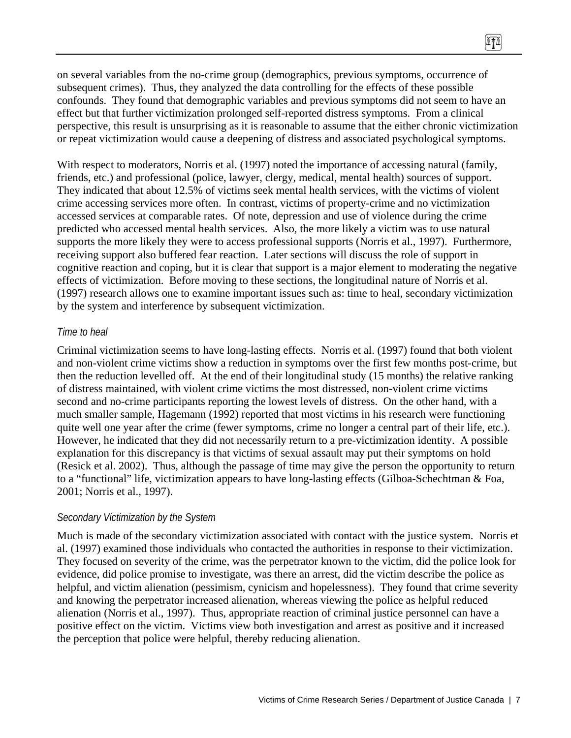on several variables from the no-crime group (demographics, previous symptoms, occurrence of subsequent crimes). Thus, they analyzed the data controlling for the effects of these possible confounds. They found that demographic variables and previous symptoms did not seem to have an effect but that further victimization prolonged self-reported distress symptoms. From a clinical perspective, this result is unsurprising as it is reasonable to assume that the either chronic victimization or repeat victimization would cause a deepening of distress and associated psychological symptoms.

With respect to moderators, Norris et al. (1997) noted the importance of accessing natural (family, friends, etc.) and professional (police, lawyer, clergy, medical, mental health) sources of support. They indicated that about 12.5% of victims seek mental health services, with the victims of violent crime accessing services more often. In contrast, victims of property-crime and no victimization accessed services at comparable rates. Of note, depression and use of violence during the crime predicted who accessed mental health services. Also, the more likely a victim was to use natural supports the more likely they were to access professional supports (Norris et al., 1997). Furthermore, receiving support also buffered fear reaction. Later sections will discuss the role of support in cognitive reaction and coping, but it is clear that support is a major element to moderating the negative effects of victimization. Before moving to these sections, the longitudinal nature of Norris et al. (1997) research allows one to examine important issues such as: time to heal, secondary victimization by the system and interference by subsequent victimization.

### *Time to heal*

Criminal victimization seems to have long-lasting effects. Norris et al. (1997) found that both violent and non-violent crime victims show a reduction in symptoms over the first few months post-crime, but then the reduction levelled off. At the end of their longitudinal study (15 months) the relative ranking of distress maintained, with violent crime victims the most distressed, non-violent crime victims second and no-crime participants reporting the lowest levels of distress. On the other hand, with a much smaller sample, Hagemann (1992) reported that most victims in his research were functioning quite well one year after the crime (fewer symptoms, crime no longer a central part of their life, etc.). However, he indicated that they did not necessarily return to a pre-victimization identity. A possible explanation for this discrepancy is that victims of sexual assault may put their symptoms on hold (Resick et al. 2002). Thus, although the passage of time may give the person the opportunity to return to a "functional" life, victimization appears to have long-lasting effects (Gilboa-Schechtman & Foa, 2001; Norris et al., 1997).

### *Secondary Victimization by the System*

Much is made of the secondary victimization associated with contact with the justice system. Norris et al. (1997) examined those individuals who contacted the authorities in response to their victimization. They focused on severity of the crime, was the perpetrator known to the victim, did the police look for evidence, did police promise to investigate, was there an arrest, did the victim describe the police as helpful, and victim alienation (pessimism, cynicism and hopelessness). They found that crime severity and knowing the perpetrator increased alienation, whereas viewing the police as helpful reduced alienation (Norris et al., 1997). Thus, appropriate reaction of criminal justice personnel can have a positive effect on the victim. Victims view both investigation and arrest as positive and it increased the perception that police were helpful, thereby reducing alienation.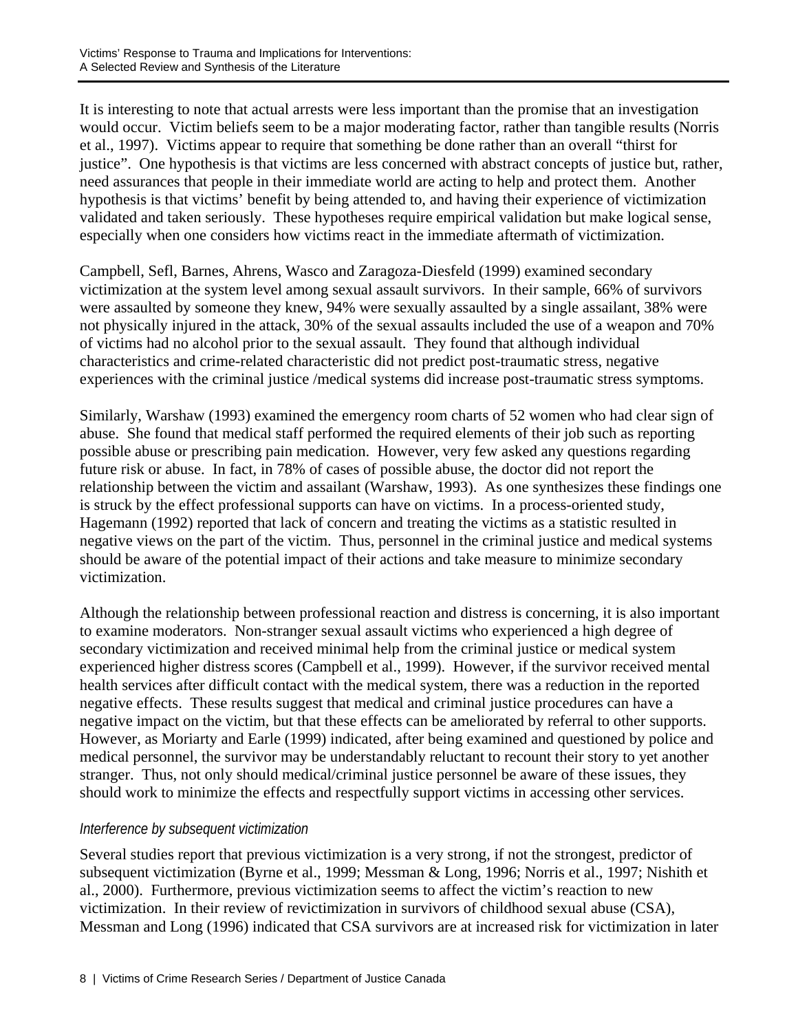It is interesting to note that actual arrests were less important than the promise that an investigation would occur. Victim beliefs seem to be a major moderating factor, rather than tangible results (Norris et al., 1997). Victims appear to require that something be done rather than an overall "thirst for justice". One hypothesis is that victims are less concerned with abstract concepts of justice but, rather, need assurances that people in their immediate world are acting to help and protect them. Another hypothesis is that victims' benefit by being attended to, and having their experience of victimization validated and taken seriously. These hypotheses require empirical validation but make logical sense, especially when one considers how victims react in the immediate aftermath of victimization.

Campbell, Sefl, Barnes, Ahrens, Wasco and Zaragoza-Diesfeld (1999) examined secondary victimization at the system level among sexual assault survivors. In their sample, 66% of survivors were assaulted by someone they knew, 94% were sexually assaulted by a single assailant, 38% were not physically injured in the attack, 30% of the sexual assaults included the use of a weapon and 70% of victims had no alcohol prior to the sexual assault. They found that although individual characteristics and crime-related characteristic did not predict post-traumatic stress, negative experiences with the criminal justice /medical systems did increase post-traumatic stress symptoms.

Similarly, Warshaw (1993) examined the emergency room charts of 52 women who had clear sign of abuse. She found that medical staff performed the required elements of their job such as reporting possible abuse or prescribing pain medication. However, very few asked any questions regarding future risk or abuse. In fact, in 78% of cases of possible abuse, the doctor did not report the relationship between the victim and assailant (Warshaw, 1993). As one synthesizes these findings one is struck by the effect professional supports can have on victims. In a process-oriented study, Hagemann (1992) reported that lack of concern and treating the victims as a statistic resulted in negative views on the part of the victim. Thus, personnel in the criminal justice and medical systems should be aware of the potential impact of their actions and take measure to minimize secondary victimization.

Although the relationship between professional reaction and distress is concerning, it is also important to examine moderators. Non-stranger sexual assault victims who experienced a high degree of secondary victimization and received minimal help from the criminal justice or medical system experienced higher distress scores (Campbell et al., 1999). However, if the survivor received mental health services after difficult contact with the medical system, there was a reduction in the reported negative effects. These results suggest that medical and criminal justice procedures can have a negative impact on the victim, but that these effects can be ameliorated by referral to other supports. However, as Moriarty and Earle (1999) indicated, after being examined and questioned by police and medical personnel, the survivor may be understandably reluctant to recount their story to yet another stranger. Thus, not only should medical/criminal justice personnel be aware of these issues, they should work to minimize the effects and respectfully support victims in accessing other services.

*Interference by subsequent victimization*

Several studies report that previous victimization is a very strong, if not the strongest, predictor of subsequent victimization (Byrne et al., 1999; Messman & Long, 1996; Norris et al., 1997; Nishith et al., 2000). Furthermore, previous victimization seems to affect the victim's reaction to new victimization. In their review of revictimization in survivors of childhood sexual abuse (CSA), Messman and Long (1996) indicated that CSA survivors are at increased risk for victimization in later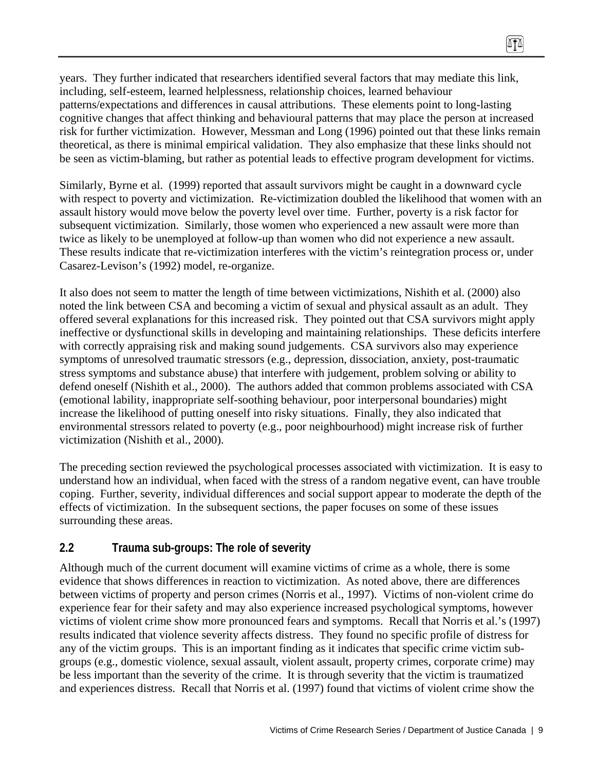years. They further indicated that researchers identified several factors that may mediate this link, including, self-esteem, learned helplessness, relationship choices, learned behaviour patterns/expectations and differences in causal attributions. These elements point to long-lasting cognitive changes that affect thinking and behavioural patterns that may place the person at increased risk for further victimization. However, Messman and Long (1996) pointed out that these links remain theoretical, as there is minimal empirical validation. They also emphasize that these links should not be seen as victim-blaming, but rather as potential leads to effective program development for victims.

Similarly, Byrne et al. (1999) reported that assault survivors might be caught in a downward cycle with respect to poverty and victimization. Re-victimization doubled the likelihood that women with an assault history would move below the poverty level over time. Further, poverty is a risk factor for subsequent victimization. Similarly, those women who experienced a new assault were more than twice as likely to be unemployed at follow-up than women who did not experience a new assault. These results indicate that re-victimization interferes with the victim's reintegration process or, under Casarez-Levison's (1992) model, re-organize.

It also does not seem to matter the length of time between victimizations, Nishith et al. (2000) also noted the link between CSA and becoming a victim of sexual and physical assault as an adult. They offered several explanations for this increased risk. They pointed out that CSA survivors might apply ineffective or dysfunctional skills in developing and maintaining relationships. These deficits interfere with correctly appraising risk and making sound judgements. CSA survivors also may experience symptoms of unresolved traumatic stressors (e.g., depression, dissociation, anxiety, post-traumatic stress symptoms and substance abuse) that interfere with judgement, problem solving or ability to defend oneself (Nishith et al., 2000). The authors added that common problems associated with CSA (emotional lability, inappropriate self-soothing behaviour, poor interpersonal boundaries) might increase the likelihood of putting oneself into risky situations. Finally, they also indicated that environmental stressors related to poverty (e.g., poor neighbourhood) might increase risk of further victimization (Nishith et al., 2000).

The preceding section reviewed the psychological processes associated with victimization. It is easy to understand how an individual, when faced with the stress of a random negative event, can have trouble coping. Further, severity, individual differences and social support appear to moderate the depth of the effects of victimization. In the subsequent sections, the paper focuses on some of these issues surrounding these areas.

## 2.2 Trauma sub-groups: The role of severity

Although much of the current document will examine victims of crime as a whole, there is some evidence that shows differences in reaction to victimization. As noted above, there are differences between victims of property and person crimes (Norris et al., 1997). Victims of non-violent crime do experience fear for their safety and may also experience increased psychological symptoms, however victims of violent crime show more pronounced fears and symptoms. Recall that Norris et al.'s (1997) results indicated that violence severity affects distress. They found no specific profile of distress for any of the victim groups. This is an important finding as it indicates that specific crime victim sub-groups (e.g., domestic violence, sexual assault, violent assault, property crimes, corporate crime) may be less important than the severity of the crime. It is through severity that the victim is traumatized and experiences distress. Recall that Norris et al. (1997) found that victims of violent crime show the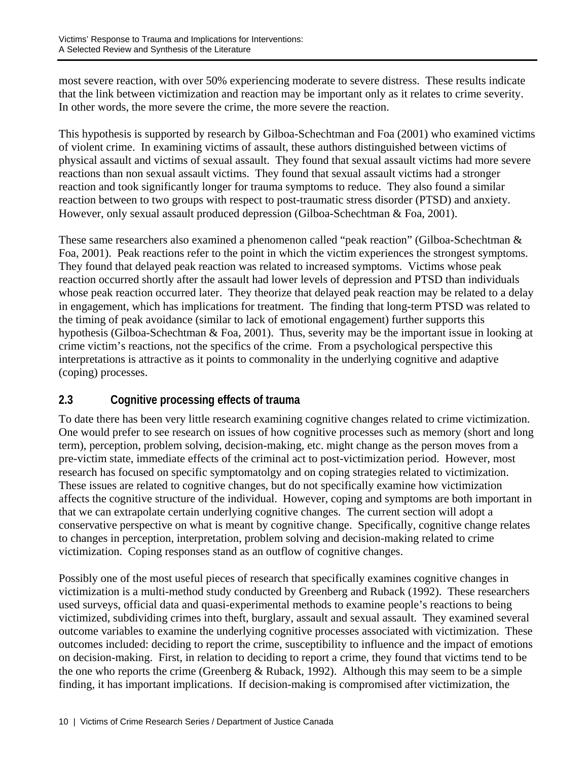most severe reaction, with over 50% experiencing moderate to severe distress. These results indicate that the link between victimization and reaction may be important only as it relates to crime severity. In other words, the more severe the crime, the more severe the reaction.

This hypothesis is supported by research by Gilboa-Schechtman and Foa (2001) who examined victims of violent crime. In examining victims of assault, these authors distinguished between victims of physical assault and victims of sexual assault. They found that sexual assault victims had more severe reactions than non sexual assault victims. They found that sexual assault victims had a stronger reaction and took significantly longer for trauma symptoms to reduce. They also found a similar reaction between to two groups with respect to post-traumatic stress disorder (PTSD) and anxiety. However, only sexual assault produced depression (Gilboa-Schechtman & Foa, 2001).

These same researchers also examined a phenomenon called "peak reaction" (Gilboa-Schechtman & Foa, 2001). Peak reactions refer to the point in which the victim experiences the strongest symptoms. They found that delayed peak reaction was related to increased symptoms. Victims whose peak reaction occurred shortly after the assault had lower levels of depression and PTSD than individuals whose peak reaction occurred later. They theorize that delayed peak reaction may be related to a delay in engagement, which has implications for treatment. The finding that long-term PTSD was related to the timing of peak avoidance (similar to lack of emotional engagement) further supports this hypothesis (Gilboa-Schechtman & Foa, 2001). Thus, severity may be the important issue in looking at crime victim's reactions, not the specifics of the crime. From a psychological perspective this interpretations is attractive as it points to commonality in the underlying cognitive and adaptive (coping) processes.

## 2.3 Cognitive processing effects of trauma

To date there has been very little research examining cognitive changes related to crime victimization. One would prefer to see research on issues of how cognitive processes such as memory (short and long term), perception, problem solving, decision-making, etc. might change as the person moves from a pre-victim state, immediate effects of the criminal act to post-victimization period. However, most research has focused on specific symptomatolgy and on coping strategies related to victimization. These issues are related to cognitive changes, but do not specifically examine how victimization affects the cognitive structure of the individual. However, coping and symptoms are both important in that we can extrapolate certain underlying cognitive changes. The current section will adopt a conservative perspective on what is meant by cognitive change. Specifically, cognitive change relates to changes in perception, interpretation, problem solving and decision-making related to crime victimization. Coping responses stand as an outflow of cognitive changes.

Possibly one of the most useful pieces of research that specifically examines cognitive changes in victimization is a multi-method study conducted by Greenberg and Ruback (1992). These researchers used surveys, official data and quasi-experimental methods to examine people's reactions to being victimized, subdividing crimes into theft, burglary, assault and sexual assault. They examined several outcome variables to examine the underlying cognitive processes associated with victimization. These outcomes included: deciding to report the crime, susceptibility to influence and the impact of emotions on decision-making. First, in relation to deciding to report a crime, they found that victims tend to be the one who reports the crime (Greenberg & Ruback, 1992). Although this may seem to be a simple finding, it has important implications. If decision-making is compromised after victimization, the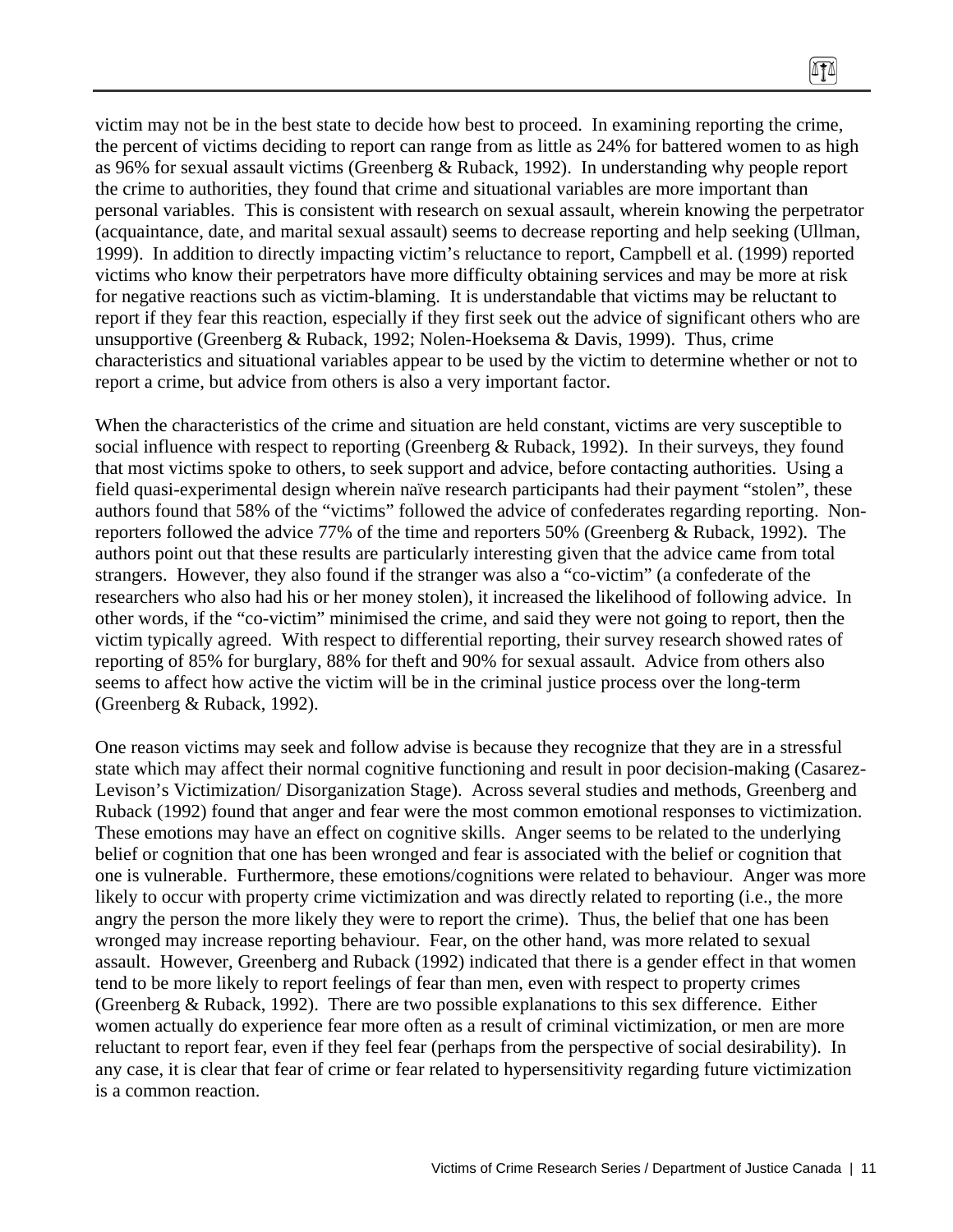victim may not be in the best state to decide how best to proceed. In examining reporting the crime, the percent of victims deciding to report can range from as little as 24% for battered women to as high as 96% for sexual assault victims (Greenberg & Ruback, 1992). In understanding why people report the crime to authorities, they found that crime and situational variables are more important than personal variables. This is consistent with research on sexual assault, wherein knowing the perpetrator (acquaintance, date, and marital sexual assault) seems to decrease reporting and help seeking (Ullman, 1999). In addition to directly impacting victim's reluctance to report, Campbell et al. (1999) reported victims who know their perpetrators have more difficulty obtaining services and may be more at risk for negative reactions such as victim-blaming. It is understandable that victims may be reluctant to report if they fear this reaction, especially if they first seek out the advice of significant others who are unsupportive (Greenberg & Ruback, 1992; Nolen-Hoeksema & Davis, 1999). Thus, crime characteristics and situational variables appear to be used by the victim to determine whether or not to report a crime, but advice from others is also a very important factor.

When the characteristics of the crime and situation are held constant, victims are very susceptible to social influence with respect to reporting (Greenberg & Ruback, 1992). In their surveys, they found that most victims spoke to others, to seek support and advice, before contacting authorities. Using a field quasi-experimental design wherein naïve research participants had their payment "stolen", these authors found that 58% of the "victims" followed the advice of confederates regarding reporting. Non-reporters followed the advice 77% of the time and reporters 50% (Greenberg & Ruback, 1992). The authors point out that these results are particularly interesting given that the advice came from total strangers. However, they also found if the stranger was also a "co-victim" (a confederate of the researchers who also had his or her money stolen), it increased the likelihood of following advice. In other words, if the "co-victim" minimised the crime, and said they were not going to report, then the victim typically agreed. With respect to differential reporting, their survey research showed rates of reporting of 85% for burglary, 88% for theft and 90% for sexual assault. Advice from others also seems to affect how active the victim will be in the criminal justice process over the long-term (Greenberg & Ruback, 1992).

One reason victims may seek and follow advise is because they recognize that they are in a stressful state which may affect their normal cognitive functioning and result in poor decision-making (Casarez-Levison's Victimization/ Disorganization Stage). Across several studies and methods, Greenberg and Ruback (1992) found that anger and fear were the most common emotional responses to victimization. These emotions may have an effect on cognitive skills. Anger seems to be related to the underlying belief or cognition that one has been wronged and fear is associated with the belief or cognition that one is vulnerable. Furthermore, these emotions/cognitions were related to behaviour. Anger was more likely to occur with property crime victimization and was directly related to reporting (i.e., the more angry the person the more likely they were to report the crime). Thus, the belief that one has been wronged may increase reporting behaviour. Fear, on the other hand, was more related to sexual assault. However, Greenberg and Ruback (1992) indicated that there is a gender effect in that women tend to be more likely to report feelings of fear than men, even with respect to property crimes (Greenberg & Ruback, 1992). There are two possible explanations to this sex difference. Either women actually do experience fear more often as a result of criminal victimization, or men are more reluctant to report fear, even if they feel fear (perhaps from the perspective of social desirability). In any case, it is clear that fear of crime or fear related to hypersensitivity regarding future victimization is a common reaction.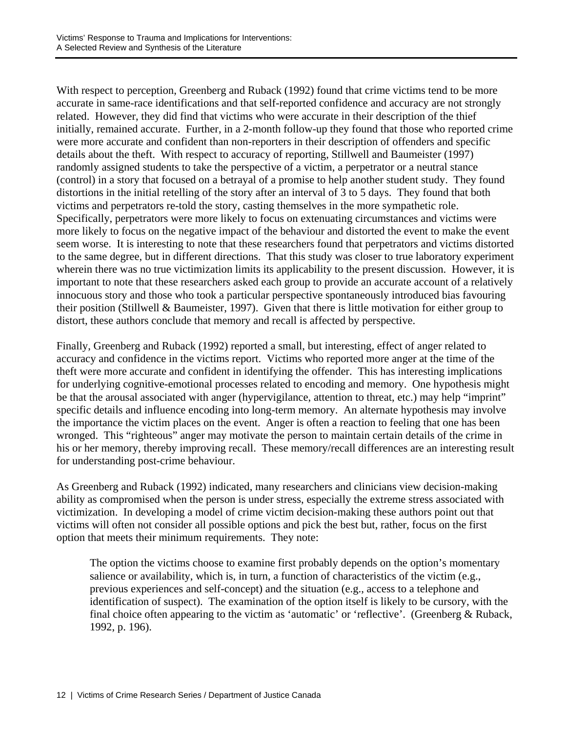With respect to perception, Greenberg and Ruback (1992) found that crime victims tend to be more accurate in same-race identifications and that self-reported confidence and accuracy are not strongly related. However, they did find that victims who were accurate in their description of the thief initially, remained accurate. Further, in a 2-month follow-up they found that those who reported crime were more accurate and confident than non-reporters in their description of offenders and specific details about the theft. With respect to accuracy of reporting, Stillwell and Baumeister (1997) randomly assigned students to take the perspective of a victim, a perpetrator or a neutral stance (control) in a story that focused on a betrayal of a promise to help another student study. They found distortions in the initial retelling of the story after an interval of 3 to 5 days. They found that both victims and perpetrators re-told the story, casting themselves in the more sympathetic role. Specifically, perpetrators were more likely to focus on extenuating circumstances and victims were more likely to focus on the negative impact of the behaviour and distorted the event to make the event seem worse. It is interesting to note that these researchers found that perpetrators and victims distorted to the same degree, but in different directions. That this study was closer to true laboratory experiment wherein there was no true victimization limits its applicability to the present discussion. However, it is important to note that these researchers asked each group to provide an accurate account of a relatively innocuous story and those who took a particular perspective spontaneously introduced bias favouring their position (Stillwell & Baumeister, 1997). Given that there is little motivation for either group to distort, these authors conclude that memory and recall is affected by perspective.

Finally, Greenberg and Ruback (1992) reported a small, but interesting, effect of anger related to accuracy and confidence in the victims report. Victims who reported more anger at the time of the theft were more accurate and confident in identifying the offender. This has interesting implications for underlying cognitive-emotional processes related to encoding and memory. One hypothesis might be that the arousal associated with anger (hypervigilance, attention to threat, etc.) may help "imprint" specific details and influence encoding into long-term memory. An alternate hypothesis may involve the importance the victim places on the event. Anger is often a reaction to feeling that one has been wronged. This "righteous" anger may motivate the person to maintain certain details of the crime in his or her memory, thereby improving recall. These memory/recall differences are an interesting result for understanding post-crime behaviour.

As Greenberg and Ruback (1992) indicated, many researchers and clinicians view decision-making ability as compromised when the person is under stress, especially the extreme stress associated with victimization. In developing a model of crime victim decision-making these authors point out that victims will often not consider all possible options and pick the best but, rather, focus on the first option that meets their minimum requirements. They note:

> The option the victims choose to examine first probably depends on the option's momentary salience or availability, which is, in turn, a function of characteristics of the victim (e.g., previous experiences and self-concept) and the situation (e.g., access to a telephone and identification of suspect). The examination of the option itself is likely to be cursory, with the final choice often appearing to the victim as 'automatic' or 'reflective'. (Greenberg & Ruback, 1992, p. 196).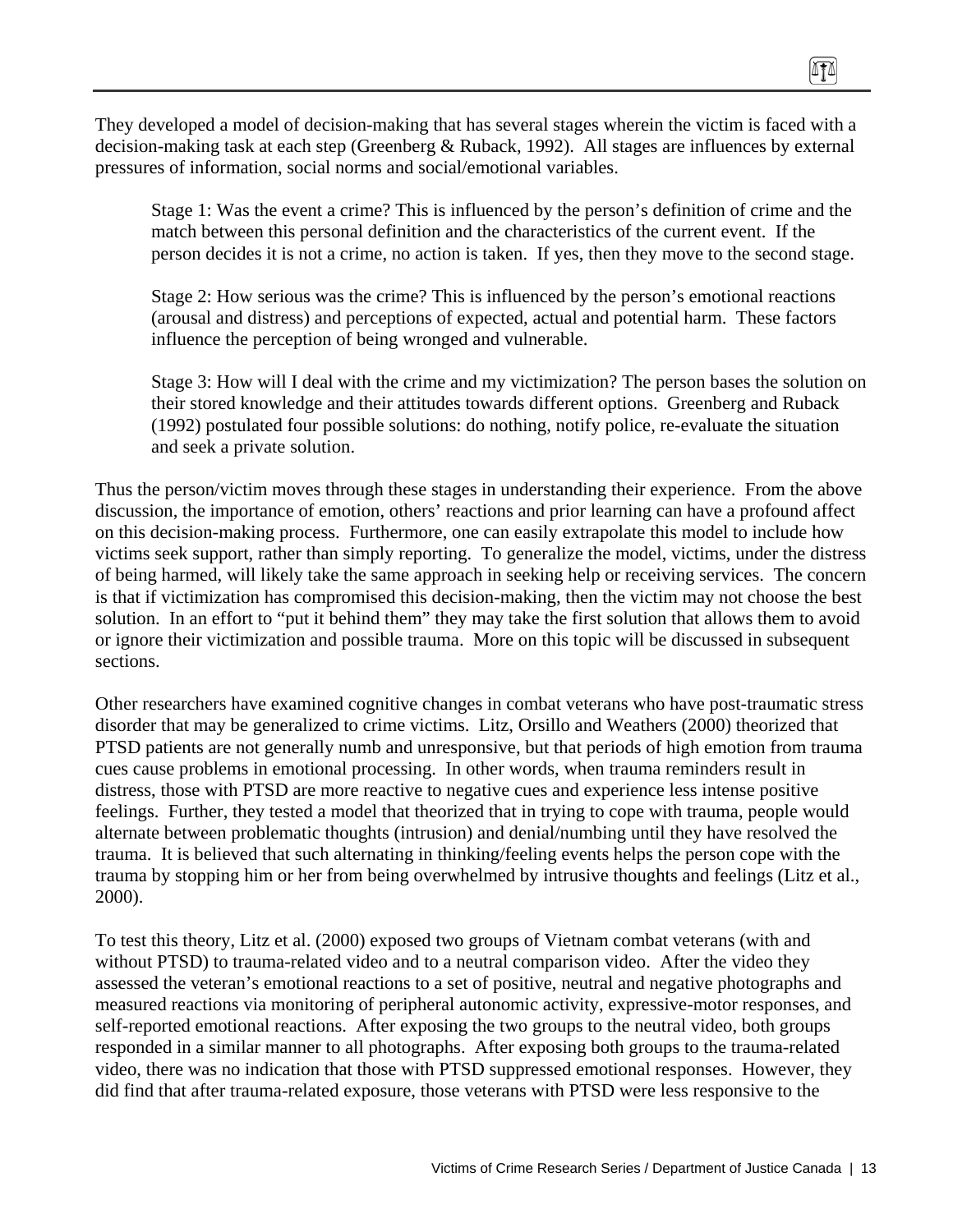They developed a model of decision-making that has several stages wherein the victim is faced with a decision-making task at each step (Greenberg & Ruback, 1992). All stages are influences by external pressures of information, social norms and social/emotional variables.

> Stage 1: Was the event a crime? This is influenced by the person's definition of crime and the match between this personal definition and the characteristics of the current event. If the person decides it is not a crime, no action is taken. If yes, then they move to the second stage.
>
> Stage 2: How serious was the crime? This is influenced by the person's emotional reactions (arousal and distress) and perceptions of expected, actual and potential harm. These factors influence the perception of being wronged and vulnerable.
>
> Stage 3: How will I deal with the crime and my victimization? The person bases the solution on their stored knowledge and their attitudes towards different options. Greenberg and Ruback (1992) postulated four possible solutions: do nothing, notify police, re-evaluate the situation and seek a private solution.

Thus the person/victim moves through these stages in understanding their experience. From the above discussion, the importance of emotion, others' reactions and prior learning can have a profound affect on this decision-making process. Furthermore, one can easily extrapolate this model to include how victims seek support, rather than simply reporting. To generalize the model, victims, under the distress of being harmed, will likely take the same approach in seeking help or receiving services. The concern is that if victimization has compromised this decision-making, then the victim may not choose the best solution. In an effort to "put it behind them" they may take the first solution that allows them to avoid or ignore their victimization and possible trauma. More on this topic will be discussed in subsequent sections.

Other researchers have examined cognitive changes in combat veterans who have post-traumatic stress disorder that may be generalized to crime victims. Litz, Orsillo and Weathers (2000) theorized that PTSD patients are not generally numb and unresponsive, but that periods of high emotion from trauma cues cause problems in emotional processing. In other words, when trauma reminders result in distress, those with PTSD are more reactive to negative cues and experience less intense positive feelings. Further, they tested a model that theorized that in trying to cope with trauma, people would alternate between problematic thoughts (intrusion) and denial/numbing until they have resolved the trauma. It is believed that such alternating in thinking/feeling events helps the person cope with the trauma by stopping him or her from being overwhelmed by intrusive thoughts and feelings (Litz et al., 2000).

To test this theory, Litz et al. (2000) exposed two groups of Vietnam combat veterans (with and without PTSD) to trauma-related video and to a neutral comparison video. After the video they assessed the veteran's emotional reactions to a set of positive, neutral and negative photographs and measured reactions via monitoring of peripheral autonomic activity, expressive-motor responses, and self-reported emotional reactions. After exposing the two groups to the neutral video, both groups responded in a similar manner to all photographs. After exposing both groups to the trauma-related video, there was no indication that those with PTSD suppressed emotional responses. However, they did find that after trauma-related exposure, those veterans with PTSD were less responsive to the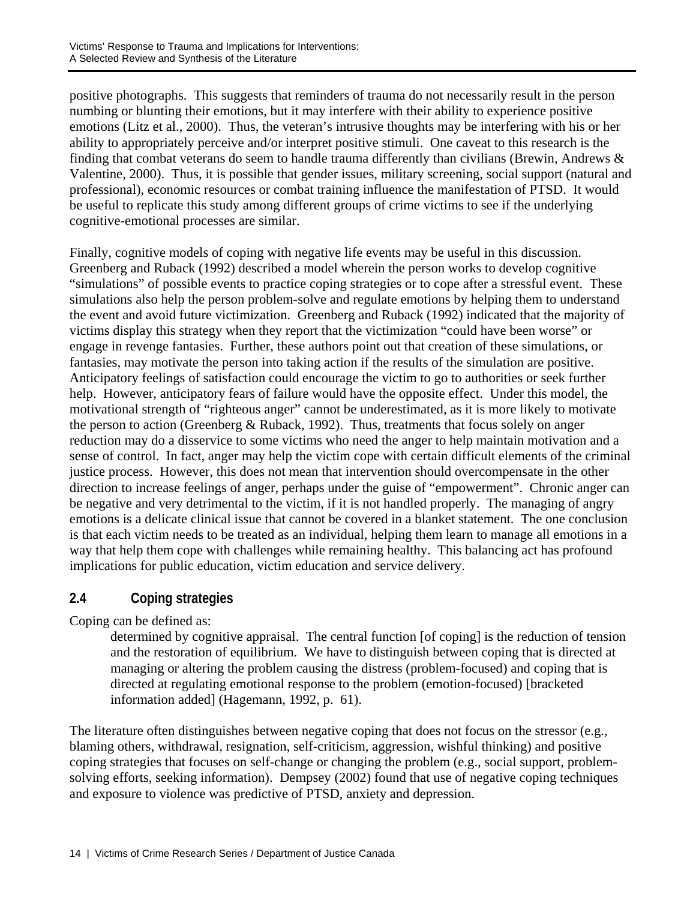positive photographs. This suggests that reminders of trauma do not necessarily result in the person numbing or blunting their emotions, but it may interfere with their ability to experience positive emotions (Litz et al., 2000). Thus, the veteran's intrusive thoughts may be interfering with his or her ability to appropriately perceive and/or interpret positive stimuli. One caveat to this research is the finding that combat veterans do seem to handle trauma differently than civilians (Brewin, Andrews & Valentine, 2000). Thus, it is possible that gender issues, military screening, social support (natural and professional), economic resources or combat training influence the manifestation of PTSD. It would be useful to replicate this study among different groups of crime victims to see if the underlying cognitive-emotional processes are similar.

Finally, cognitive models of coping with negative life events may be useful in this discussion. Greenberg and Ruback (1992) described a model wherein the person works to develop cognitive "simulations" of possible events to practice coping strategies or to cope after a stressful event. These simulations also help the person problem-solve and regulate emotions by helping them to understand the event and avoid future victimization. Greenberg and Ruback (1992) indicated that the majority of victims display this strategy when they report that the victimization "could have been worse" or engage in revenge fantasies. Further, these authors point out that creation of these simulations, or fantasies, may motivate the person into taking action if the results of the simulation are positive. Anticipatory feelings of satisfaction could encourage the victim to go to authorities or seek further help. However, anticipatory fears of failure would have the opposite effect. Under this model, the motivational strength of "righteous anger" cannot be underestimated, as it is more likely to motivate the person to action (Greenberg & Ruback, 1992). Thus, treatments that focus solely on anger reduction may do a disservice to some victims who need the anger to help maintain motivation and a sense of control. In fact, anger may help the victim cope with certain difficult elements of the criminal justice process. However, this does not mean that intervention should overcompensate in the other direction to increase feelings of anger, perhaps under the guise of "empowerment". Chronic anger can be negative and very detrimental to the victim, if it is not handled properly. The managing of angry emotions is a delicate clinical issue that cannot be covered in a blanket statement. The one conclusion is that each victim needs to be treated as an individual, helping them learn to manage all emotions in a way that help them cope with challenges while remaining healthy. This balancing act has profound implications for public education, victim education and service delivery.

## 2.4 Coping strategies

Coping can be defined as:

> determined by cognitive appraisal. The central function [of coping] is the reduction of tension and the restoration of equilibrium. We have to distinguish between coping that is directed at managing or altering the problem causing the distress (problem-focused) and coping that is directed at regulating emotional response to the problem (emotion-focused) [bracketed information added] (Hagemann, 1992, p. 61).

The literature often distinguishes between negative coping that does not focus on the stressor (e.g., blaming others, withdrawal, resignation, self-criticism, aggression, wishful thinking) and positive coping strategies that focuses on self-change or changing the problem (e.g., social support, problem-solving efforts, seeking information). Dempsey (2002) found that use of negative coping techniques and exposure to violence was predictive of PTSD, anxiety and depression.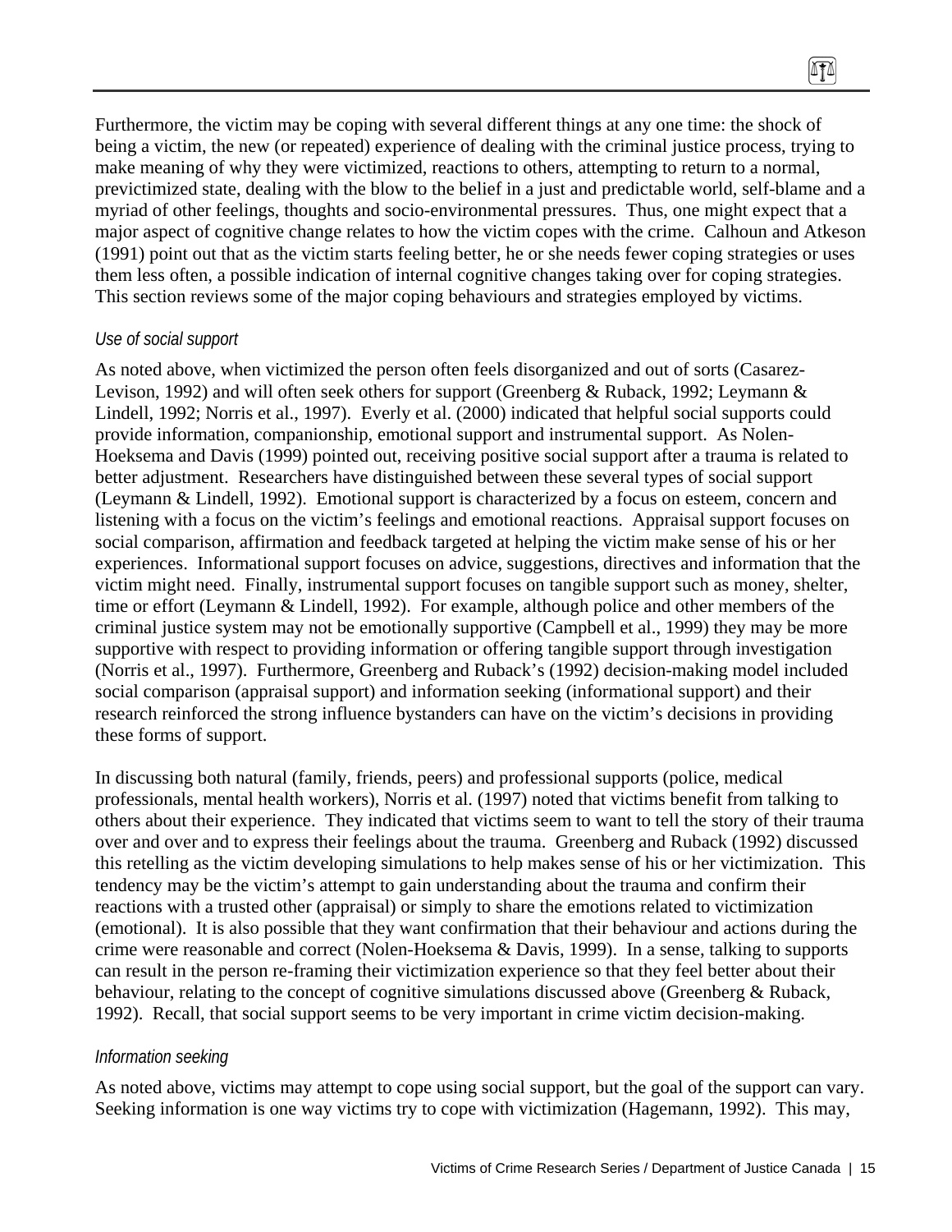Furthermore, the victim may be coping with several different things at any one time: the shock of being a victim, the new (or repeated) experience of dealing with the criminal justice process, trying to make meaning of why they were victimized, reactions to others, attempting to return to a normal, previctimized state, dealing with the blow to the belief in a just and predictable world, self-blame and a myriad of other feelings, thoughts and socio-environmental pressures. Thus, one might expect that a major aspect of cognitive change relates to how the victim copes with the crime. Calhoun and Atkeson (1991) point out that as the victim starts feeling better, he or she needs fewer coping strategies or uses them less often, a possible indication of internal cognitive changes taking over for coping strategies. This section reviews some of the major coping behaviours and strategies employed by victims.

*Use of social support*

As noted above, when victimized the person often feels disorganized and out of sorts (Casarez-Levison, 1992) and will often seek others for support (Greenberg & Ruback, 1992; Leymann & Lindell, 1992; Norris et al., 1997). Everly et al. (2000) indicated that helpful social supports could provide information, companionship, emotional support and instrumental support. As Nolen-Hoeksema and Davis (1999) pointed out, receiving positive social support after a trauma is related to better adjustment. Researchers have distinguished between these several types of social support (Leymann & Lindell, 1992). Emotional support is characterized by a focus on esteem, concern and listening with a focus on the victim's feelings and emotional reactions. Appraisal support focuses on social comparison, affirmation and feedback targeted at helping the victim make sense of his or her experiences. Informational support focuses on advice, suggestions, directives and information that the victim might need. Finally, instrumental support focuses on tangible support such as money, shelter, time or effort (Leymann & Lindell, 1992). For example, although police and other members of the criminal justice system may not be emotionally supportive (Campbell et al., 1999) they may be more supportive with respect to providing information or offering tangible support through investigation (Norris et al., 1997). Furthermore, Greenberg and Ruback's (1992) decision-making model included social comparison (appraisal support) and information seeking (informational support) and their research reinforced the strong influence bystanders can have on the victim's decisions in providing these forms of support.

In discussing both natural (family, friends, peers) and professional supports (police, medical professionals, mental health workers), Norris et al. (1997) noted that victims benefit from talking to others about their experience. They indicated that victims seem to want to tell the story of their trauma over and over and to express their feelings about the trauma. Greenberg and Ruback (1992) discussed this retelling as the victim developing simulations to help makes sense of his or her victimization. This tendency may be the victim's attempt to gain understanding about the trauma and confirm their reactions with a trusted other (appraisal) or simply to share the emotions related to victimization (emotional). It is also possible that they want confirmation that their behaviour and actions during the crime were reasonable and correct (Nolen-Hoeksema & Davis, 1999). In a sense, talking to supports can result in the person re-framing their victimization experience so that they feel better about their behaviour, relating to the concept of cognitive simulations discussed above (Greenberg & Ruback, 1992). Recall, that social support seems to be very important in crime victim decision-making.

*Information seeking*

As noted above, victims may attempt to cope using social support, but the goal of the support can vary. Seeking information is one way victims try to cope with victimization (Hagemann, 1992). This may,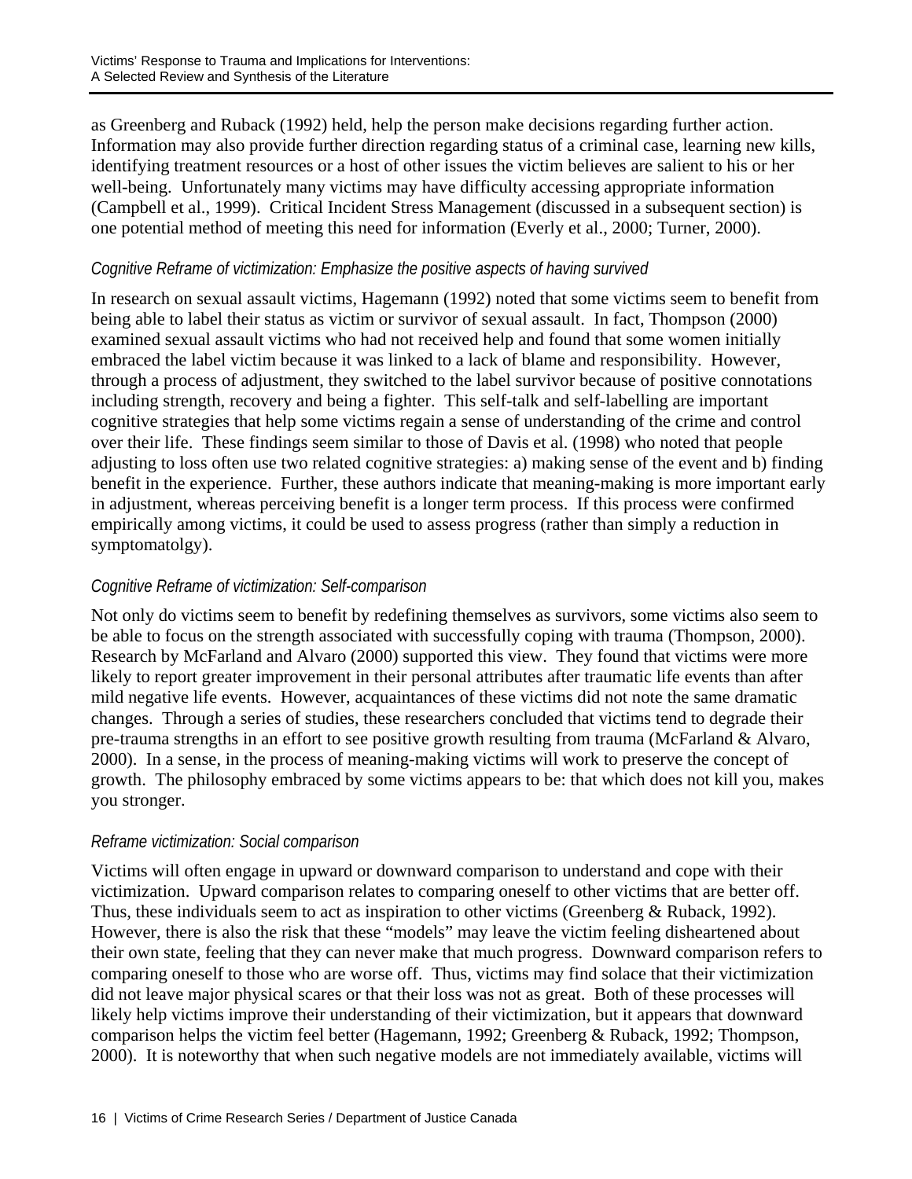as Greenberg and Ruback (1992) held, help the person make decisions regarding further action. Information may also provide further direction regarding status of a criminal case, learning new kills, identifying treatment resources or a host of other issues the victim believes are salient to his or her well-being. Unfortunately many victims may have difficulty accessing appropriate information (Campbell et al., 1999). Critical Incident Stress Management (discussed in a subsequent section) is one potential method of meeting this need for information (Everly et al., 2000; Turner, 2000).

*Cognitive Reframe of victimization: Emphasize the positive aspects of having survived*

In research on sexual assault victims, Hagemann (1992) noted that some victims seem to benefit from being able to label their status as victim or survivor of sexual assault. In fact, Thompson (2000) examined sexual assault victims who had not received help and found that some women initially embraced the label victim because it was linked to a lack of blame and responsibility. However, through a process of adjustment, they switched to the label survivor because of positive connotations including strength, recovery and being a fighter. This self-talk and self-labelling are important cognitive strategies that help some victims regain a sense of understanding of the crime and control over their life. These findings seem similar to those of Davis et al. (1998) who noted that people adjusting to loss often use two related cognitive strategies: a) making sense of the event and b) finding benefit in the experience. Further, these authors indicate that meaning-making is more important early in adjustment, whereas perceiving benefit is a longer term process. If this process were confirmed empirically among victims, it could be used to assess progress (rather than simply a reduction in symptomatolgy).

*Cognitive Reframe of victimization: Self-comparison*

Not only do victims seem to benefit by redefining themselves as survivors, some victims also seem to be able to focus on the strength associated with successfully coping with trauma (Thompson, 2000). Research by McFarland and Alvaro (2000) supported this view. They found that victims were more likely to report greater improvement in their personal attributes after traumatic life events than after mild negative life events. However, acquaintances of these victims did not note the same dramatic changes. Through a series of studies, these researchers concluded that victims tend to degrade their pre-trauma strengths in an effort to see positive growth resulting from trauma (McFarland & Alvaro, 2000). In a sense, in the process of meaning-making victims will work to preserve the concept of growth. The philosophy embraced by some victims appears to be: that which does not kill you, makes you stronger.

*Reframe victimization: Social comparison*

Victims will often engage in upward or downward comparison to understand and cope with their victimization. Upward comparison relates to comparing oneself to other victims that are better off. Thus, these individuals seem to act as inspiration to other victims (Greenberg & Ruback, 1992). However, there is also the risk that these "models" may leave the victim feeling disheartened about their own state, feeling that they can never make that much progress. Downward comparison refers to comparing oneself to those who are worse off. Thus, victims may find solace that their victimization did not leave major physical scares or that their loss was not as great. Both of these processes will likely help victims improve their understanding of their victimization, but it appears that downward comparison helps the victim feel better (Hagemann, 1992; Greenberg & Ruback, 1992; Thompson, 2000). It is noteworthy that when such negative models are not immediately available, victims will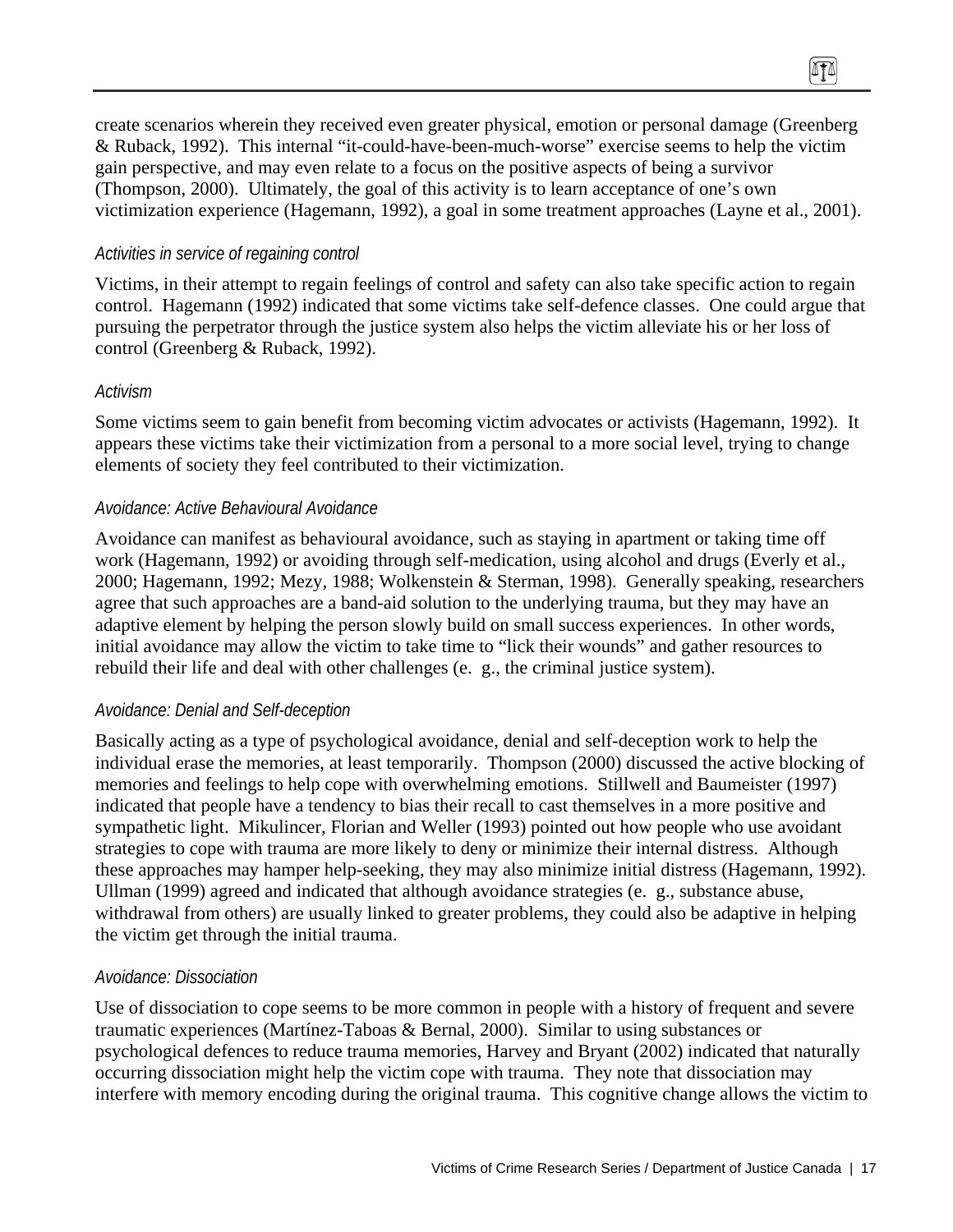create scenarios wherein they received even greater physical, emotion or personal damage (Greenberg & Ruback, 1992). This internal "it-could-have-been-much-worse" exercise seems to help the victim gain perspective, and may even relate to a focus on the positive aspects of being a survivor (Thompson, 2000). Ultimately, the goal of this activity is to learn acceptance of one's own victimization experience (Hagemann, 1992), a goal in some treatment approaches (Layne et al., 2001).

*Activities in service of regaining control*

Victims, in their attempt to regain feelings of control and safety can also take specific action to regain control. Hagemann (1992) indicated that some victims take self-defence classes. One could argue that pursuing the perpetrator through the justice system also helps the victim alleviate his or her loss of control (Greenberg & Ruback, 1992).

*Activism*

Some victims seem to gain benefit from becoming victim advocates or activists (Hagemann, 1992). It appears these victims take their victimization from a personal to a more social level, trying to change elements of society they feel contributed to their victimization.

*Avoidance: Active Behavioural Avoidance*

Avoidance can manifest as behavioural avoidance, such as staying in apartment or taking time off work (Hagemann, 1992) or avoiding through self-medication, using alcohol and drugs (Everly et al., 2000; Hagemann, 1992; Mezy, 1988; Wolkenstein & Sterman, 1998). Generally speaking, researchers agree that such approaches are a band-aid solution to the underlying trauma, but they may have an adaptive element by helping the person slowly build on small success experiences. In other words, initial avoidance may allow the victim to take time to "lick their wounds" and gather resources to rebuild their life and deal with other challenges (e. g., the criminal justice system).

*Avoidance: Denial and Self-deception*

Basically acting as a type of psychological avoidance, denial and self-deception work to help the individual erase the memories, at least temporarily. Thompson (2000) discussed the active blocking of memories and feelings to help cope with overwhelming emotions. Stillwell and Baumeister (1997) indicated that people have a tendency to bias their recall to cast themselves in a more positive and sympathetic light. Mikulincer, Florian and Weller (1993) pointed out how people who use avoidant strategies to cope with trauma are more likely to deny or minimize their internal distress. Although these approaches may hamper help-seeking, they may also minimize initial distress (Hagemann, 1992). Ullman (1999) agreed and indicated that although avoidance strategies (e. g., substance abuse, withdrawal from others) are usually linked to greater problems, they could also be adaptive in helping the victim get through the initial trauma.

*Avoidance: Dissociation*

Use of dissociation to cope seems to be more common in people with a history of frequent and severe traumatic experiences (Martínez-Taboas & Bernal, 2000). Similar to using substances or psychological defences to reduce trauma memories, Harvey and Bryant (2002) indicated that naturally occurring dissociation might help the victim cope with trauma. They note that dissociation may interfere with memory encoding during the original trauma. This cognitive change allows the victim to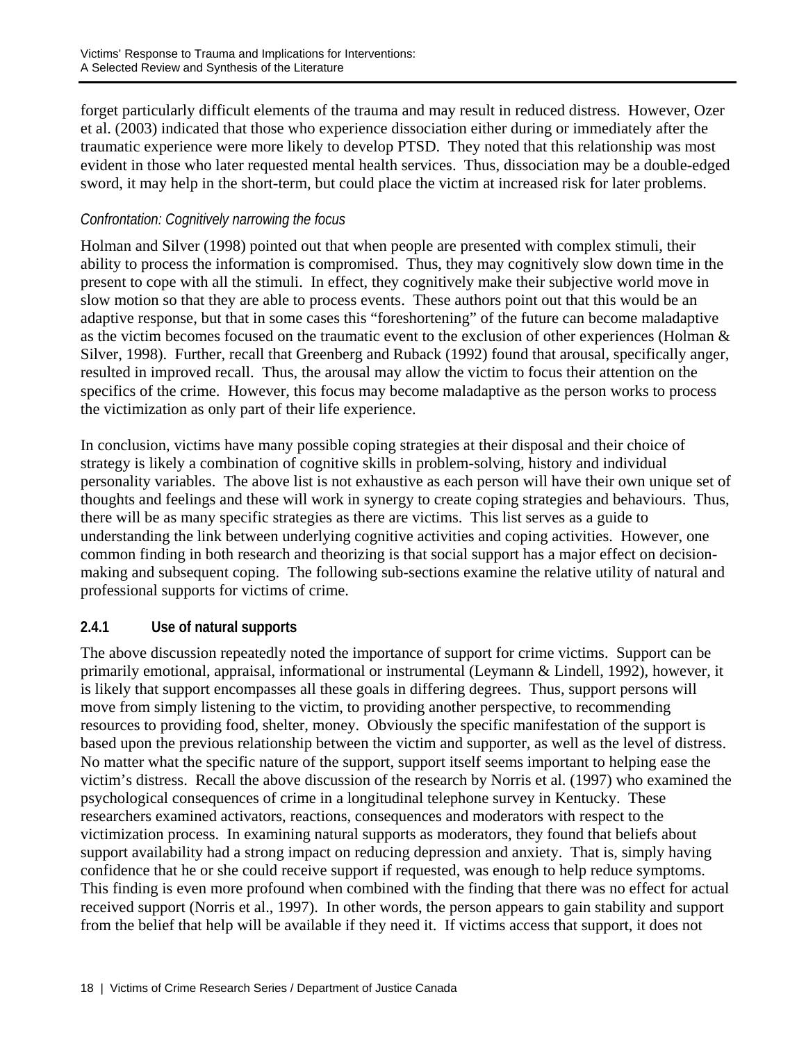forget particularly difficult elements of the trauma and may result in reduced distress. However, Ozer et al. (2003) indicated that those who experience dissociation either during or immediately after the traumatic experience were more likely to develop PTSD. They noted that this relationship was most evident in those who later requested mental health services. Thus, dissociation may be a double-edged sword, it may help in the short-term, but could place the victim at increased risk for later problems.

*Confrontation: Cognitively narrowing the focus*

Holman and Silver (1998) pointed out that when people are presented with complex stimuli, their ability to process the information is compromised. Thus, they may cognitively slow down time in the present to cope with all the stimuli. In effect, they cognitively make their subjective world move in slow motion so that they are able to process events. These authors point out that this would be an adaptive response, but that in some cases this "foreshortening" of the future can become maladaptive as the victim becomes focused on the traumatic event to the exclusion of other experiences (Holman & Silver, 1998). Further, recall that Greenberg and Ruback (1992) found that arousal, specifically anger, resulted in improved recall. Thus, the arousal may allow the victim to focus their attention on the specifics of the crime. However, this focus may become maladaptive as the person works to process the victimization as only part of their life experience.

In conclusion, victims have many possible coping strategies at their disposal and their choice of strategy is likely a combination of cognitive skills in problem-solving, history and individual personality variables. The above list is not exhaustive as each person will have their own unique set of thoughts and feelings and these will work in synergy to create coping strategies and behaviours. Thus, there will be as many specific strategies as there are victims. This list serves as a guide to understanding the link between underlying cognitive activities and coping activities. However, one common finding in both research and theorizing is that social support has a major effect on decision-making and subsequent coping. The following sub-sections examine the relative utility of natural and professional supports for victims of crime.

### 2.4.1 Use of natural supports

The above discussion repeatedly noted the importance of support for crime victims. Support can be primarily emotional, appraisal, informational or instrumental (Leymann & Lindell, 1992), however, it is likely that support encompasses all these goals in differing degrees. Thus, support persons will move from simply listening to the victim, to providing another perspective, to recommending resources to providing food, shelter, money. Obviously the specific manifestation of the support is based upon the previous relationship between the victim and supporter, as well as the level of distress. No matter what the specific nature of the support, support itself seems important to helping ease the victim's distress. Recall the above discussion of the research by Norris et al. (1997) who examined the psychological consequences of crime in a longitudinal telephone survey in Kentucky. These researchers examined activators, reactions, consequences and moderators with respect to the victimization process. In examining natural supports as moderators, they found that beliefs about support availability had a strong impact on reducing depression and anxiety. That is, simply having confidence that he or she could receive support if requested, was enough to help reduce symptoms. This finding is even more profound when combined with the finding that there was no effect for actual received support (Norris et al., 1997). In other words, the person appears to gain stability and support from the belief that help will be available if they need it. If victims access that support, it does not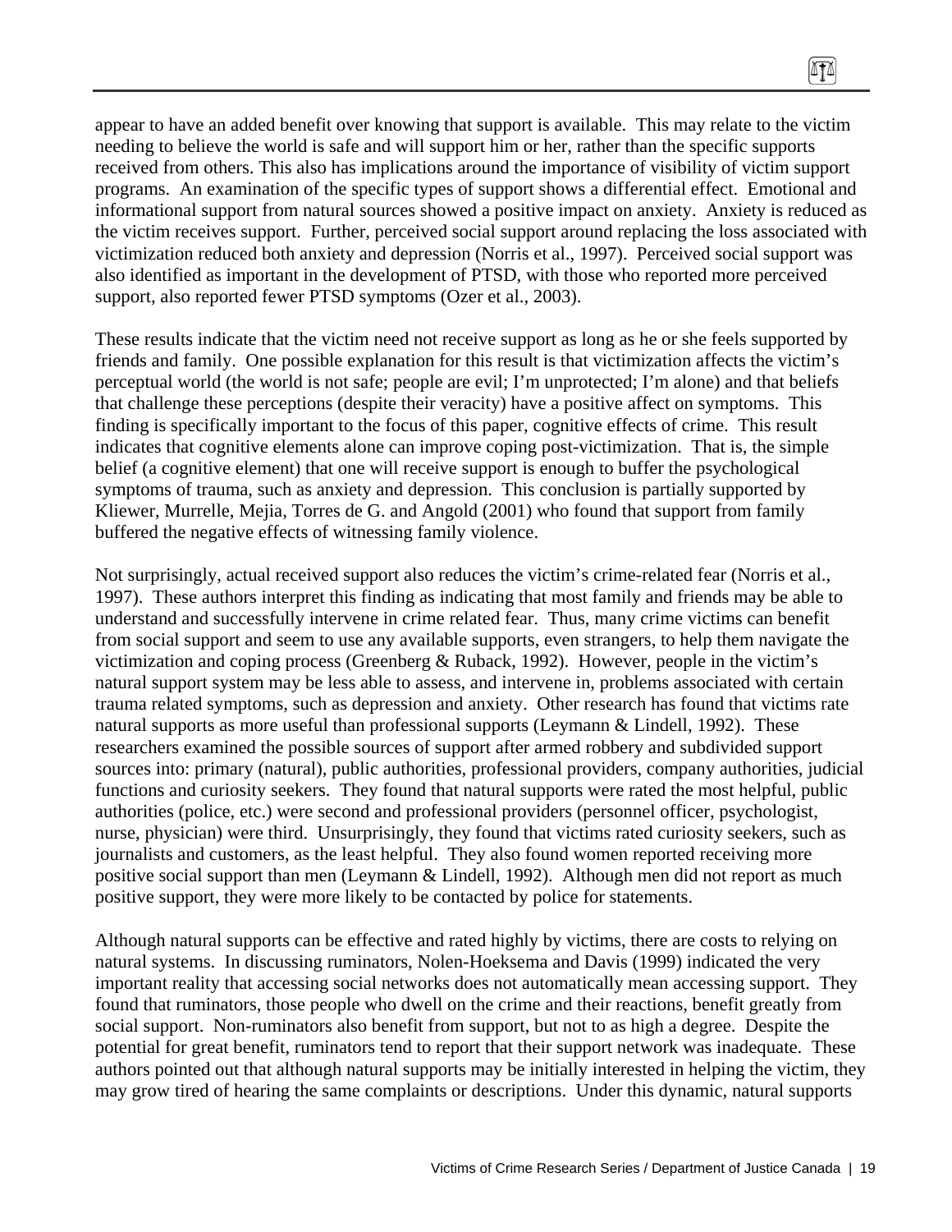appear to have an added benefit over knowing that support is available. This may relate to the victim needing to believe the world is safe and will support him or her, rather than the specific supports received from others. This also has implications around the importance of visibility of victim support programs. An examination of the specific types of support shows a differential effect. Emotional and informational support from natural sources showed a positive impact on anxiety. Anxiety is reduced as the victim receives support. Further, perceived social support around replacing the loss associated with victimization reduced both anxiety and depression (Norris et al., 1997). Perceived social support was also identified as important in the development of PTSD, with those who reported more perceived support, also reported fewer PTSD symptoms (Ozer et al., 2003).

These results indicate that the victim need not receive support as long as he or she feels supported by friends and family. One possible explanation for this result is that victimization affects the victim's perceptual world (the world is not safe; people are evil; I'm unprotected; I'm alone) and that beliefs that challenge these perceptions (despite their veracity) have a positive affect on symptoms. This finding is specifically important to the focus of this paper, cognitive effects of crime. This result indicates that cognitive elements alone can improve coping post-victimization. That is, the simple belief (a cognitive element) that one will receive support is enough to buffer the psychological symptoms of trauma, such as anxiety and depression. This conclusion is partially supported by Kliewer, Murrelle, Mejia, Torres de G. and Angold (2001) who found that support from family buffered the negative effects of witnessing family violence.

Not surprisingly, actual received support also reduces the victim's crime-related fear (Norris et al., 1997). These authors interpret this finding as indicating that most family and friends may be able to understand and successfully intervene in crime related fear. Thus, many crime victims can benefit from social support and seem to use any available supports, even strangers, to help them navigate the victimization and coping process (Greenberg & Ruback, 1992). However, people in the victim's natural support system may be less able to assess, and intervene in, problems associated with certain trauma related symptoms, such as depression and anxiety. Other research has found that victims rate natural supports as more useful than professional supports (Leymann & Lindell, 1992). These researchers examined the possible sources of support after armed robbery and subdivided support sources into: primary (natural), public authorities, professional providers, company authorities, judicial functions and curiosity seekers. They found that natural supports were rated the most helpful, public authorities (police, etc.) were second and professional providers (personnel officer, psychologist, nurse, physician) were third. Unsurprisingly, they found that victims rated curiosity seekers, such as journalists and customers, as the least helpful. They also found women reported receiving more positive social support than men (Leymann & Lindell, 1992). Although men did not report as much positive support, they were more likely to be contacted by police for statements.

Although natural supports can be effective and rated highly by victims, there are costs to relying on natural systems. In discussing ruminators, Nolen-Hoeksema and Davis (1999) indicated the very important reality that accessing social networks does not automatically mean accessing support. They found that ruminators, those people who dwell on the crime and their reactions, benefit greatly from social support. Non-ruminators also benefit from support, but not to as high a degree. Despite the potential for great benefit, ruminators tend to report that their support network was inadequate. These authors pointed out that although natural supports may be initially interested in helping the victim, they may grow tired of hearing the same complaints or descriptions. Under this dynamic, natural supports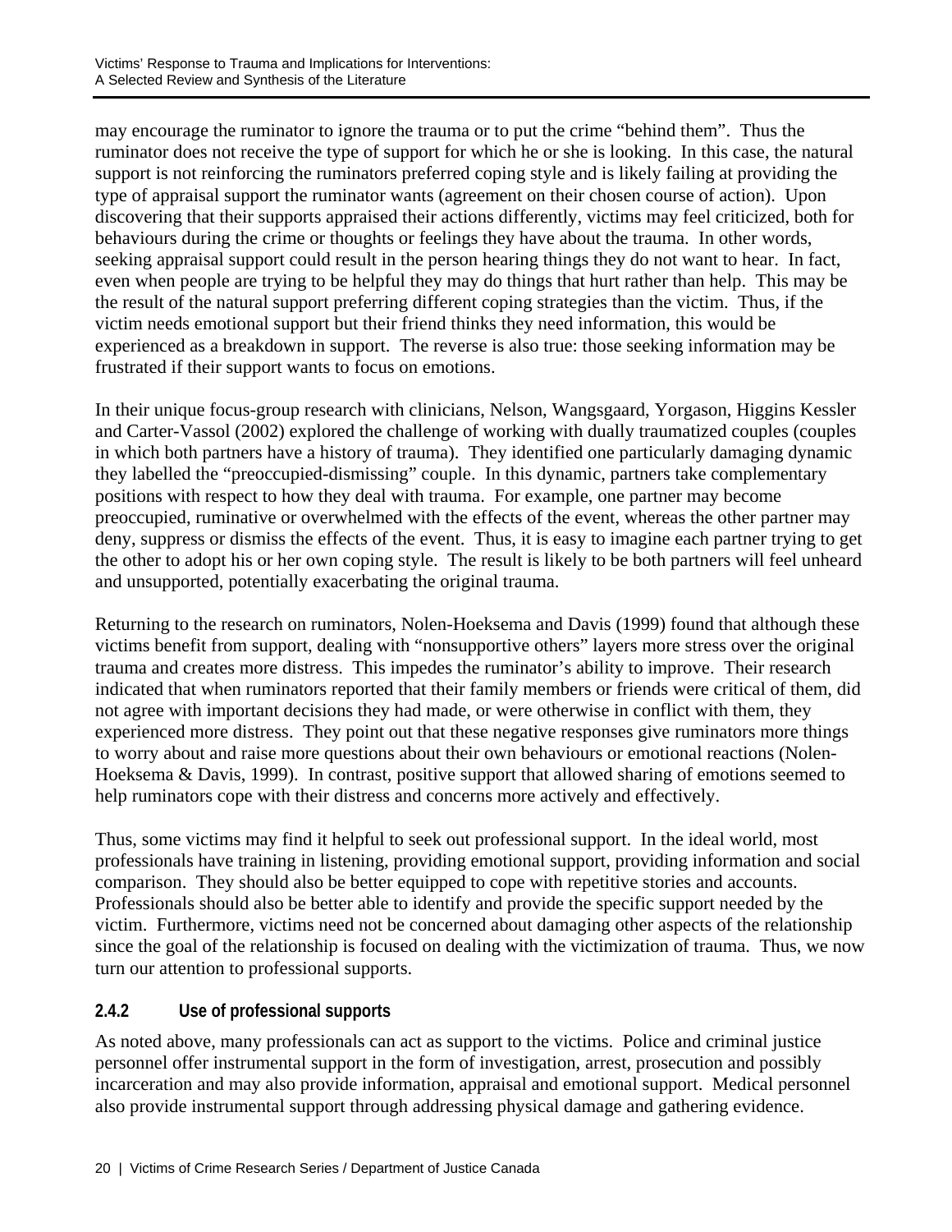may encourage the ruminator to ignore the trauma or to put the crime "behind them". Thus the ruminator does not receive the type of support for which he or she is looking. In this case, the natural support is not reinforcing the ruminators preferred coping style and is likely failing at providing the type of appraisal support the ruminator wants (agreement on their chosen course of action). Upon discovering that their supports appraised their actions differently, victims may feel criticized, both for behaviours during the crime or thoughts or feelings they have about the trauma. In other words, seeking appraisal support could result in the person hearing things they do not want to hear. In fact, even when people are trying to be helpful they may do things that hurt rather than help. This may be the result of the natural support preferring different coping strategies than the victim. Thus, if the victim needs emotional support but their friend thinks they need information, this would be experienced as a breakdown in support. The reverse is also true: those seeking information may be frustrated if their support wants to focus on emotions.

In their unique focus-group research with clinicians, Nelson, Wangsgaard, Yorgason, Higgins Kessler and Carter-Vassol (2002) explored the challenge of working with dually traumatized couples (couples in which both partners have a history of trauma). They identified one particularly damaging dynamic they labelled the "preoccupied-dismissing" couple. In this dynamic, partners take complementary positions with respect to how they deal with trauma. For example, one partner may become preoccupied, ruminative or overwhelmed with the effects of the event, whereas the other partner may deny, suppress or dismiss the effects of the event. Thus, it is easy to imagine each partner trying to get the other to adopt his or her own coping style. The result is likely to be both partners will feel unheard and unsupported, potentially exacerbating the original trauma.

Returning to the research on ruminators, Nolen-Hoeksema and Davis (1999) found that although these victims benefit from support, dealing with "nonsupportive others" layers more stress over the original trauma and creates more distress. This impedes the ruminator's ability to improve. Their research indicated that when ruminators reported that their family members or friends were critical of them, did not agree with important decisions they had made, or were otherwise in conflict with them, they experienced more distress. They point out that these negative responses give ruminators more things to worry about and raise more questions about their own behaviours or emotional reactions (Nolen-Hoeksema & Davis, 1999). In contrast, positive support that allowed sharing of emotions seemed to help ruminators cope with their distress and concerns more actively and effectively.

Thus, some victims may find it helpful to seek out professional support. In the ideal world, most professionals have training in listening, providing emotional support, providing information and social comparison. They should also be better equipped to cope with repetitive stories and accounts. Professionals should also be better able to identify and provide the specific support needed by the victim. Furthermore, victims need not be concerned about damaging other aspects of the relationship since the goal of the relationship is focused on dealing with the victimization of trauma. Thus, we now turn our attention to professional supports.

### 2.4.2 Use of professional supports

As noted above, many professionals can act as support to the victims. Police and criminal justice personnel offer instrumental support in the form of investigation, arrest, prosecution and possibly incarceration and may also provide information, appraisal and emotional support. Medical personnel also provide instrumental support through addressing physical damage and gathering evidence.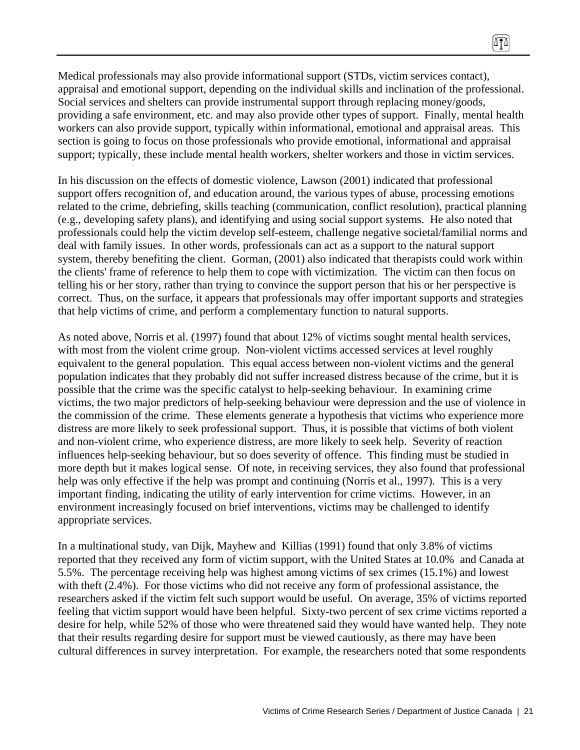Medical professionals may also provide informational support (STDs, victim services contact), appraisal and emotional support, depending on the individual skills and inclination of the professional. Social services and shelters can provide instrumental support through replacing money/goods, providing a safe environment, etc. and may also provide other types of support. Finally, mental health workers can also provide support, typically within informational, emotional and appraisal areas. This section is going to focus on those professionals who provide emotional, informational and appraisal support; typically, these include mental health workers, shelter workers and those in victim services.

In his discussion on the effects of domestic violence, Lawson (2001) indicated that professional support offers recognition of, and education around, the various types of abuse, processing emotions related to the crime, debriefing, skills teaching (communication, conflict resolution), practical planning (e.g., developing safety plans), and identifying and using social support systems. He also noted that professionals could help the victim develop self-esteem, challenge negative societal/familial norms and deal with family issues. In other words, professionals can act as a support to the natural support system, thereby benefiting the client. Gorman, (2001) also indicated that therapists could work within the clients' frame of reference to help them to cope with victimization. The victim can then focus on telling his or her story, rather than trying to convince the support person that his or her perspective is correct. Thus, on the surface, it appears that professionals may offer important supports and strategies that help victims of crime, and perform a complementary function to natural supports.

As noted above, Norris et al. (1997) found that about 12% of victims sought mental health services, with most from the violent crime group. Non-violent victims accessed services at level roughly equivalent to the general population. This equal access between non-violent victims and the general population indicates that they probably did not suffer increased distress because of the crime, but it is possible that the crime was the specific catalyst to help-seeking behaviour. In examining crime victims, the two major predictors of help-seeking behaviour were depression and the use of violence in the commission of the crime. These elements generate a hypothesis that victims who experience more distress are more likely to seek professional support. Thus, it is possible that victims of both violent and non-violent crime, who experience distress, are more likely to seek help. Severity of reaction influences help-seeking behaviour, but so does severity of offence. This finding must be studied in more depth but it makes logical sense. Of note, in receiving services, they also found that professional help was only effective if the help was prompt and continuing (Norris et al., 1997). This is a very important finding, indicating the utility of early intervention for crime victims. However, in an environment increasingly focused on brief interventions, victims may be challenged to identify appropriate services.

In a multinational study, van Dijk, Mayhew and Killias (1991) found that only 3.8% of victims reported that they received any form of victim support, with the United States at 10.0% and Canada at 5.5%. The percentage receiving help was highest among victims of sex crimes (15.1%) and lowest with theft (2.4%). For those victims who did not receive any form of professional assistance, the researchers asked if the victim felt such support would be useful. On average, 35% of victims reported feeling that victim support would have been helpful. Sixty-two percent of sex crime victims reported a desire for help, while 52% of those who were threatened said they would have wanted help. They note that their results regarding desire for support must be viewed cautiously, as there may have been cultural differences in survey interpretation. For example, the researchers noted that some respondents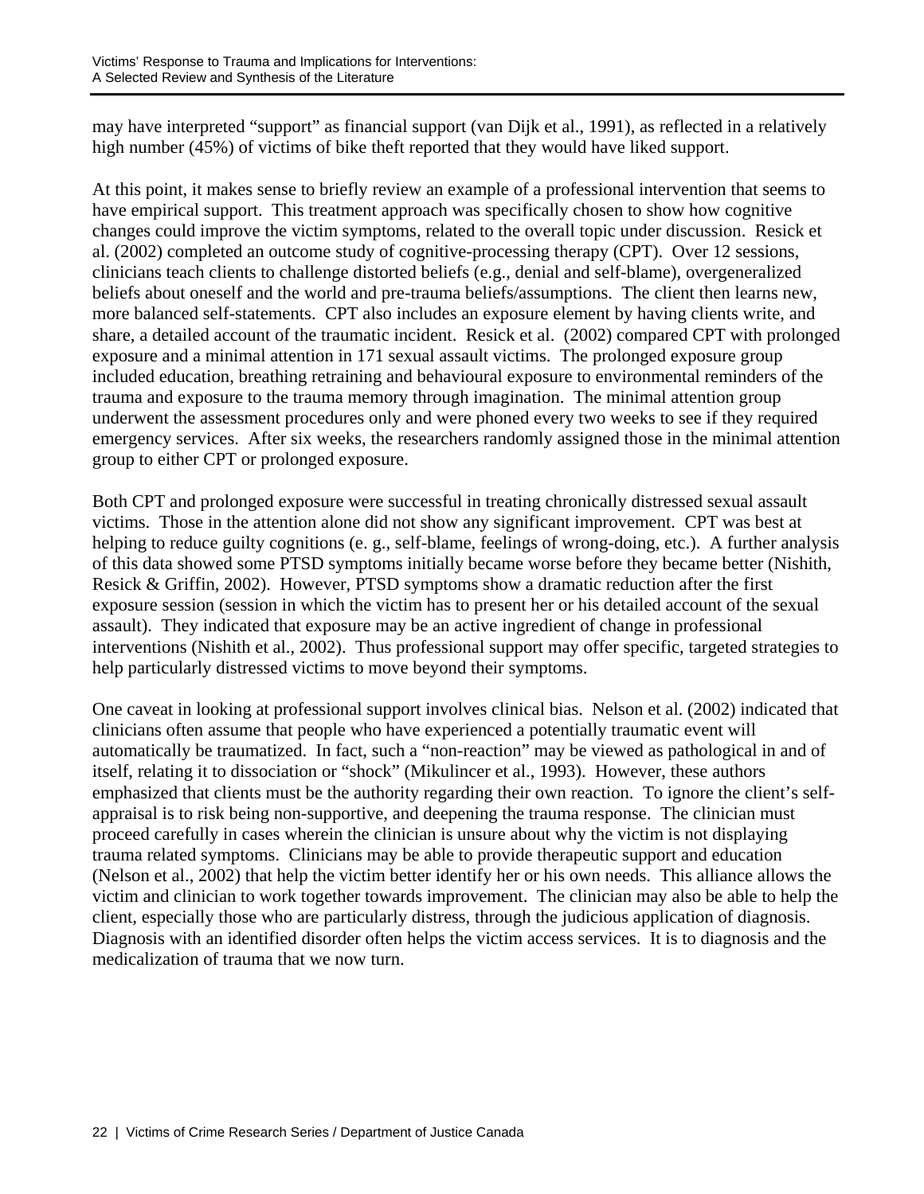may have interpreted "support" as financial support (van Dijk et al., 1991), as reflected in a relatively high number (45%) of victims of bike theft reported that they would have liked support.

At this point, it makes sense to briefly review an example of a professional intervention that seems to have empirical support. This treatment approach was specifically chosen to show how cognitive changes could improve the victim symptoms, related to the overall topic under discussion. Resick et al. (2002) completed an outcome study of cognitive-processing therapy (CPT). Over 12 sessions, clinicians teach clients to challenge distorted beliefs (e.g., denial and self-blame), overgeneralized beliefs about oneself and the world and pre-trauma beliefs/assumptions. The client then learns new, more balanced self-statements. CPT also includes an exposure element by having clients write, and share, a detailed account of the traumatic incident. Resick et al. (2002) compared CPT with prolonged exposure and a minimal attention in 171 sexual assault victims. The prolonged exposure group included education, breathing retraining and behavioural exposure to environmental reminders of the trauma and exposure to the trauma memory through imagination. The minimal attention group underwent the assessment procedures only and were phoned every two weeks to see if they required emergency services. After six weeks, the researchers randomly assigned those in the minimal attention group to either CPT or prolonged exposure.

Both CPT and prolonged exposure were successful in treating chronically distressed sexual assault victims. Those in the attention alone did not show any significant improvement. CPT was best at helping to reduce guilty cognitions (e. g., self-blame, feelings of wrong-doing, etc.). A further analysis of this data showed some PTSD symptoms initially became worse before they became better (Nishith, Resick & Griffin, 2002). However, PTSD symptoms show a dramatic reduction after the first exposure session (session in which the victim has to present her or his detailed account of the sexual assault). They indicated that exposure may be an active ingredient of change in professional interventions (Nishith et al., 2002). Thus professional support may offer specific, targeted strategies to help particularly distressed victims to move beyond their symptoms.

One caveat in looking at professional support involves clinical bias. Nelson et al. (2002) indicated that clinicians often assume that people who have experienced a potentially traumatic event will automatically be traumatized. In fact, such a "non-reaction" may be viewed as pathological in and of itself, relating it to dissociation or "shock" (Mikulincer et al., 1993). However, these authors emphasized that clients must be the authority regarding their own reaction. To ignore the client's self-appraisal is to risk being non-supportive, and deepening the trauma response. The clinician must proceed carefully in cases wherein the clinician is unsure about why the victim is not displaying trauma related symptoms. Clinicians may be able to provide therapeutic support and education (Nelson et al., 2002) that help the victim better identify her or his own needs. This alliance allows the victim and clinician to work together towards improvement. The clinician may also be able to help the client, especially those who are particularly distress, through the judicious application of diagnosis. Diagnosis with an identified disorder often helps the victim access services. It is to diagnosis and the medicalization of trauma that we now turn.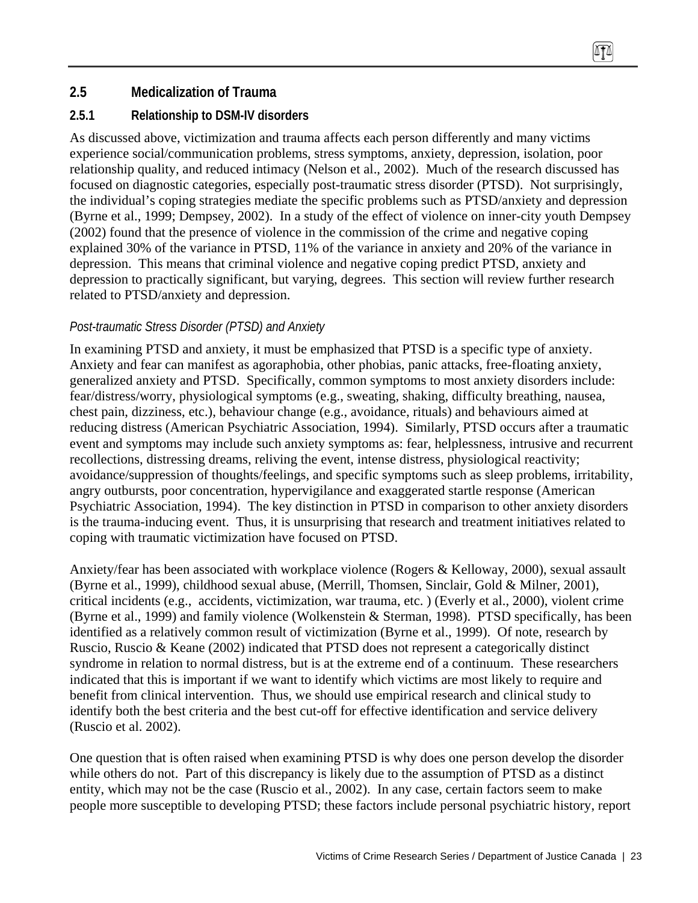## 2.5 Medicalization of Trauma

### 2.5.1 Relationship to DSM-IV disorders

As discussed above, victimization and trauma affects each person differently and many victims experience social/communication problems, stress symptoms, anxiety, depression, isolation, poor relationship quality, and reduced intimacy (Nelson et al., 2002). Much of the research discussed has focused on diagnostic categories, especially post-traumatic stress disorder (PTSD). Not surprisingly, the individual's coping strategies mediate the specific problems such as PTSD/anxiety and depression (Byrne et al., 1999; Dempsey, 2002). In a study of the effect of violence on inner-city youth Dempsey (2002) found that the presence of violence in the commission of the crime and negative coping explained 30% of the variance in PTSD, 11% of the variance in anxiety and 20% of the variance in depression. This means that criminal violence and negative coping predict PTSD, anxiety and depression to practically significant, but varying, degrees. This section will review further research related to PTSD/anxiety and depression.

*Post-traumatic Stress Disorder (PTSD) and Anxiety*

In examining PTSD and anxiety, it must be emphasized that PTSD is a specific type of anxiety. Anxiety and fear can manifest as agoraphobia, other phobias, panic attacks, free-floating anxiety, generalized anxiety and PTSD. Specifically, common symptoms to most anxiety disorders include: fear/distress/worry, physiological symptoms (e.g., sweating, shaking, difficulty breathing, nausea, chest pain, dizziness, etc.), behaviour change (e.g., avoidance, rituals) and behaviours aimed at reducing distress (American Psychiatric Association, 1994). Similarly, PTSD occurs after a traumatic event and symptoms may include such anxiety symptoms as: fear, helplessness, intrusive and recurrent recollections, distressing dreams, reliving the event, intense distress, physiological reactivity; avoidance/suppression of thoughts/feelings, and specific symptoms such as sleep problems, irritability, angry outbursts, poor concentration, hypervigilance and exaggerated startle response (American Psychiatric Association, 1994). The key distinction in PTSD in comparison to other anxiety disorders is the trauma-inducing event. Thus, it is unsurprising that research and treatment initiatives related to coping with traumatic victimization have focused on PTSD.

Anxiety/fear has been associated with workplace violence (Rogers & Kelloway, 2000), sexual assault (Byrne et al., 1999), childhood sexual abuse, (Merrill, Thomsen, Sinclair, Gold & Milner, 2001), critical incidents (e.g., accidents, victimization, war trauma, etc. ) (Everly et al., 2000), violent crime (Byrne et al., 1999) and family violence (Wolkenstein & Sterman, 1998). PTSD specifically, has been identified as a relatively common result of victimization (Byrne et al., 1999). Of note, research by Ruscio, Ruscio & Keane (2002) indicated that PTSD does not represent a categorically distinct syndrome in relation to normal distress, but is at the extreme end of a continuum. These researchers indicated that this is important if we want to identify which victims are most likely to require and benefit from clinical intervention. Thus, we should use empirical research and clinical study to identify both the best criteria and the best cut-off for effective identification and service delivery (Ruscio et al. 2002).

One question that is often raised when examining PTSD is why does one person develop the disorder while others do not. Part of this discrepancy is likely due to the assumption of PTSD as a distinct entity, which may not be the case (Ruscio et al., 2002). In any case, certain factors seem to make people more susceptible to developing PTSD; these factors include personal psychiatric history, report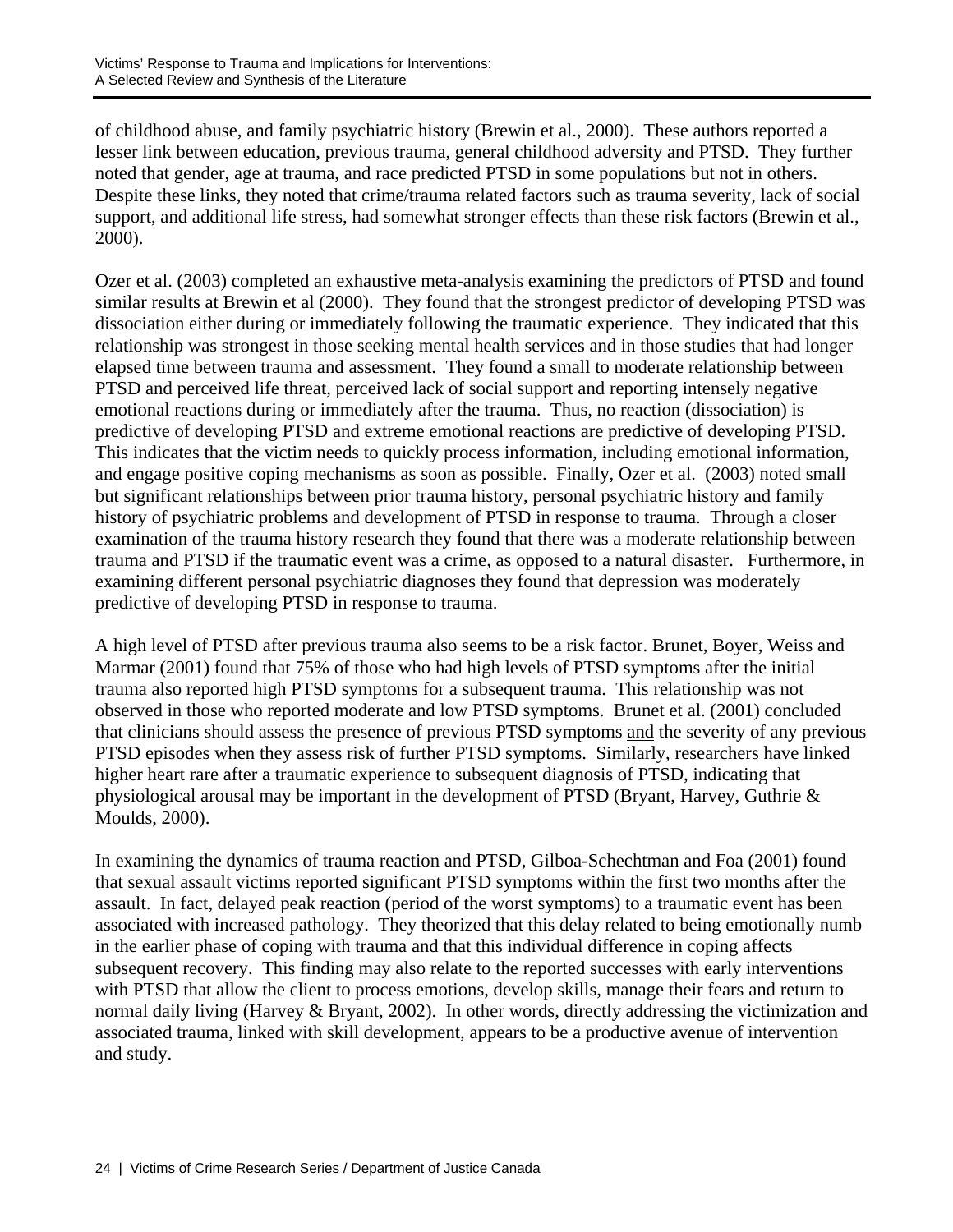of childhood abuse, and family psychiatric history (Brewin et al., 2000). These authors reported a lesser link between education, previous trauma, general childhood adversity and PTSD. They further noted that gender, age at trauma, and race predicted PTSD in some populations but not in others. Despite these links, they noted that crime/trauma related factors such as trauma severity, lack of social support, and additional life stress, had somewhat stronger effects than these risk factors (Brewin et al., 2000).

Ozer et al. (2003) completed an exhaustive meta-analysis examining the predictors of PTSD and found similar results at Brewin et al (2000). They found that the strongest predictor of developing PTSD was dissociation either during or immediately following the traumatic experience. They indicated that this relationship was strongest in those seeking mental health services and in those studies that had longer elapsed time between trauma and assessment. They found a small to moderate relationship between PTSD and perceived life threat, perceived lack of social support and reporting intensely negative emotional reactions during or immediately after the trauma. Thus, no reaction (dissociation) is predictive of developing PTSD and extreme emotional reactions are predictive of developing PTSD. This indicates that the victim needs to quickly process information, including emotional information, and engage positive coping mechanisms as soon as possible. Finally, Ozer et al. (2003) noted small but significant relationships between prior trauma history, personal psychiatric history and family history of psychiatric problems and development of PTSD in response to trauma. Through a closer examination of the trauma history research they found that there was a moderate relationship between trauma and PTSD if the traumatic event was a crime, as opposed to a natural disaster. Furthermore, in examining different personal psychiatric diagnoses they found that depression was moderately predictive of developing PTSD in response to trauma.

A high level of PTSD after previous trauma also seems to be a risk factor. Brunet, Boyer, Weiss and Marmar (2001) found that 75% of those who had high levels of PTSD symptoms after the initial trauma also reported high PTSD symptoms for a subsequent trauma. This relationship was not observed in those who reported moderate and low PTSD symptoms. Brunet et al. (2001) concluded that clinicians should assess the presence of previous PTSD symptoms <u>and</u> the severity of any previous PTSD episodes when they assess risk of further PTSD symptoms. Similarly, researchers have linked higher heart rare after a traumatic experience to subsequent diagnosis of PTSD, indicating that physiological arousal may be important in the development of PTSD (Bryant, Harvey, Guthrie & Moulds, 2000).

In examining the dynamics of trauma reaction and PTSD, Gilboa-Schechtman and Foa (2001) found that sexual assault victims reported significant PTSD symptoms within the first two months after the assault. In fact, delayed peak reaction (period of the worst symptoms) to a traumatic event has been associated with increased pathology. They theorized that this delay related to being emotionally numb in the earlier phase of coping with trauma and that this individual difference in coping affects subsequent recovery. This finding may also relate to the reported successes with early interventions with PTSD that allow the client to process emotions, develop skills, manage their fears and return to normal daily living (Harvey & Bryant, 2002). In other words, directly addressing the victimization and associated trauma, linked with skill development, appears to be a productive avenue of intervention and study.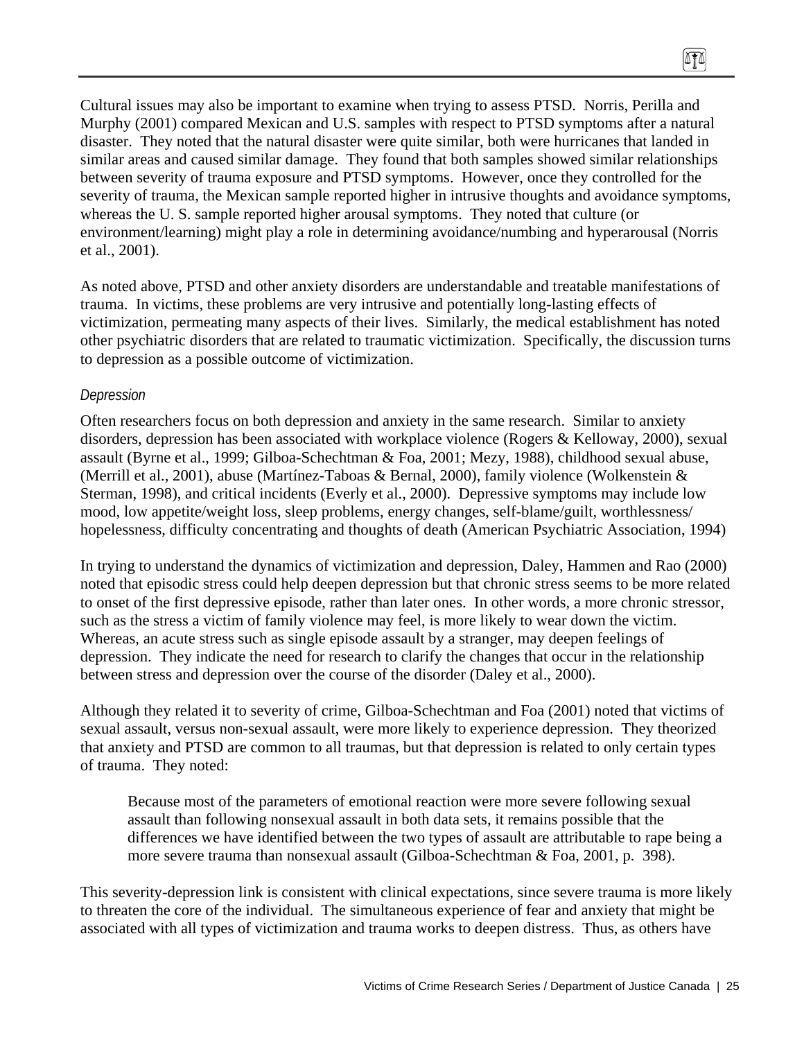Cultural issues may also be important to examine when trying to assess PTSD. Norris, Perilla and Murphy (2001) compared Mexican and U.S. samples with respect to PTSD symptoms after a natural disaster. They noted that the natural disaster were quite similar, both were hurricanes that landed in similar areas and caused similar damage. They found that both samples showed similar relationships between severity of trauma exposure and PTSD symptoms. However, once they controlled for the severity of trauma, the Mexican sample reported higher in intrusive thoughts and avoidance symptoms, whereas the U. S. sample reported higher arousal symptoms. They noted that culture (or environment/learning) might play a role in determining avoidance/numbing and hyperarousal (Norris et al., 2001).

As noted above, PTSD and other anxiety disorders are understandable and treatable manifestations of trauma. In victims, these problems are very intrusive and potentially long-lasting effects of victimization, permeating many aspects of their lives. Similarly, the medical establishment has noted other psychiatric disorders that are related to traumatic victimization. Specifically, the discussion turns to depression as a possible outcome of victimization.

### *Depression*

Often researchers focus on both depression and anxiety in the same research. Similar to anxiety disorders, depression has been associated with workplace violence (Rogers & Kelloway, 2000), sexual assault (Byrne et al., 1999; Gilboa-Schechtman & Foa, 2001; Mezy, 1988), childhood sexual abuse, (Merrill et al., 2001), abuse (Martínez-Taboas & Bernal, 2000), family violence (Wolkenstein & Sterman, 1998), and critical incidents (Everly et al., 2000). Depressive symptoms may include low mood, low appetite/weight loss, sleep problems, energy changes, self-blame/guilt, worthlessness/ hopelessness, difficulty concentrating and thoughts of death (American Psychiatric Association, 1994)

In trying to understand the dynamics of victimization and depression, Daley, Hammen and Rao (2000) noted that episodic stress could help deepen depression but that chronic stress seems to be more related to onset of the first depressive episode, rather than later ones. In other words, a more chronic stressor, such as the stress a victim of family violence may feel, is more likely to wear down the victim. Whereas, an acute stress such as single episode assault by a stranger, may deepen feelings of depression. They indicate the need for research to clarify the changes that occur in the relationship between stress and depression over the course of the disorder (Daley et al., 2000).

Although they related it to severity of crime, Gilboa-Schechtman and Foa (2001) noted that victims of sexual assault, versus non-sexual assault, were more likely to experience depression. They theorized that anxiety and PTSD are common to all traumas, but that depression is related to only certain types of trauma. They noted:

> Because most of the parameters of emotional reaction were more severe following sexual assault than following nonsexual assault in both data sets, it remains possible that the differences we have identified between the two types of assault are attributable to rape being a more severe trauma than nonsexual assault (Gilboa-Schechtman & Foa, 2001, p. 398).

This severity-depression link is consistent with clinical expectations, since severe trauma is more likely to threaten the core of the individual. The simultaneous experience of fear and anxiety that might be associated with all types of victimization and trauma works to deepen distress. Thus, as others have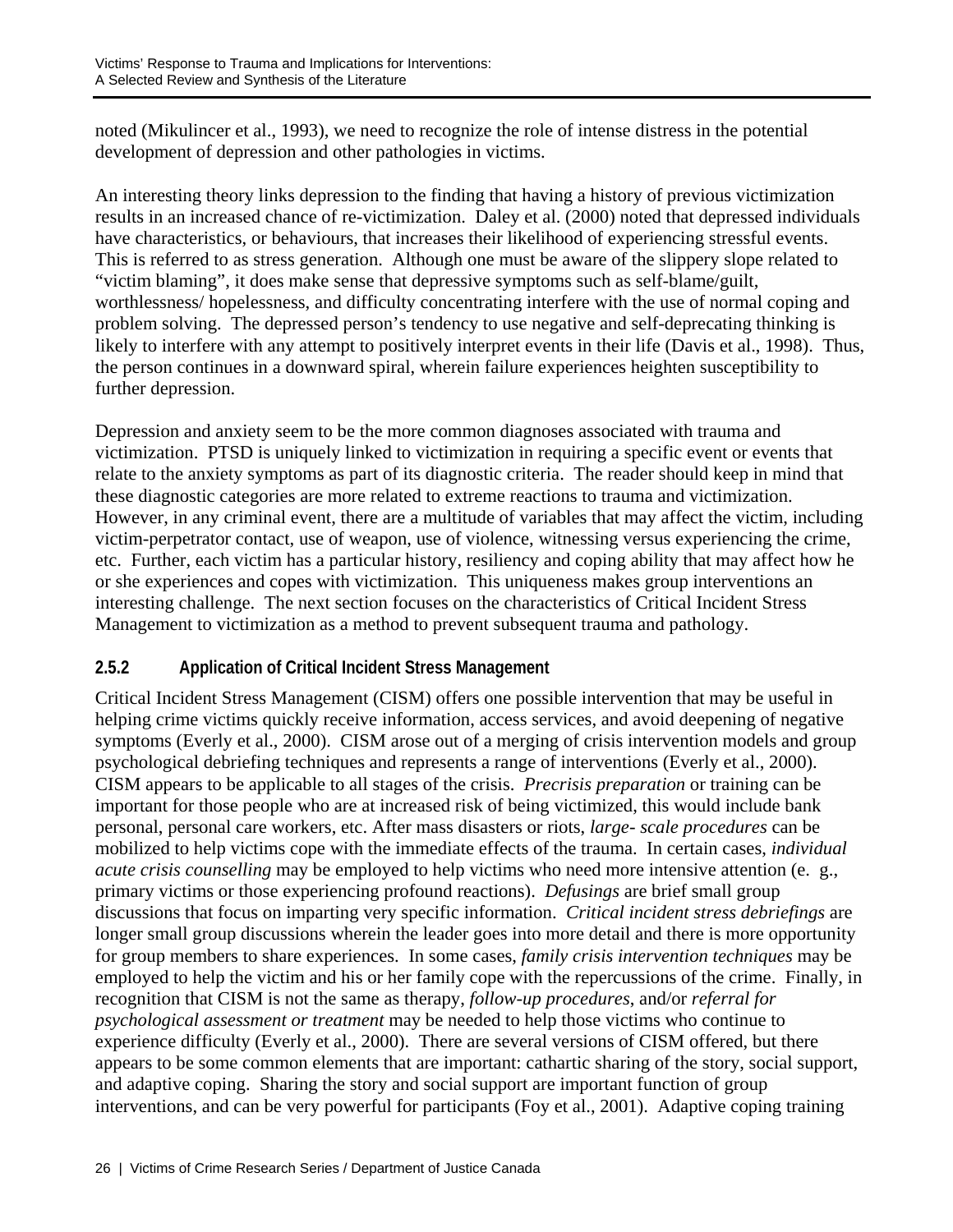noted (Mikulincer et al., 1993), we need to recognize the role of intense distress in the potential development of depression and other pathologies in victims.

An interesting theory links depression to the finding that having a history of previous victimization results in an increased chance of re-victimization. Daley et al. (2000) noted that depressed individuals have characteristics, or behaviours, that increases their likelihood of experiencing stressful events. This is referred to as stress generation. Although one must be aware of the slippery slope related to "victim blaming", it does make sense that depressive symptoms such as self-blame/guilt, worthlessness/ hopelessness, and difficulty concentrating interfere with the use of normal coping and problem solving. The depressed person's tendency to use negative and self-deprecating thinking is likely to interfere with any attempt to positively interpret events in their life (Davis et al., 1998). Thus, the person continues in a downward spiral, wherein failure experiences heighten susceptibility to further depression.

Depression and anxiety seem to be the more common diagnoses associated with trauma and victimization. PTSD is uniquely linked to victimization in requiring a specific event or events that relate to the anxiety symptoms as part of its diagnostic criteria. The reader should keep in mind that these diagnostic categories are more related to extreme reactions to trauma and victimization. However, in any criminal event, there are a multitude of variables that may affect the victim, including victim-perpetrator contact, use of weapon, use of violence, witnessing versus experiencing the crime, etc. Further, each victim has a particular history, resiliency and coping ability that may affect how he or she experiences and copes with victimization. This uniqueness makes group interventions an interesting challenge. The next section focuses on the characteristics of Critical Incident Stress Management to victimization as a method to prevent subsequent trauma and pathology.

### 2.5.2 Application of Critical Incident Stress Management

Critical Incident Stress Management (CISM) offers one possible intervention that may be useful in helping crime victims quickly receive information, access services, and avoid deepening of negative symptoms (Everly et al., 2000). CISM arose out of a merging of crisis intervention models and group psychological debriefing techniques and represents a range of interventions (Everly et al., 2000). CISM appears to be applicable to all stages of the crisis. *Precrisis preparation* or training can be important for those people who are at increased risk of being victimized, this would include bank personal, personal care workers, etc. After mass disasters or riots, *large- scale procedures* can be mobilized to help victims cope with the immediate effects of the trauma. In certain cases, *individual acute crisis counselling* may be employed to help victims who need more intensive attention (e. g., primary victims or those experiencing profound reactions). *Defusings* are brief small group discussions that focus on imparting very specific information. *Critical incident stress debriefings* are longer small group discussions wherein the leader goes into more detail and there is more opportunity for group members to share experiences. In some cases, *family crisis intervention techniques* may be employed to help the victim and his or her family cope with the repercussions of the crime. Finally, in recognition that CISM is not the same as therapy, *follow-up procedures*, and/or *referral for psychological assessment or treatment* may be needed to help those victims who continue to experience difficulty (Everly et al., 2000). There are several versions of CISM offered, but there appears to be some common elements that are important: cathartic sharing of the story, social support, and adaptive coping. Sharing the story and social support are important function of group interventions, and can be very powerful for participants (Foy et al., 2001). Adaptive coping training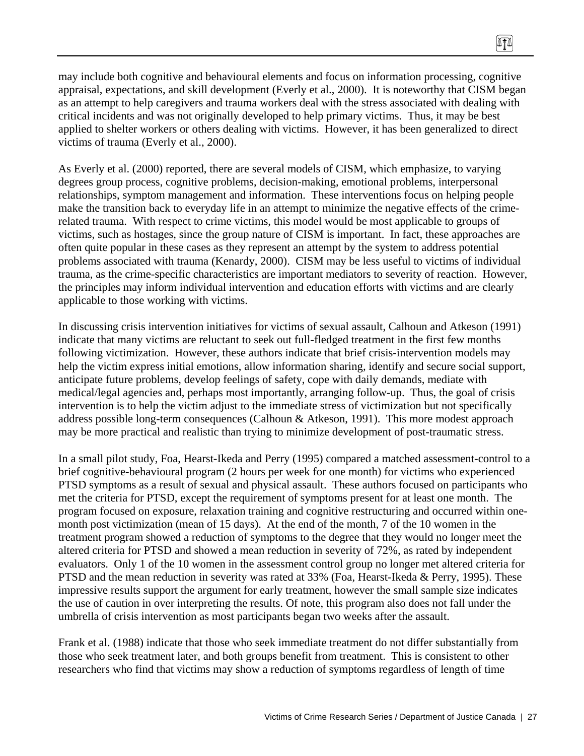may include both cognitive and behavioural elements and focus on information processing, cognitive appraisal, expectations, and skill development (Everly et al., 2000). It is noteworthy that CISM began as an attempt to help caregivers and trauma workers deal with the stress associated with dealing with critical incidents and was not originally developed to help primary victims. Thus, it may be best applied to shelter workers or others dealing with victims. However, it has been generalized to direct victims of trauma (Everly et al., 2000).

As Everly et al. (2000) reported, there are several models of CISM, which emphasize, to varying degrees group process, cognitive problems, decision-making, emotional problems, interpersonal relationships, symptom management and information. These interventions focus on helping people make the transition back to everyday life in an attempt to minimize the negative effects of the crime-related trauma. With respect to crime victims, this model would be most applicable to groups of victims, such as hostages, since the group nature of CISM is important. In fact, these approaches are often quite popular in these cases as they represent an attempt by the system to address potential problems associated with trauma (Kenardy, 2000). CISM may be less useful to victims of individual trauma, as the crime-specific characteristics are important mediators to severity of reaction. However, the principles may inform individual intervention and education efforts with victims and are clearly applicable to those working with victims.

In discussing crisis intervention initiatives for victims of sexual assault, Calhoun and Atkeson (1991) indicate that many victims are reluctant to seek out full-fledged treatment in the first few months following victimization. However, these authors indicate that brief crisis-intervention models may help the victim express initial emotions, allow information sharing, identify and secure social support, anticipate future problems, develop feelings of safety, cope with daily demands, mediate with medical/legal agencies and, perhaps most importantly, arranging follow-up. Thus, the goal of crisis intervention is to help the victim adjust to the immediate stress of victimization but not specifically address possible long-term consequences (Calhoun & Atkeson, 1991). This more modest approach may be more practical and realistic than trying to minimize development of post-traumatic stress.

In a small pilot study, Foa, Hearst-Ikeda and Perry (1995) compared a matched assessment-control to a brief cognitive-behavioural program (2 hours per week for one month) for victims who experienced PTSD symptoms as a result of sexual and physical assault. These authors focused on participants who met the criteria for PTSD, except the requirement of symptoms present for at least one month. The program focused on exposure, relaxation training and cognitive restructuring and occurred within one-month post victimization (mean of 15 days). At the end of the month, 7 of the 10 women in the treatment program showed a reduction of symptoms to the degree that they would no longer meet the altered criteria for PTSD and showed a mean reduction in severity of 72%, as rated by independent evaluators. Only 1 of the 10 women in the assessment control group no longer met altered criteria for PTSD and the mean reduction in severity was rated at 33% (Foa, Hearst-Ikeda & Perry, 1995). These impressive results support the argument for early treatment, however the small sample size indicates the use of caution in over interpreting the results. Of note, this program also does not fall under the umbrella of crisis intervention as most participants began two weeks after the assault.

Frank et al. (1988) indicate that those who seek immediate treatment do not differ substantially from those who seek treatment later, and both groups benefit from treatment. This is consistent to other researchers who find that victims may show a reduction of symptoms regardless of length of time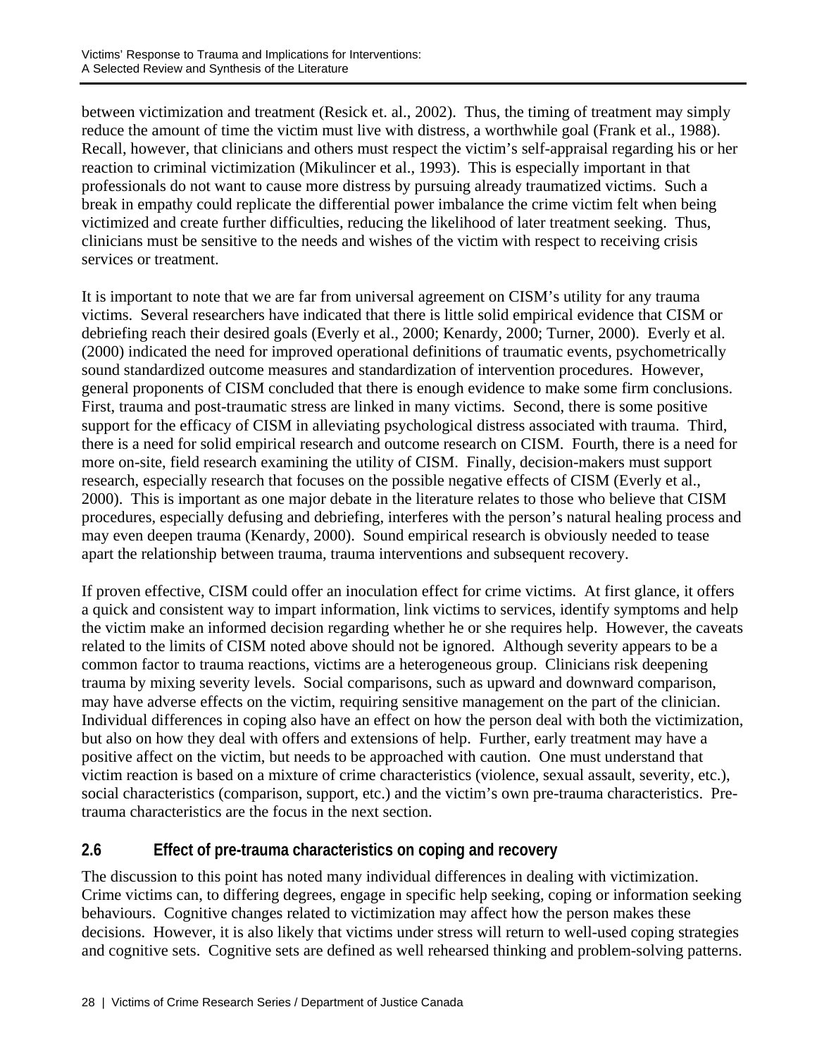between victimization and treatment (Resick et. al., 2002). Thus, the timing of treatment may simply reduce the amount of time the victim must live with distress, a worthwhile goal (Frank et al., 1988). Recall, however, that clinicians and others must respect the victim's self-appraisal regarding his or her reaction to criminal victimization (Mikulincer et al., 1993). This is especially important in that professionals do not want to cause more distress by pursuing already traumatized victims. Such a break in empathy could replicate the differential power imbalance the crime victim felt when being victimized and create further difficulties, reducing the likelihood of later treatment seeking. Thus, clinicians must be sensitive to the needs and wishes of the victim with respect to receiving crisis services or treatment.

It is important to note that we are far from universal agreement on CISM's utility for any trauma victims. Several researchers have indicated that there is little solid empirical evidence that CISM or debriefing reach their desired goals (Everly et al., 2000; Kenardy, 2000; Turner, 2000). Everly et al. (2000) indicated the need for improved operational definitions of traumatic events, psychometrically sound standardized outcome measures and standardization of intervention procedures. However, general proponents of CISM concluded that there is enough evidence to make some firm conclusions. First, trauma and post-traumatic stress are linked in many victims. Second, there is some positive support for the efficacy of CISM in alleviating psychological distress associated with trauma. Third, there is a need for solid empirical research and outcome research on CISM. Fourth, there is a need for more on-site, field research examining the utility of CISM. Finally, decision-makers must support research, especially research that focuses on the possible negative effects of CISM (Everly et al., 2000). This is important as one major debate in the literature relates to those who believe that CISM procedures, especially defusing and debriefing, interferes with the person's natural healing process and may even deepen trauma (Kenardy, 2000). Sound empirical research is obviously needed to tease apart the relationship between trauma, trauma interventions and subsequent recovery.

If proven effective, CISM could offer an inoculation effect for crime victims. At first glance, it offers a quick and consistent way to impart information, link victims to services, identify symptoms and help the victim make an informed decision regarding whether he or she requires help. However, the caveats related to the limits of CISM noted above should not be ignored. Although severity appears to be a common factor to trauma reactions, victims are a heterogeneous group. Clinicians risk deepening trauma by mixing severity levels. Social comparisons, such as upward and downward comparison, may have adverse effects on the victim, requiring sensitive management on the part of the clinician. Individual differences in coping also have an effect on how the person deal with both the victimization, but also on how they deal with offers and extensions of help. Further, early treatment may have a positive affect on the victim, but needs to be approached with caution. One must understand that victim reaction is based on a mixture of crime characteristics (violence, sexual assault, severity, etc.), social characteristics (comparison, support, etc.) and the victim's own pre-trauma characteristics. Pre-trauma characteristics are the focus in the next section.

## 2.6 Effect of pre-trauma characteristics on coping and recovery

The discussion to this point has noted many individual differences in dealing with victimization. Crime victims can, to differing degrees, engage in specific help seeking, coping or information seeking behaviours. Cognitive changes related to victimization may affect how the person makes these decisions. However, it is also likely that victims under stress will return to well-used coping strategies and cognitive sets. Cognitive sets are defined as well rehearsed thinking and problem-solving patterns.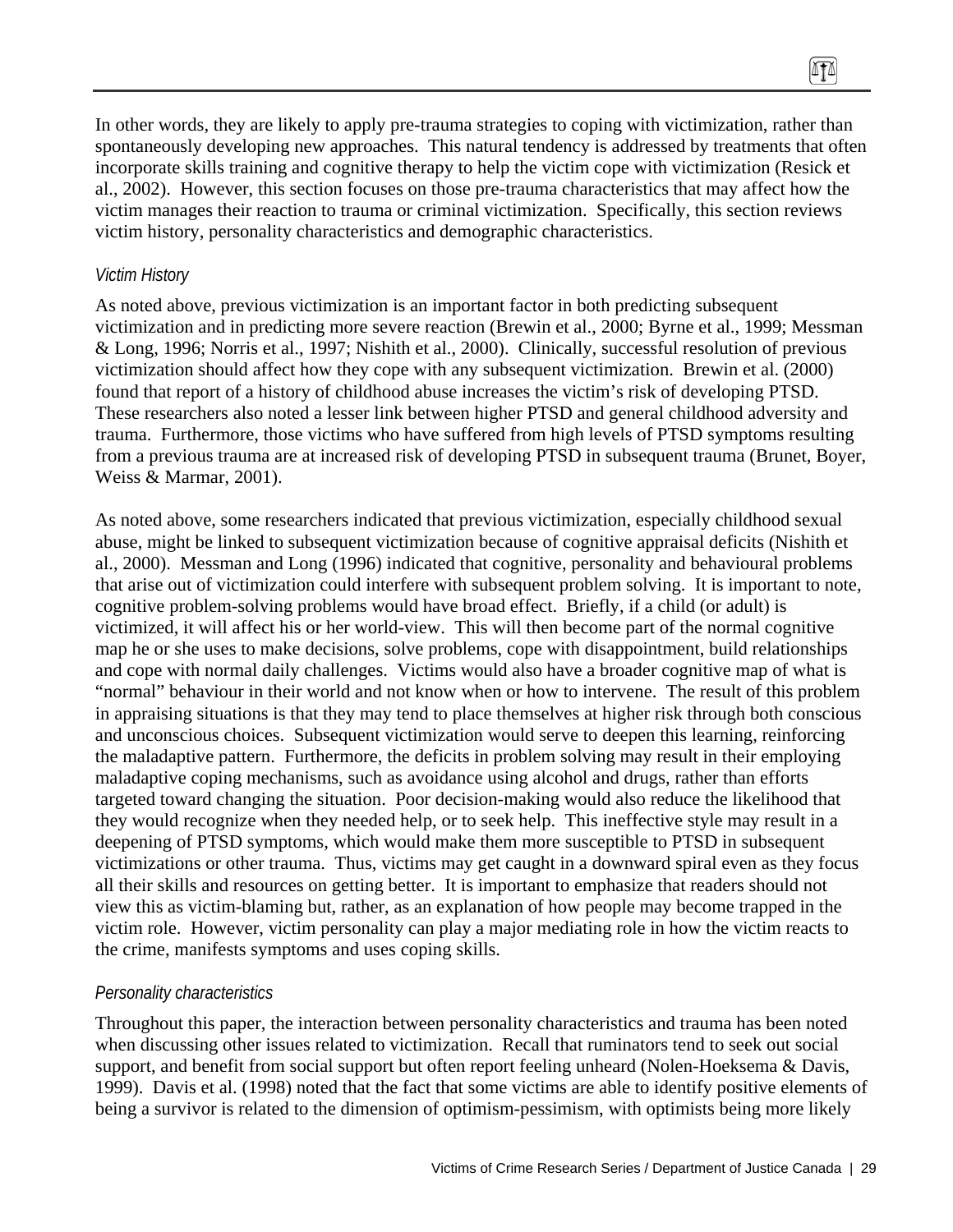In other words, they are likely to apply pre-trauma strategies to coping with victimization, rather than spontaneously developing new approaches. This natural tendency is addressed by treatments that often incorporate skills training and cognitive therapy to help the victim cope with victimization (Resick et al., 2002). However, this section focuses on those pre-trauma characteristics that may affect how the victim manages their reaction to trauma or criminal victimization. Specifically, this section reviews victim history, personality characteristics and demographic characteristics.

*Victim History*

As noted above, previous victimization is an important factor in both predicting subsequent victimization and in predicting more severe reaction (Brewin et al., 2000; Byrne et al., 1999; Messman & Long, 1996; Norris et al., 1997; Nishith et al., 2000). Clinically, successful resolution of previous victimization should affect how they cope with any subsequent victimization. Brewin et al. (2000) found that report of a history of childhood abuse increases the victim's risk of developing PTSD. These researchers also noted a lesser link between higher PTSD and general childhood adversity and trauma. Furthermore, those victims who have suffered from high levels of PTSD symptoms resulting from a previous trauma are at increased risk of developing PTSD in subsequent trauma (Brunet, Boyer, Weiss & Marmar, 2001).

As noted above, some researchers indicated that previous victimization, especially childhood sexual abuse, might be linked to subsequent victimization because of cognitive appraisal deficits (Nishith et al., 2000). Messman and Long (1996) indicated that cognitive, personality and behavioural problems that arise out of victimization could interfere with subsequent problem solving. It is important to note, cognitive problem-solving problems would have broad effect. Briefly, if a child (or adult) is victimized, it will affect his or her world-view. This will then become part of the normal cognitive map he or she uses to make decisions, solve problems, cope with disappointment, build relationships and cope with normal daily challenges. Victims would also have a broader cognitive map of what is "normal" behaviour in their world and not know when or how to intervene. The result of this problem in appraising situations is that they may tend to place themselves at higher risk through both conscious and unconscious choices. Subsequent victimization would serve to deepen this learning, reinforcing the maladaptive pattern. Furthermore, the deficits in problem solving may result in their employing maladaptive coping mechanisms, such as avoidance using alcohol and drugs, rather than efforts targeted toward changing the situation. Poor decision-making would also reduce the likelihood that they would recognize when they needed help, or to seek help. This ineffective style may result in a deepening of PTSD symptoms, which would make them more susceptible to PTSD in subsequent victimizations or other trauma. Thus, victims may get caught in a downward spiral even as they focus all their skills and resources on getting better. It is important to emphasize that readers should not view this as victim-blaming but, rather, as an explanation of how people may become trapped in the victim role. However, victim personality can play a major mediating role in how the victim reacts to the crime, manifests symptoms and uses coping skills.

*Personality characteristics*

Throughout this paper, the interaction between personality characteristics and trauma has been noted when discussing other issues related to victimization. Recall that ruminators tend to seek out social support, and benefit from social support but often report feeling unheard (Nolen-Hoeksema & Davis, 1999). Davis et al. (1998) noted that the fact that some victims are able to identify positive elements of being a survivor is related to the dimension of optimism-pessimism, with optimists being more likely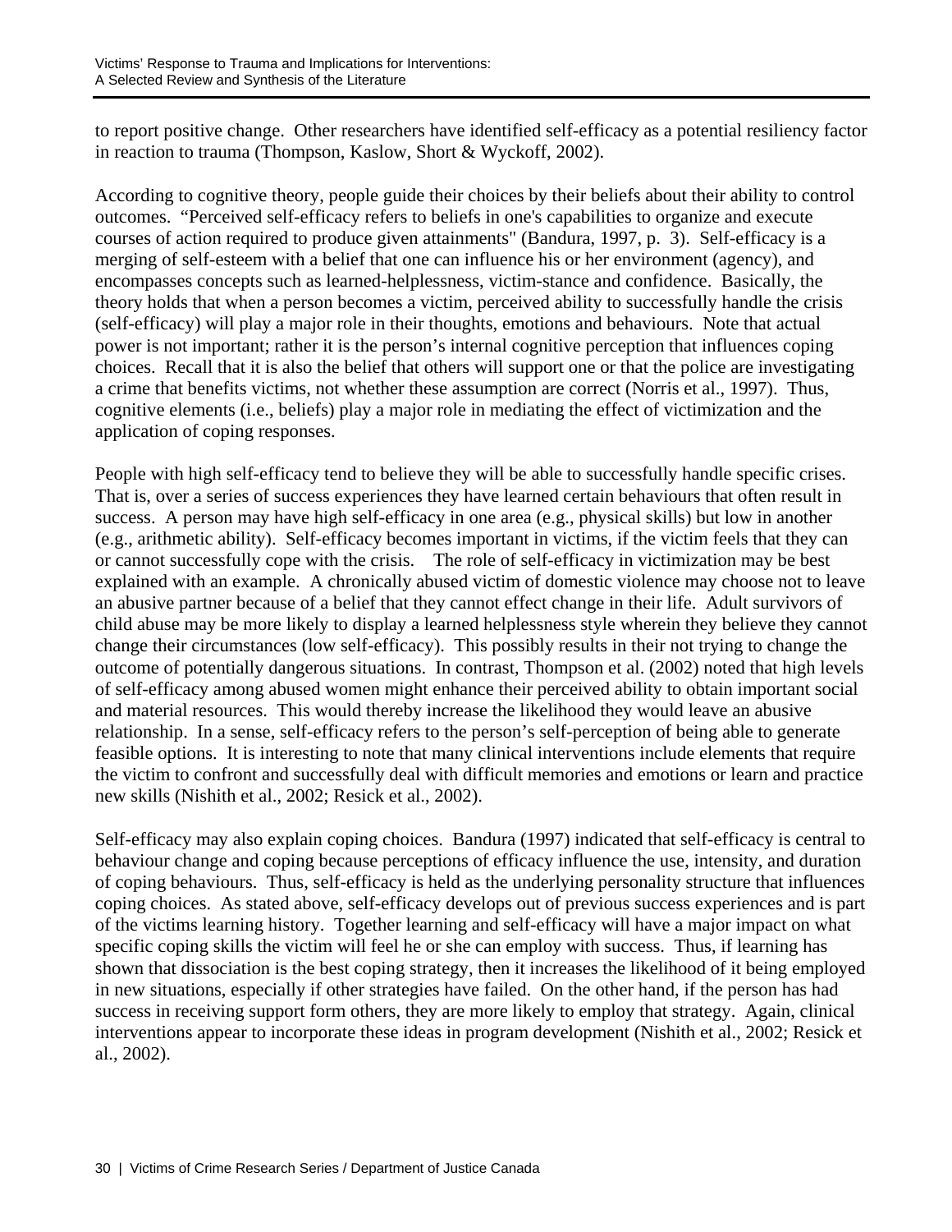to report positive change. Other researchers have identified self-efficacy as a potential resiliency factor in reaction to trauma (Thompson, Kaslow, Short & Wyckoff, 2002).

According to cognitive theory, people guide their choices by their beliefs about their ability to control outcomes. "Perceived self-efficacy refers to beliefs in one's capabilities to organize and execute courses of action required to produce given attainments" (Bandura, 1997, p. 3). Self-efficacy is a merging of self-esteem with a belief that one can influence his or her environment (agency), and encompasses concepts such as learned-helplessness, victim-stance and confidence. Basically, the theory holds that when a person becomes a victim, perceived ability to successfully handle the crisis (self-efficacy) will play a major role in their thoughts, emotions and behaviours. Note that actual power is not important; rather it is the person's internal cognitive perception that influences coping choices. Recall that it is also the belief that others will support one or that the police are investigating a crime that benefits victims, not whether these assumption are correct (Norris et al., 1997). Thus, cognitive elements (i.e., beliefs) play a major role in mediating the effect of victimization and the application of coping responses.

People with high self-efficacy tend to believe they will be able to successfully handle specific crises. That is, over a series of success experiences they have learned certain behaviours that often result in success. A person may have high self-efficacy in one area (e.g., physical skills) but low in another (e.g., arithmetic ability). Self-efficacy becomes important in victims, if the victim feels that they can or cannot successfully cope with the crisis. The role of self-efficacy in victimization may be best explained with an example. A chronically abused victim of domestic violence may choose not to leave an abusive partner because of a belief that they cannot effect change in their life. Adult survivors of child abuse may be more likely to display a learned helplessness style wherein they believe they cannot change their circumstances (low self-efficacy). This possibly results in their not trying to change the outcome of potentially dangerous situations. In contrast, Thompson et al. (2002) noted that high levels of self-efficacy among abused women might enhance their perceived ability to obtain important social and material resources. This would thereby increase the likelihood they would leave an abusive relationship. In a sense, self-efficacy refers to the person's self-perception of being able to generate feasible options. It is interesting to note that many clinical interventions include elements that require the victim to confront and successfully deal with difficult memories and emotions or learn and practice new skills (Nishith et al., 2002; Resick et al., 2002).

Self-efficacy may also explain coping choices. Bandura (1997) indicated that self-efficacy is central to behaviour change and coping because perceptions of efficacy influence the use, intensity, and duration of coping behaviours. Thus, self-efficacy is held as the underlying personality structure that influences coping choices. As stated above, self-efficacy develops out of previous success experiences and is part of the victims learning history. Together learning and self-efficacy will have a major impact on what specific coping skills the victim will feel he or she can employ with success. Thus, if learning has shown that dissociation is the best coping strategy, then it increases the likelihood of it being employed in new situations, especially if other strategies have failed. On the other hand, if the person has had success in receiving support form others, they are more likely to employ that strategy. Again, clinical interventions appear to incorporate these ideas in program development (Nishith et al., 2002; Resick et al., 2002).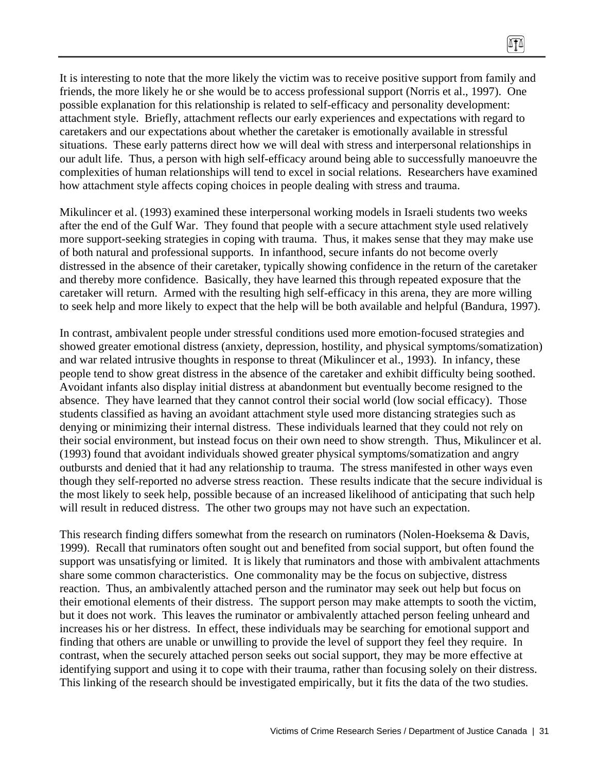It is interesting to note that the more likely the victim was to receive positive support from family and friends, the more likely he or she would be to access professional support (Norris et al., 1997). One possible explanation for this relationship is related to self-efficacy and personality development: attachment style. Briefly, attachment reflects our early experiences and expectations with regard to caretakers and our expectations about whether the caretaker is emotionally available in stressful situations. These early patterns direct how we will deal with stress and interpersonal relationships in our adult life. Thus, a person with high self-efficacy around being able to successfully manoeuvre the complexities of human relationships will tend to excel in social relations. Researchers have examined how attachment style affects coping choices in people dealing with stress and trauma.

Mikulincer et al. (1993) examined these interpersonal working models in Israeli students two weeks after the end of the Gulf War. They found that people with a secure attachment style used relatively more support-seeking strategies in coping with trauma. Thus, it makes sense that they may make use of both natural and professional supports. In infanthood, secure infants do not become overly distressed in the absence of their caretaker, typically showing confidence in the return of the caretaker and thereby more confidence. Basically, they have learned this through repeated exposure that the caretaker will return. Armed with the resulting high self-efficacy in this arena, they are more willing to seek help and more likely to expect that the help will be both available and helpful (Bandura, 1997).

In contrast, ambivalent people under stressful conditions used more emotion-focused strategies and showed greater emotional distress (anxiety, depression, hostility, and physical symptoms/somatization) and war related intrusive thoughts in response to threat (Mikulincer et al., 1993). In infancy, these people tend to show great distress in the absence of the caretaker and exhibit difficulty being soothed. Avoidant infants also display initial distress at abandonment but eventually become resigned to the absence. They have learned that they cannot control their social world (low social efficacy). Those students classified as having an avoidant attachment style used more distancing strategies such as denying or minimizing their internal distress. These individuals learned that they could not rely on their social environment, but instead focus on their own need to show strength. Thus, Mikulincer et al. (1993) found that avoidant individuals showed greater physical symptoms/somatization and angry outbursts and denied that it had any relationship to trauma. The stress manifested in other ways even though they self-reported no adverse stress reaction. These results indicate that the secure individual is the most likely to seek help, possible because of an increased likelihood of anticipating that such help will result in reduced distress. The other two groups may not have such an expectation.

This research finding differs somewhat from the research on ruminators (Nolen-Hoeksema & Davis, 1999). Recall that ruminators often sought out and benefited from social support, but often found the support was unsatisfying or limited. It is likely that ruminators and those with ambivalent attachments share some common characteristics. One commonality may be the focus on subjective, distress reaction. Thus, an ambivalently attached person and the ruminator may seek out help but focus on their emotional elements of their distress. The support person may make attempts to sooth the victim, but it does not work. This leaves the ruminator or ambivalently attached person feeling unheard and increases his or her distress. In effect, these individuals may be searching for emotional support and finding that others are unable or unwilling to provide the level of support they feel they require. In contrast, when the securely attached person seeks out social support, they may be more effective at identifying support and using it to cope with their trauma, rather than focusing solely on their distress. This linking of the research should be investigated empirically, but it fits the data of the two studies.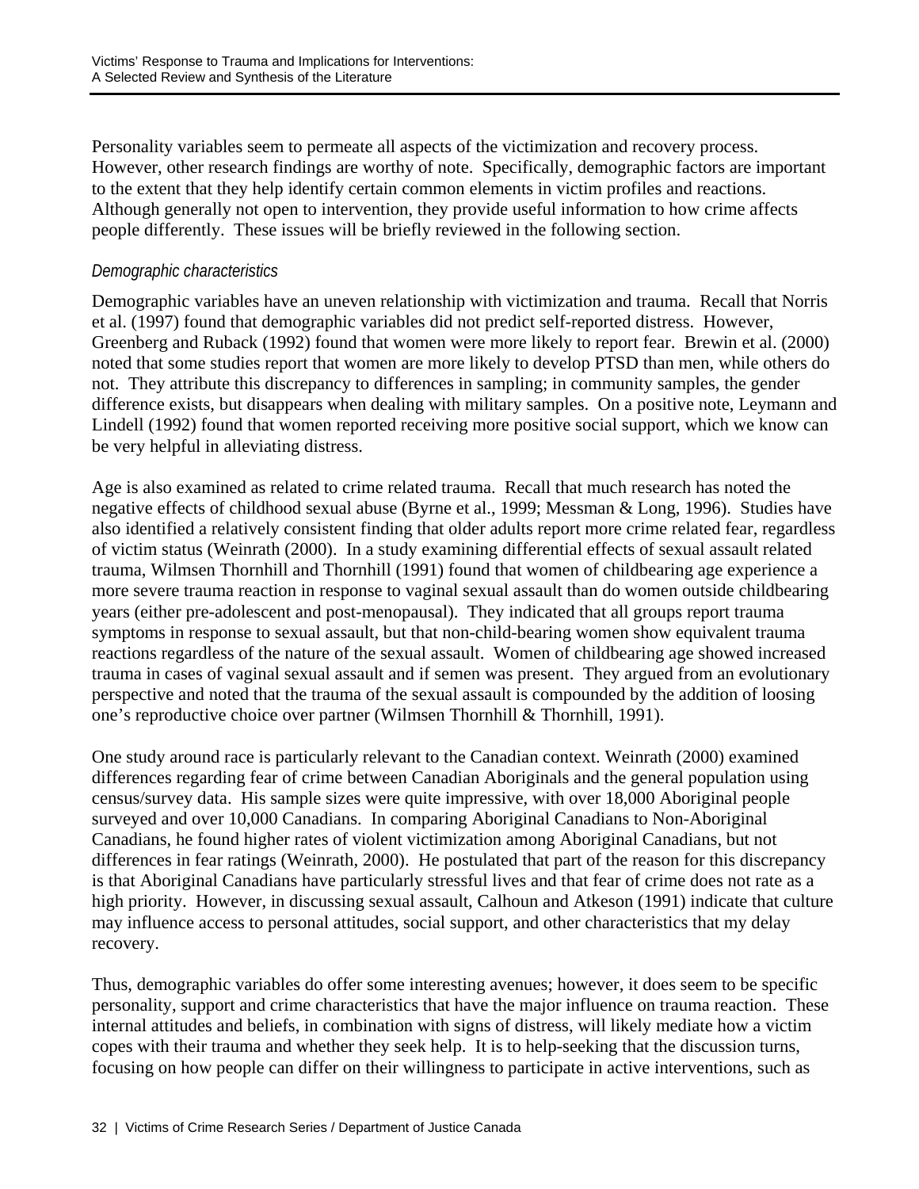Personality variables seem to permeate all aspects of the victimization and recovery process. However, other research findings are worthy of note. Specifically, demographic factors are important to the extent that they help identify certain common elements in victim profiles and reactions. Although generally not open to intervention, they provide useful information to how crime affects people differently. These issues will be briefly reviewed in the following section.

*Demographic characteristics*

Demographic variables have an uneven relationship with victimization and trauma. Recall that Norris et al. (1997) found that demographic variables did not predict self-reported distress. However, Greenberg and Ruback (1992) found that women were more likely to report fear. Brewin et al. (2000) noted that some studies report that women are more likely to develop PTSD than men, while others do not. They attribute this discrepancy to differences in sampling; in community samples, the gender difference exists, but disappears when dealing with military samples. On a positive note, Leymann and Lindell (1992) found that women reported receiving more positive social support, which we know can be very helpful in alleviating distress.

Age is also examined as related to crime related trauma. Recall that much research has noted the negative effects of childhood sexual abuse (Byrne et al., 1999; Messman & Long, 1996). Studies have also identified a relatively consistent finding that older adults report more crime related fear, regardless of victim status (Weinrath (2000). In a study examining differential effects of sexual assault related trauma, Wilmsen Thornhill and Thornhill (1991) found that women of childbearing age experience a more severe trauma reaction in response to vaginal sexual assault than do women outside childbearing years (either pre-adolescent and post-menopausal). They indicated that all groups report trauma symptoms in response to sexual assault, but that non-child-bearing women show equivalent trauma reactions regardless of the nature of the sexual assault. Women of childbearing age showed increased trauma in cases of vaginal sexual assault and if semen was present. They argued from an evolutionary perspective and noted that the trauma of the sexual assault is compounded by the addition of loosing one's reproductive choice over partner (Wilmsen Thornhill & Thornhill, 1991).

One study around race is particularly relevant to the Canadian context. Weinrath (2000) examined differences regarding fear of crime between Canadian Aboriginals and the general population using census/survey data. His sample sizes were quite impressive, with over 18,000 Aboriginal people surveyed and over 10,000 Canadians. In comparing Aboriginal Canadians to Non-Aboriginal Canadians, he found higher rates of violent victimization among Aboriginal Canadians, but not differences in fear ratings (Weinrath, 2000). He postulated that part of the reason for this discrepancy is that Aboriginal Canadians have particularly stressful lives and that fear of crime does not rate as a high priority. However, in discussing sexual assault, Calhoun and Atkeson (1991) indicate that culture may influence access to personal attitudes, social support, and other characteristics that my delay recovery.

Thus, demographic variables do offer some interesting avenues; however, it does seem to be specific personality, support and crime characteristics that have the major influence on trauma reaction. These internal attitudes and beliefs, in combination with signs of distress, will likely mediate how a victim copes with their trauma and whether they seek help. It is to help-seeking that the discussion turns, focusing on how people can differ on their willingness to participate in active interventions, such as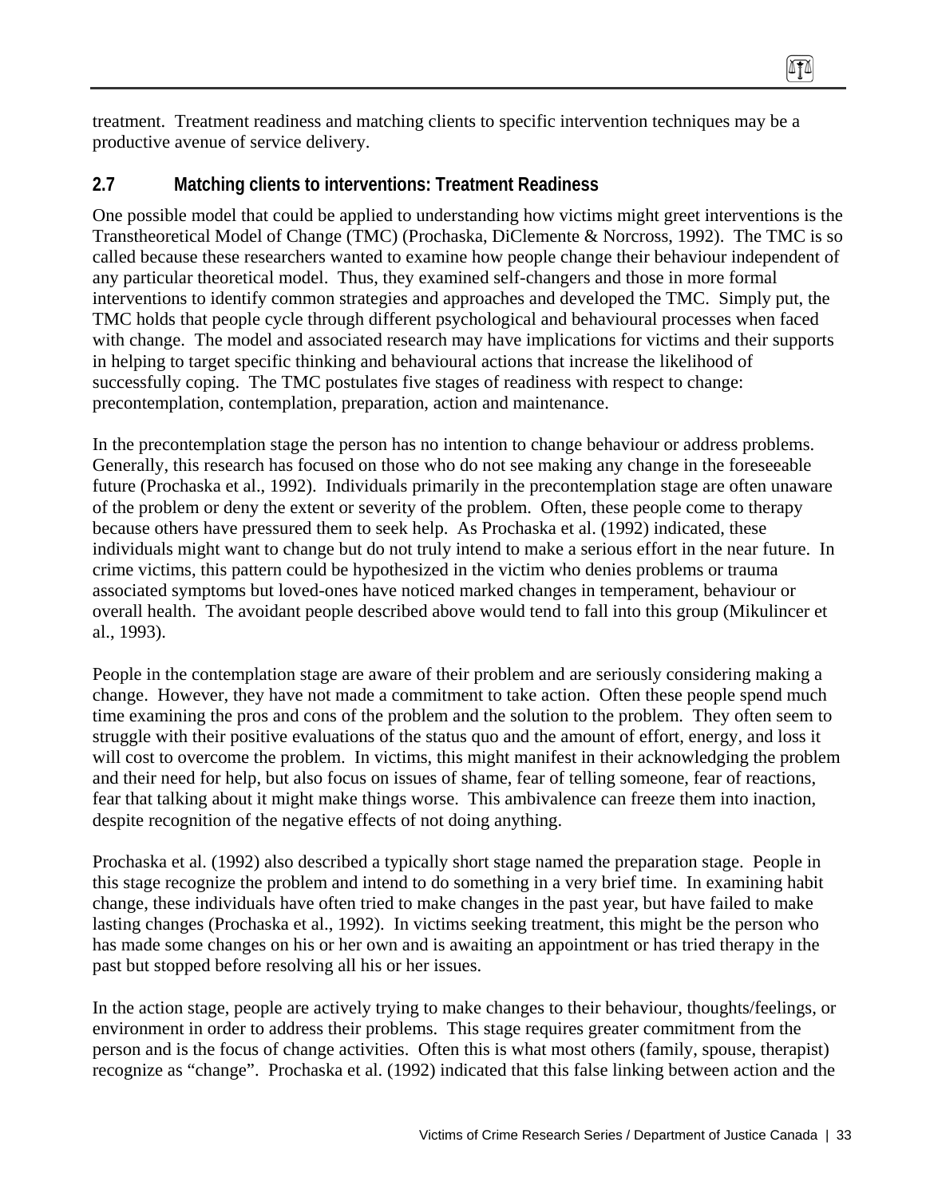treatment. Treatment readiness and matching clients to specific intervention techniques may be a productive avenue of service delivery.

## 2.7 Matching clients to interventions: Treatment Readiness

One possible model that could be applied to understanding how victims might greet interventions is the Transtheoretical Model of Change (TMC) (Prochaska, DiClemente & Norcross, 1992). The TMC is so called because these researchers wanted to examine how people change their behaviour independent of any particular theoretical model. Thus, they examined self-changers and those in more formal interventions to identify common strategies and approaches and developed the TMC. Simply put, the TMC holds that people cycle through different psychological and behavioural processes when faced with change. The model and associated research may have implications for victims and their supports in helping to target specific thinking and behavioural actions that increase the likelihood of successfully coping. The TMC postulates five stages of readiness with respect to change: precontemplation, contemplation, preparation, action and maintenance.

In the precontemplation stage the person has no intention to change behaviour or address problems. Generally, this research has focused on those who do not see making any change in the foreseeable future (Prochaska et al., 1992). Individuals primarily in the precontemplation stage are often unaware of the problem or deny the extent or severity of the problem. Often, these people come to therapy because others have pressured them to seek help. As Prochaska et al. (1992) indicated, these individuals might want to change but do not truly intend to make a serious effort in the near future. In crime victims, this pattern could be hypothesized in the victim who denies problems or trauma associated symptoms but loved-ones have noticed marked changes in temperament, behaviour or overall health. The avoidant people described above would tend to fall into this group (Mikulincer et al., 1993).

People in the contemplation stage are aware of their problem and are seriously considering making a change. However, they have not made a commitment to take action. Often these people spend much time examining the pros and cons of the problem and the solution to the problem. They often seem to struggle with their positive evaluations of the status quo and the amount of effort, energy, and loss it will cost to overcome the problem. In victims, this might manifest in their acknowledging the problem and their need for help, but also focus on issues of shame, fear of telling someone, fear of reactions, fear that talking about it might make things worse. This ambivalence can freeze them into inaction, despite recognition of the negative effects of not doing anything.

Prochaska et al. (1992) also described a typically short stage named the preparation stage. People in this stage recognize the problem and intend to do something in a very brief time. In examining habit change, these individuals have often tried to make changes in the past year, but have failed to make lasting changes (Prochaska et al., 1992). In victims seeking treatment, this might be the person who has made some changes on his or her own and is awaiting an appointment or has tried therapy in the past but stopped before resolving all his or her issues.

In the action stage, people are actively trying to make changes to their behaviour, thoughts/feelings, or environment in order to address their problems. This stage requires greater commitment from the person and is the focus of change activities. Often this is what most others (family, spouse, therapist) recognize as "change". Prochaska et al. (1992) indicated that this false linking between action and the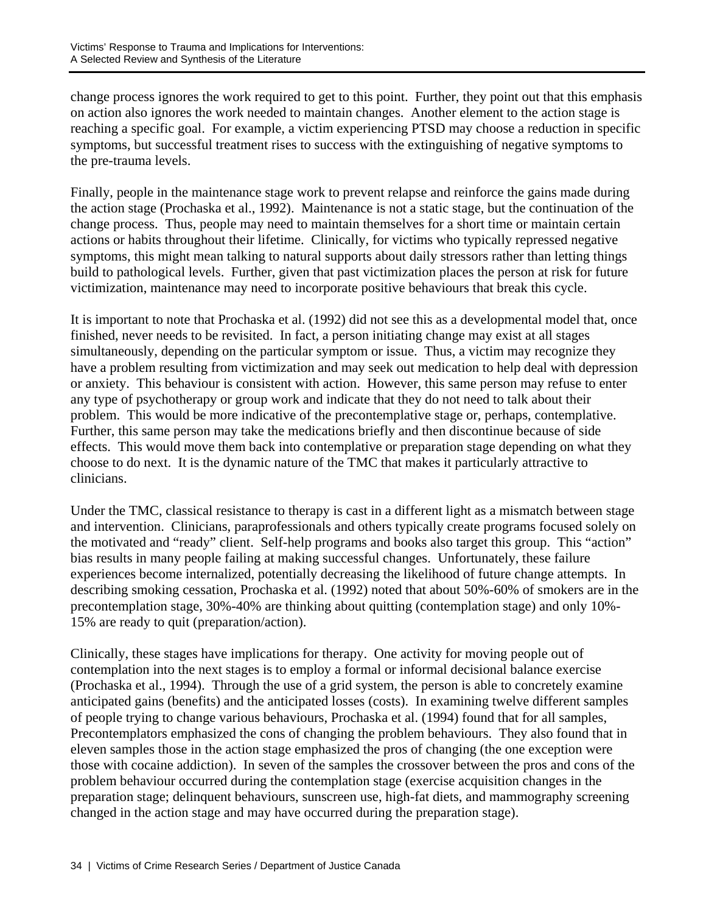change process ignores the work required to get to this point. Further, they point out that this emphasis on action also ignores the work needed to maintain changes. Another element to the action stage is reaching a specific goal. For example, a victim experiencing PTSD may choose a reduction in specific symptoms, but successful treatment rises to success with the extinguishing of negative symptoms to the pre-trauma levels.

Finally, people in the maintenance stage work to prevent relapse and reinforce the gains made during the action stage (Prochaska et al., 1992). Maintenance is not a static stage, but the continuation of the change process. Thus, people may need to maintain themselves for a short time or maintain certain actions or habits throughout their lifetime. Clinically, for victims who typically repressed negative symptoms, this might mean talking to natural supports about daily stressors rather than letting things build to pathological levels. Further, given that past victimization places the person at risk for future victimization, maintenance may need to incorporate positive behaviours that break this cycle.

It is important to note that Prochaska et al. (1992) did not see this as a developmental model that, once finished, never needs to be revisited. In fact, a person initiating change may exist at all stages simultaneously, depending on the particular symptom or issue. Thus, a victim may recognize they have a problem resulting from victimization and may seek out medication to help deal with depression or anxiety. This behaviour is consistent with action. However, this same person may refuse to enter any type of psychotherapy or group work and indicate that they do not need to talk about their problem. This would be more indicative of the precontemplative stage or, perhaps, contemplative. Further, this same person may take the medications briefly and then discontinue because of side effects. This would move them back into contemplative or preparation stage depending on what they choose to do next. It is the dynamic nature of the TMC that makes it particularly attractive to clinicians.

Under the TMC, classical resistance to therapy is cast in a different light as a mismatch between stage and intervention. Clinicians, paraprofessionals and others typically create programs focused solely on the motivated and "ready" client. Self-help programs and books also target this group. This "action" bias results in many people failing at making successful changes. Unfortunately, these failure experiences become internalized, potentially decreasing the likelihood of future change attempts. In describing smoking cessation, Prochaska et al. (1992) noted that about 50%-60% of smokers are in the precontemplation stage, 30%-40% are thinking about quitting (contemplation stage) and only 10%-15% are ready to quit (preparation/action).

Clinically, these stages have implications for therapy. One activity for moving people out of contemplation into the next stages is to employ a formal or informal decisional balance exercise (Prochaska et al., 1994). Through the use of a grid system, the person is able to concretely examine anticipated gains (benefits) and the anticipated losses (costs). In examining twelve different samples of people trying to change various behaviours, Prochaska et al. (1994) found that for all samples, Precontemplators emphasized the cons of changing the problem behaviours. They also found that in eleven samples those in the action stage emphasized the pros of changing (the one exception were those with cocaine addiction). In seven of the samples the crossover between the pros and cons of the problem behaviour occurred during the contemplation stage (exercise acquisition changes in the preparation stage; delinquent behaviours, sunscreen use, high-fat diets, and mammography screening changed in the action stage and may have occurred during the preparation stage).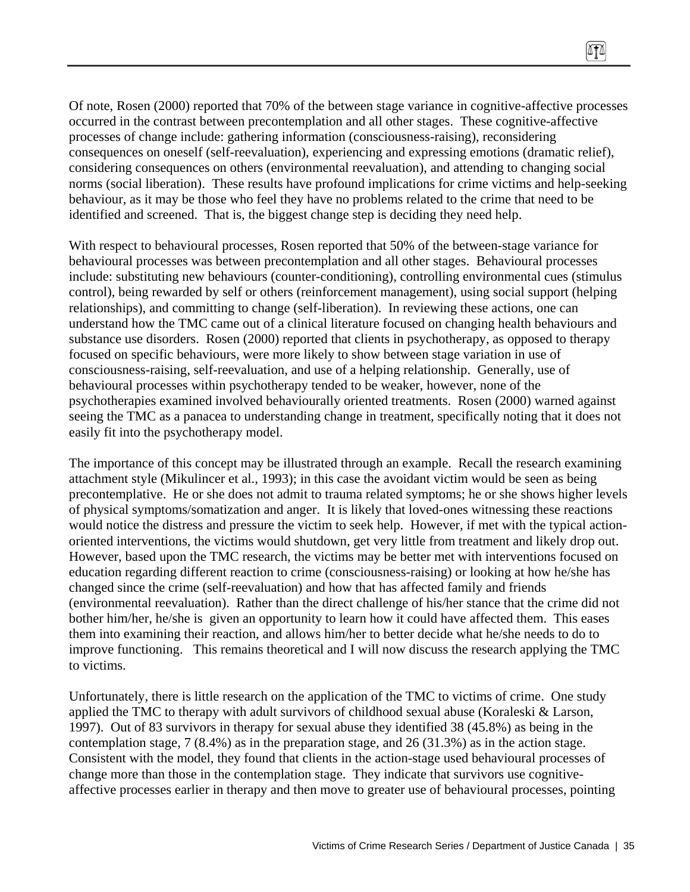Of note, Rosen (2000) reported that 70% of the between stage variance in cognitive-affective processes occurred in the contrast between precontemplation and all other stages. These cognitive-affective processes of change include: gathering information (consciousness-raising), reconsidering consequences on oneself (self-reevaluation), experiencing and expressing emotions (dramatic relief), considering consequences on others (environmental reevaluation), and attending to changing social norms (social liberation). These results have profound implications for crime victims and help-seeking behaviour, as it may be those who feel they have no problems related to the crime that need to be identified and screened. That is, the biggest change step is deciding they need help.

With respect to behavioural processes, Rosen reported that 50% of the between-stage variance for behavioural processes was between precontemplation and all other stages. Behavioural processes include: substituting new behaviours (counter-conditioning), controlling environmental cues (stimulus control), being rewarded by self or others (reinforcement management), using social support (helping relationships), and committing to change (self-liberation). In reviewing these actions, one can understand how the TMC came out of a clinical literature focused on changing health behaviours and substance use disorders. Rosen (2000) reported that clients in psychotherapy, as opposed to therapy focused on specific behaviours, were more likely to show between stage variation in use of consciousness-raising, self-reevaluation, and use of a helping relationship. Generally, use of behavioural processes within psychotherapy tended to be weaker, however, none of the psychotherapies examined involved behaviourally oriented treatments. Rosen (2000) warned against seeing the TMC as a panacea to understanding change in treatment, specifically noting that it does not easily fit into the psychotherapy model.

The importance of this concept may be illustrated through an example. Recall the research examining attachment style (Mikulincer et al., 1993); in this case the avoidant victim would be seen as being precontemplative. He or she does not admit to trauma related symptoms; he or she shows higher levels of physical symptoms/somatization and anger. It is likely that loved-ones witnessing these reactions would notice the distress and pressure the victim to seek help. However, if met with the typical action-oriented interventions, the victims would shutdown, get very little from treatment and likely drop out. However, based upon the TMC research, the victims may be better met with interventions focused on education regarding different reaction to crime (consciousness-raising) or looking at how he/she has changed since the crime (self-reevaluation) and how that has affected family and friends (environmental reevaluation). Rather than the direct challenge of his/her stance that the crime did not bother him/her, he/she is given an opportunity to learn how it could have affected them. This eases them into examining their reaction, and allows him/her to better decide what he/she needs to do to improve functioning. This remains theoretical and I will now discuss the research applying the TMC to victims.

Unfortunately, there is little research on the application of the TMC to victims of crime. One study applied the TMC to therapy with adult survivors of childhood sexual abuse (Koraleski & Larson, 1997). Out of 83 survivors in therapy for sexual abuse they identified 38 (45.8%) as being in the contemplation stage, 7 (8.4%) as in the preparation stage, and 26 (31.3%) as in the action stage. Consistent with the model, they found that clients in the action-stage used behavioural processes of change more than those in the contemplation stage. They indicate that survivors use cognitive-affective processes earlier in therapy and then move to greater use of behavioural processes, pointing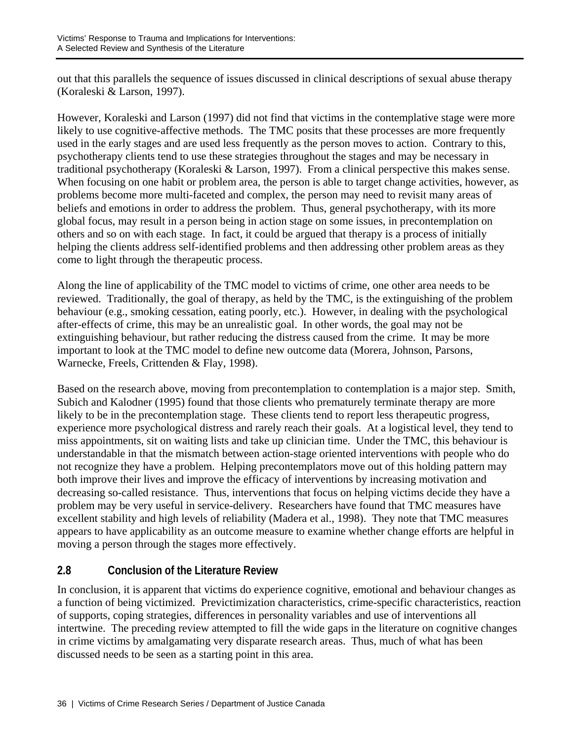out that this parallels the sequence of issues discussed in clinical descriptions of sexual abuse therapy (Koraleski & Larson, 1997).

However, Koraleski and Larson (1997) did not find that victims in the contemplative stage were more likely to use cognitive-affective methods. The TMC posits that these processes are more frequently used in the early stages and are used less frequently as the person moves to action. Contrary to this, psychotherapy clients tend to use these strategies throughout the stages and may be necessary in traditional psychotherapy (Koraleski & Larson, 1997). From a clinical perspective this makes sense. When focusing on one habit or problem area, the person is able to target change activities, however, as problems become more multi-faceted and complex, the person may need to revisit many areas of beliefs and emotions in order to address the problem. Thus, general psychotherapy, with its more global focus, may result in a person being in action stage on some issues, in precontemplation on others and so on with each stage. In fact, it could be argued that therapy is a process of initially helping the clients address self-identified problems and then addressing other problem areas as they come to light through the therapeutic process.

Along the line of applicability of the TMC model to victims of crime, one other area needs to be reviewed. Traditionally, the goal of therapy, as held by the TMC, is the extinguishing of the problem behaviour (e.g., smoking cessation, eating poorly, etc.). However, in dealing with the psychological after-effects of crime, this may be an unrealistic goal. In other words, the goal may not be extinguishing behaviour, but rather reducing the distress caused from the crime. It may be more important to look at the TMC model to define new outcome data (Morera, Johnson, Parsons, Warnecke, Freels, Crittenden & Flay, 1998).

Based on the research above, moving from precontemplation to contemplation is a major step. Smith, Subich and Kalodner (1995) found that those clients who prematurely terminate therapy are more likely to be in the precontemplation stage. These clients tend to report less therapeutic progress, experience more psychological distress and rarely reach their goals. At a logistical level, they tend to miss appointments, sit on waiting lists and take up clinician time. Under the TMC, this behaviour is understandable in that the mismatch between action-stage oriented interventions with people who do not recognize they have a problem. Helping precontemplators move out of this holding pattern may both improve their lives and improve the efficacy of interventions by increasing motivation and decreasing so-called resistance. Thus, interventions that focus on helping victims decide they have a problem may be very useful in service-delivery. Researchers have found that TMC measures have excellent stability and high levels of reliability (Madera et al., 1998). They note that TMC measures appears to have applicability as an outcome measure to examine whether change efforts are helpful in moving a person through the stages more effectively.

## 2.8 Conclusion of the Literature Review

In conclusion, it is apparent that victims do experience cognitive, emotional and behaviour changes as a function of being victimized. Previctimization characteristics, crime-specific characteristics, reaction of supports, coping strategies, differences in personality variables and use of interventions all intertwine. The preceding review attempted to fill the wide gaps in the literature on cognitive changes in crime victims by amalgamating very disparate research areas. Thus, much of what has been discussed needs to be seen as a starting point in this area.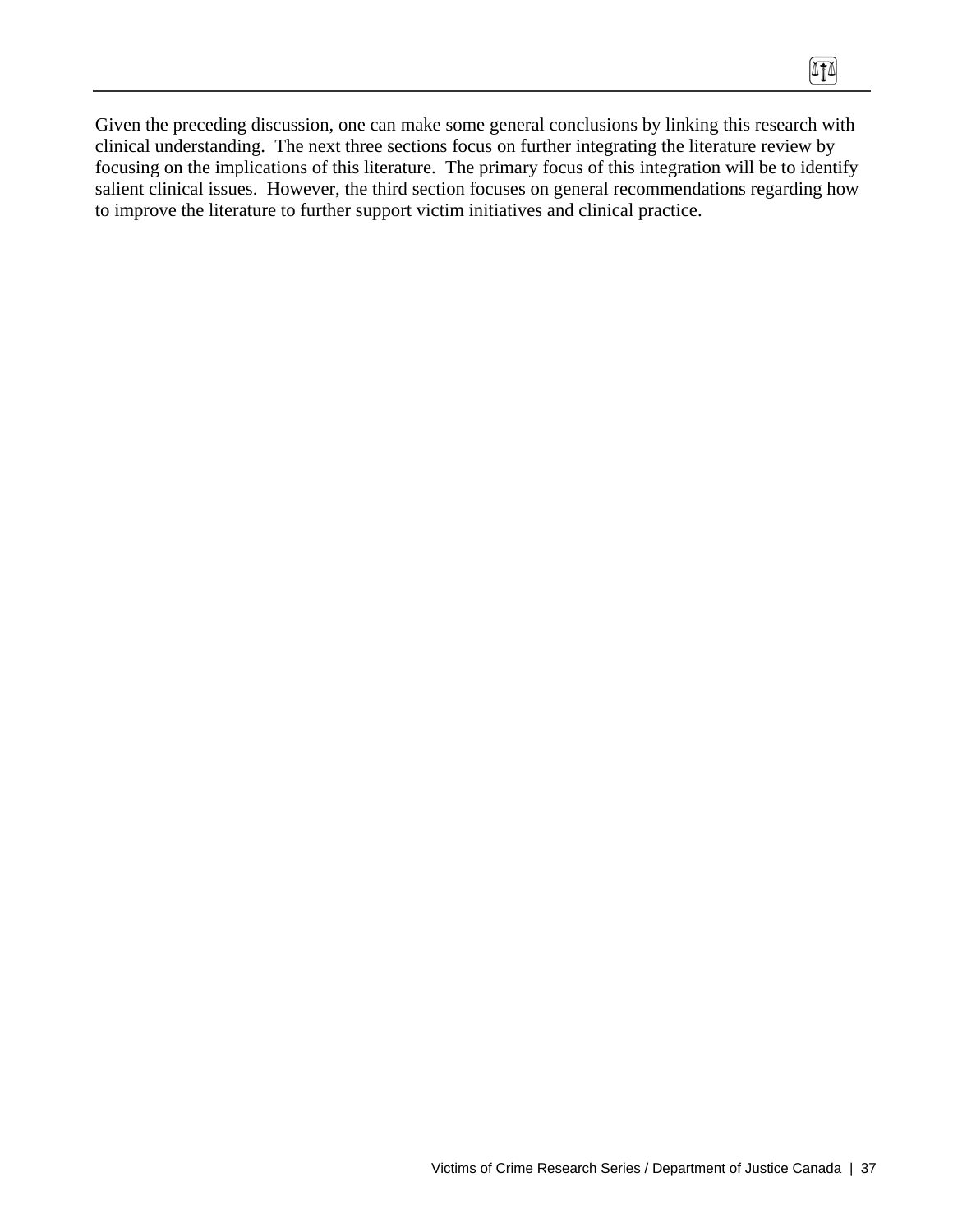Given the preceding discussion, one can make some general conclusions by linking this research with clinical understanding.  The next three sections focus on further integrating the literature review by focusing on the implications of this literature.  The primary focus of this integration will be to identify salient clinical issues.  However, the third section focuses on general recommendations regarding how to improve the literature to further support victim initiatives and clinical practice.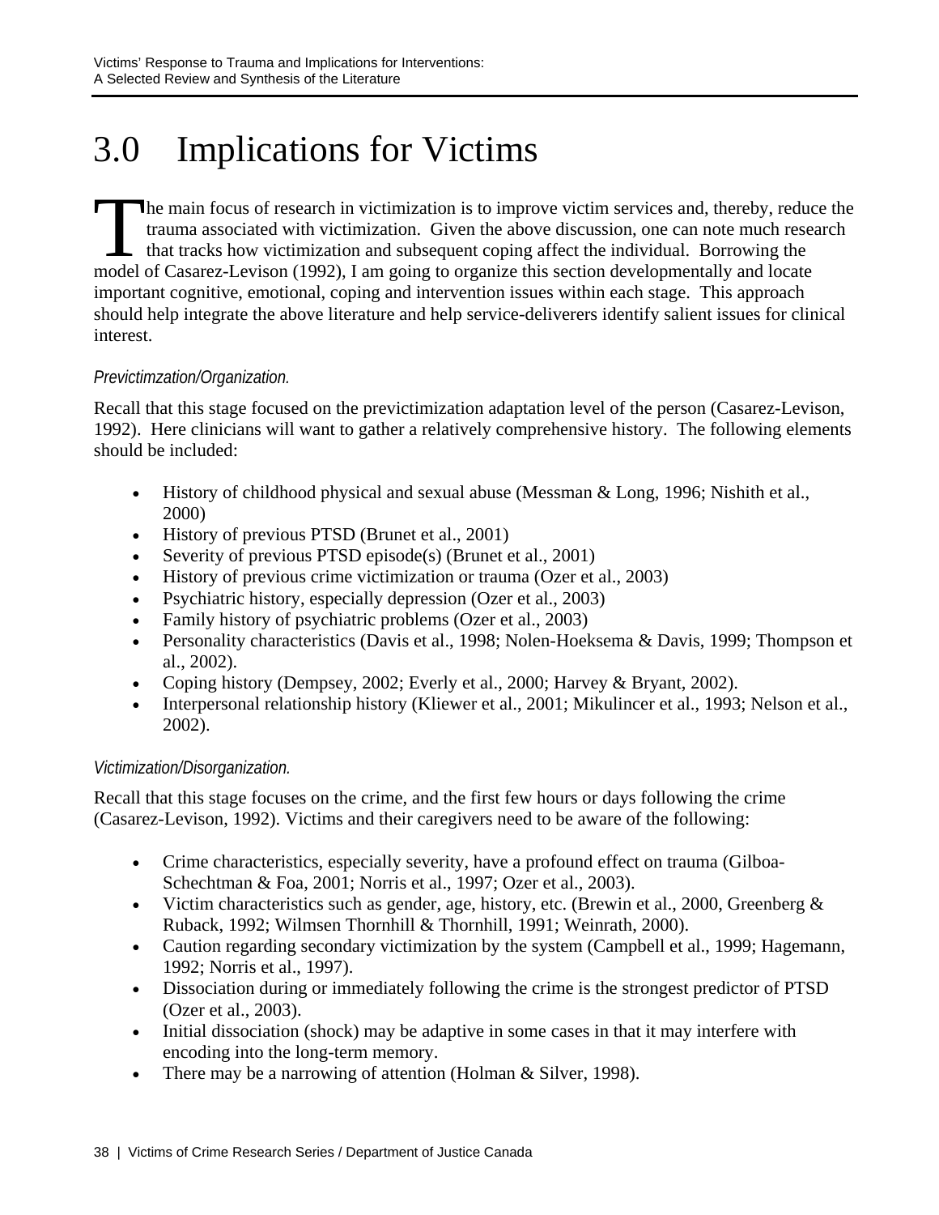# 3.0 Implications for Victims

The main focus of research in victimization is to improve victim services and, thereby, reduce the trauma associated with victimization. Given the above discussion, one can note much research that tracks how victimization and subsequent coping affect the individual. Borrowing the model of Casarez-Levison (1992), I am going to organize this section developmentally and locate important cognitive, emotional, coping and intervention issues within each stage. This approach should help integrate the above literature and help service-deliverers identify salient issues for clinical interest.

*Previctimzation/Organization.*

Recall that this stage focused on the previctimization adaptation level of the person (Casarez-Levison, 1992). Here clinicians will want to gather a relatively comprehensive history. The following elements should be included:

- History of childhood physical and sexual abuse (Messman & Long, 1996; Nishith et al., 2000)
- History of previous PTSD (Brunet et al., 2001)
- Severity of previous PTSD episode(s) (Brunet et al., 2001)
- History of previous crime victimization or trauma (Ozer et al., 2003)
- Psychiatric history, especially depression (Ozer et al., 2003)
- Family history of psychiatric problems (Ozer et al., 2003)
- Personality characteristics (Davis et al., 1998; Nolen-Hoeksema & Davis, 1999; Thompson et al., 2002).
- Coping history (Dempsey, 2002; Everly et al., 2000; Harvey & Bryant, 2002).
- Interpersonal relationship history (Kliewer et al., 2001; Mikulincer et al., 1993; Nelson et al., 2002).

*Victimization/Disorganization.*

Recall that this stage focuses on the crime, and the first few hours or days following the crime (Casarez-Levison, 1992). Victims and their caregivers need to be aware of the following:

- Crime characteristics, especially severity, have a profound effect on trauma (Gilboa-Schechtman & Foa, 2001; Norris et al., 1997; Ozer et al., 2003).
- Victim characteristics such as gender, age, history, etc. (Brewin et al., 2000, Greenberg & Ruback, 1992; Wilmsen Thornhill & Thornhill, 1991; Weinrath, 2000).
- Caution regarding secondary victimization by the system (Campbell et al., 1999; Hagemann, 1992; Norris et al., 1997).
- Dissociation during or immediately following the crime is the strongest predictor of PTSD (Ozer et al., 2003).
- Initial dissociation (shock) may be adaptive in some cases in that it may interfere with encoding into the long-term memory.
- There may be a narrowing of attention (Holman & Silver, 1998).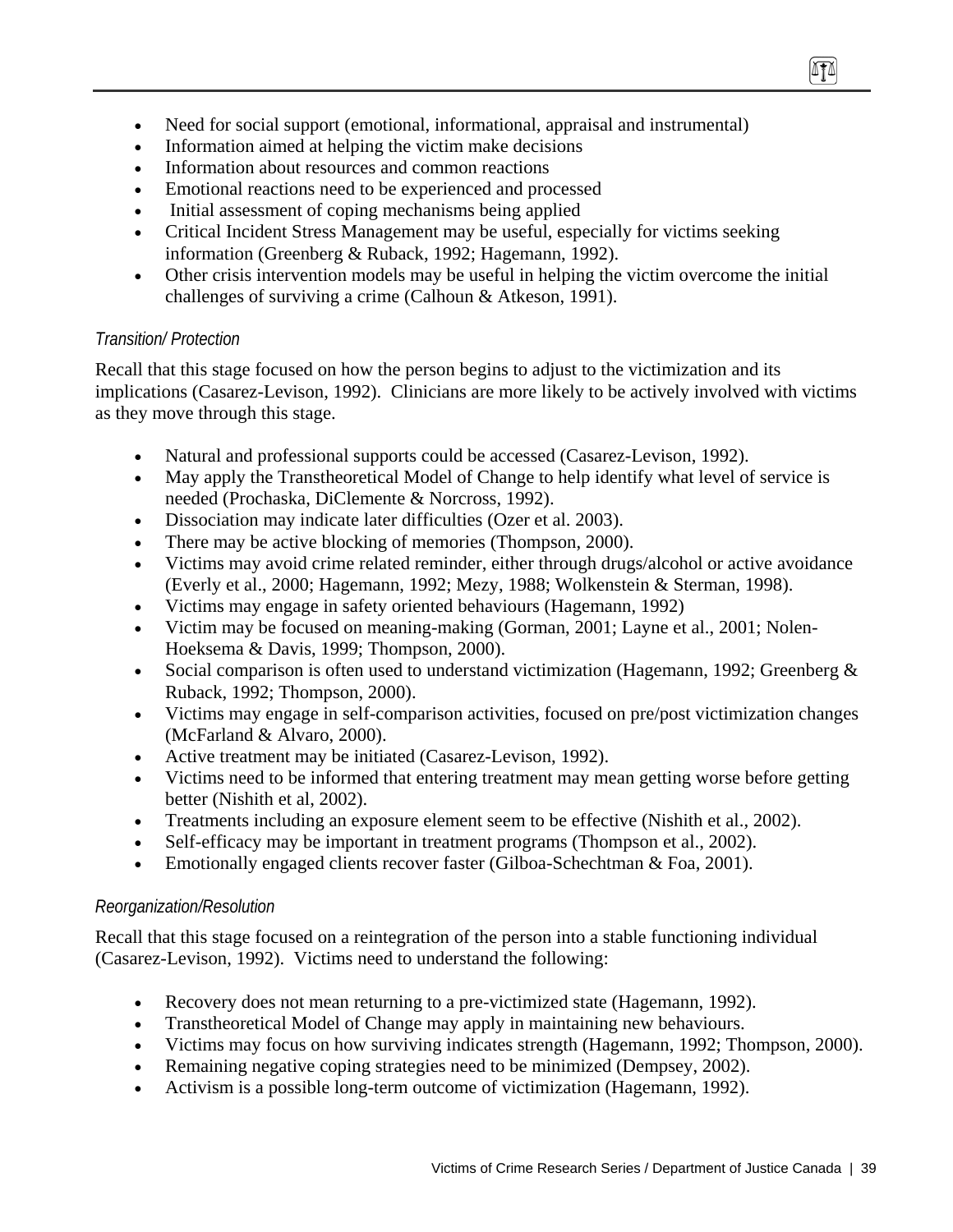- Need for social support (emotional, informational, appraisal and instrumental)
- Information aimed at helping the victim make decisions
- Information about resources and common reactions
- Emotional reactions need to be experienced and processed
- Initial assessment of coping mechanisms being applied
- Critical Incident Stress Management may be useful, especially for victims seeking information (Greenberg & Ruback, 1992; Hagemann, 1992).
- Other crisis intervention models may be useful in helping the victim overcome the initial challenges of surviving a crime (Calhoun & Atkeson, 1991).

*Transition/ Protection*

Recall that this stage focused on how the person begins to adjust to the victimization and its implications (Casarez-Levison, 1992). Clinicians are more likely to be actively involved with victims as they move through this stage.

- Natural and professional supports could be accessed (Casarez-Levison, 1992).
- May apply the Transtheoretical Model of Change to help identify what level of service is needed (Prochaska, DiClemente & Norcross, 1992).
- Dissociation may indicate later difficulties (Ozer et al. 2003).
- There may be active blocking of memories (Thompson, 2000).
- Victims may avoid crime related reminder, either through drugs/alcohol or active avoidance (Everly et al., 2000; Hagemann, 1992; Mezy, 1988; Wolkenstein & Sterman, 1998).
- Victims may engage in safety oriented behaviours (Hagemann, 1992)
- Victim may be focused on meaning-making (Gorman, 2001; Layne et al., 2001; Nolen-Hoeksema & Davis, 1999; Thompson, 2000).
- Social comparison is often used to understand victimization (Hagemann, 1992; Greenberg & Ruback, 1992; Thompson, 2000).
- Victims may engage in self-comparison activities, focused on pre/post victimization changes (McFarland & Alvaro, 2000).
- Active treatment may be initiated (Casarez-Levison, 1992).
- Victims need to be informed that entering treatment may mean getting worse before getting better (Nishith et al, 2002).
- Treatments including an exposure element seem to be effective (Nishith et al., 2002).
- Self-efficacy may be important in treatment programs (Thompson et al., 2002).
- Emotionally engaged clients recover faster (Gilboa-Schechtman & Foa, 2001).

*Reorganization/Resolution*

Recall that this stage focused on a reintegration of the person into a stable functioning individual (Casarez-Levison, 1992). Victims need to understand the following:

- Recovery does not mean returning to a pre-victimized state (Hagemann, 1992).
- Transtheoretical Model of Change may apply in maintaining new behaviours.
- Victims may focus on how surviving indicates strength (Hagemann, 1992; Thompson, 2000).
- Remaining negative coping strategies need to be minimized (Dempsey, 2002).
- Activism is a possible long-term outcome of victimization (Hagemann, 1992).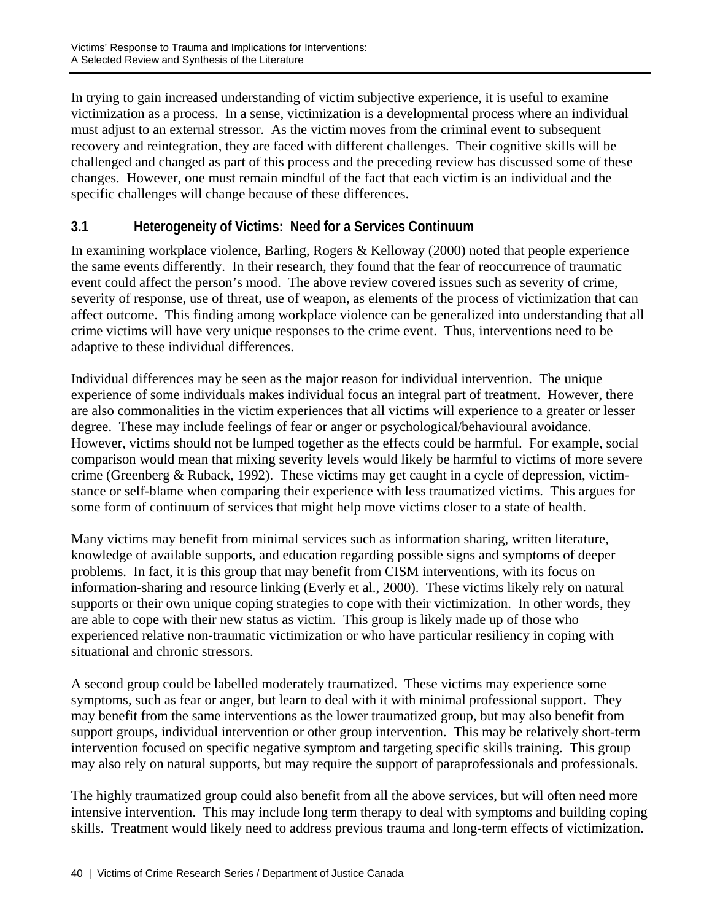In trying to gain increased understanding of victim subjective experience, it is useful to examine victimization as a process. In a sense, victimization is a developmental process where an individual must adjust to an external stressor. As the victim moves from the criminal event to subsequent recovery and reintegration, they are faced with different challenges. Their cognitive skills will be challenged and changed as part of this process and the preceding review has discussed some of these changes. However, one must remain mindful of the fact that each victim is an individual and the specific challenges will change because of these differences.

### 3.1 Heterogeneity of Victims: Need for a Services Continuum

In examining workplace violence, Barling, Rogers & Kelloway (2000) noted that people experience the same events differently. In their research, they found that the fear of reoccurrence of traumatic event could affect the person's mood. The above review covered issues such as severity of crime, severity of response, use of threat, use of weapon, as elements of the process of victimization that can affect outcome. This finding among workplace violence can be generalized into understanding that all crime victims will have very unique responses to the crime event. Thus, interventions need to be adaptive to these individual differences.

Individual differences may be seen as the major reason for individual intervention. The unique experience of some individuals makes individual focus an integral part of treatment. However, there are also commonalities in the victim experiences that all victims will experience to a greater or lesser degree. These may include feelings of fear or anger or psychological/behavioural avoidance. However, victims should not be lumped together as the effects could be harmful. For example, social comparison would mean that mixing severity levels would likely be harmful to victims of more severe crime (Greenberg & Ruback, 1992). These victims may get caught in a cycle of depression, victim-stance or self-blame when comparing their experience with less traumatized victims. This argues for some form of continuum of services that might help move victims closer to a state of health.

Many victims may benefit from minimal services such as information sharing, written literature, knowledge of available supports, and education regarding possible signs and symptoms of deeper problems. In fact, it is this group that may benefit from CISM interventions, with its focus on information-sharing and resource linking (Everly et al., 2000). These victims likely rely on natural supports or their own unique coping strategies to cope with their victimization. In other words, they are able to cope with their new status as victim. This group is likely made up of those who experienced relative non-traumatic victimization or who have particular resiliency in coping with situational and chronic stressors.

A second group could be labelled moderately traumatized. These victims may experience some symptoms, such as fear or anger, but learn to deal with it with minimal professional support. They may benefit from the same interventions as the lower traumatized group, but may also benefit from support groups, individual intervention or other group intervention. This may be relatively short-term intervention focused on specific negative symptom and targeting specific skills training. This group may also rely on natural supports, but may require the support of paraprofessionals and professionals.

The highly traumatized group could also benefit from all the above services, but will often need more intensive intervention. This may include long term therapy to deal with symptoms and building coping skills. Treatment would likely need to address previous trauma and long-term effects of victimization.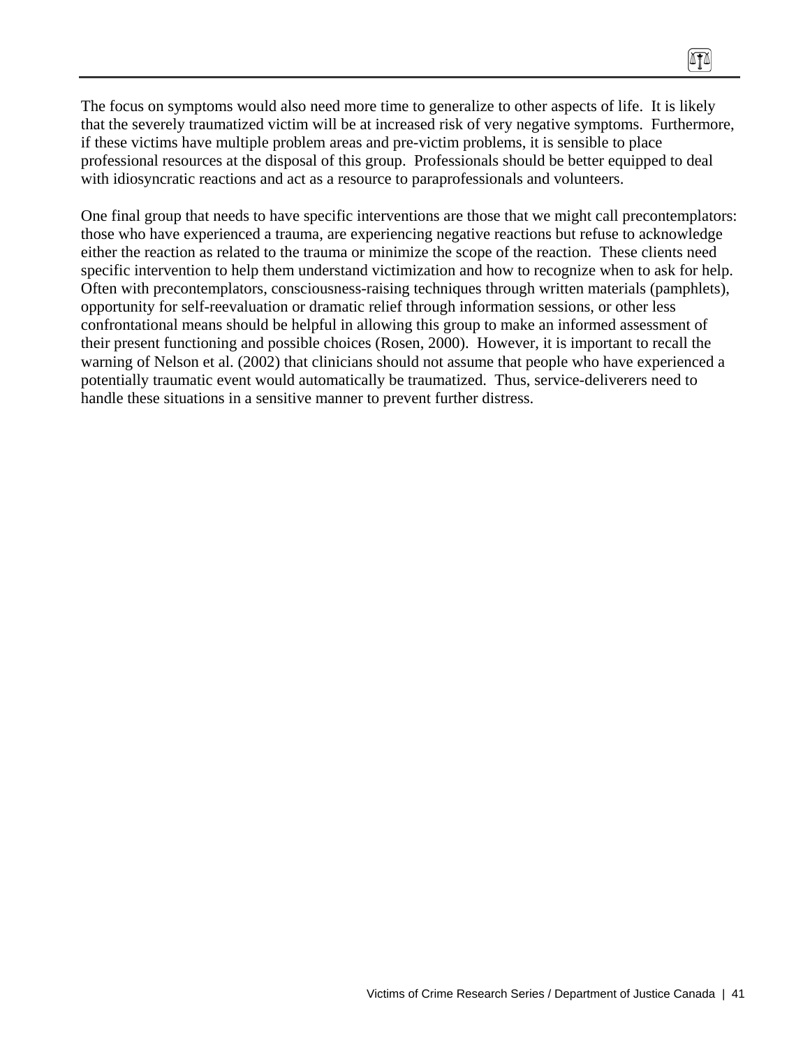The focus on symptoms would also need more time to generalize to other aspects of life. It is likely that the severely traumatized victim will be at increased risk of very negative symptoms. Furthermore, if these victims have multiple problem areas and pre-victim problems, it is sensible to place professional resources at the disposal of this group. Professionals should be better equipped to deal with idiosyncratic reactions and act as a resource to paraprofessionals and volunteers.

One final group that needs to have specific interventions are those that we might call precontemplators: those who have experienced a trauma, are experiencing negative reactions but refuse to acknowledge either the reaction as related to the trauma or minimize the scope of the reaction. These clients need specific intervention to help them understand victimization and how to recognize when to ask for help. Often with precontemplators, consciousness-raising techniques through written materials (pamphlets), opportunity for self-reevaluation or dramatic relief through information sessions, or other less confrontational means should be helpful in allowing this group to make an informed assessment of their present functioning and possible choices (Rosen, 2000). However, it is important to recall the warning of Nelson et al. (2002) that clinicians should not assume that people who have experienced a potentially traumatic event would automatically be traumatized. Thus, service-deliverers need to handle these situations in a sensitive manner to prevent further distress.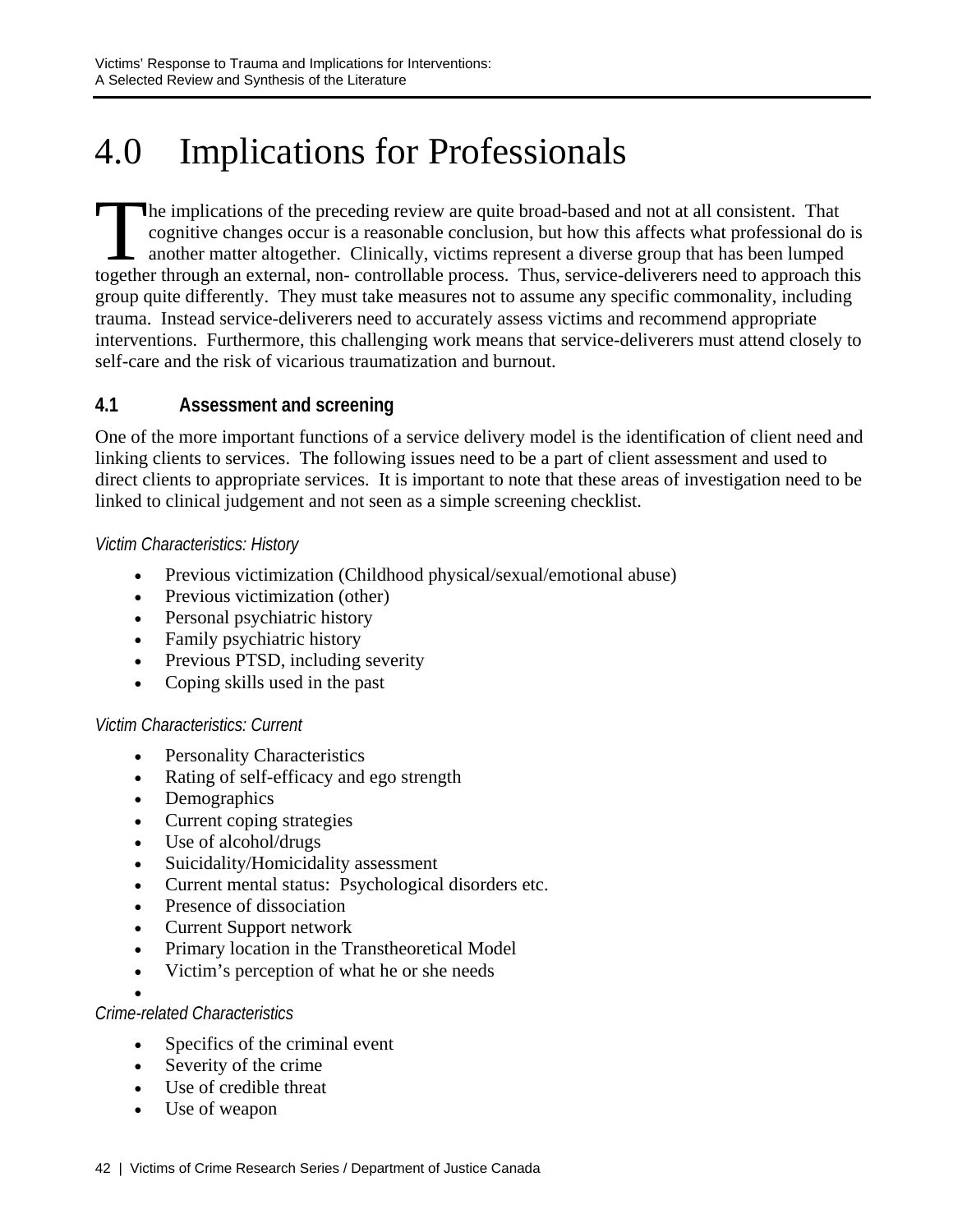# 4.0 Implications for Professionals

The implications of the preceding review are quite broad-based and not at all consistent. That cognitive changes occur is a reasonable conclusion, but how this affects what professional do is another matter altogether. Clinically, victims represent a diverse group that has been lumped together through an external, non- controllable process. Thus, service-deliverers need to approach this group quite differently. They must take measures not to assume any specific commonality, including trauma. Instead service-deliverers need to accurately assess victims and recommend appropriate interventions. Furthermore, this challenging work means that service-deliverers must attend closely to self-care and the risk of vicarious traumatization and burnout.

## 4.1 Assessment and screening

One of the more important functions of a service delivery model is the identification of client need and linking clients to services. The following issues need to be a part of client assessment and used to direct clients to appropriate services. It is important to note that these areas of investigation need to be linked to clinical judgement and not seen as a simple screening checklist.

*Victim Characteristics: History*

- Previous victimization (Childhood physical/sexual/emotional abuse)
- Previous victimization (other)
- Personal psychiatric history
- Family psychiatric history
- Previous PTSD, including severity
- Coping skills used in the past

*Victim Characteristics: Current*

- Personality Characteristics
- Rating of self-efficacy and ego strength
- Demographics
- Current coping strategies
- Use of alcohol/drugs
- Suicidality/Homicidality assessment
- Current mental status: Psychological disorders etc.
- Presence of dissociation
- Current Support network
- Primary location in the Transtheoretical Model
- Victim's perception of what he or she needs

*Crime-related Characteristics*

- Specifics of the criminal event
- Severity of the crime
- Use of credible threat
- Use of weapon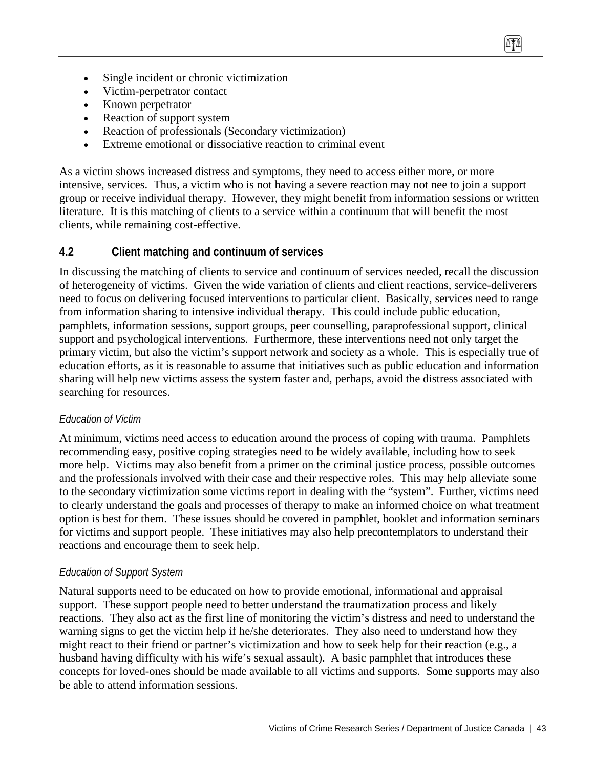- Single incident or chronic victimization
- Victim-perpetrator contact
- Known perpetrator
- Reaction of support system
- Reaction of professionals (Secondary victimization)
- Extreme emotional or dissociative reaction to criminal event

As a victim shows increased distress and symptoms, they need to access either more, or more intensive, services. Thus, a victim who is not having a severe reaction may not nee to join a support group or receive individual therapy. However, they might benefit from information sessions or written literature. It is this matching of clients to a service within a continuum that will benefit the most clients, while remaining cost-effective.

## 4.2 Client matching and continuum of services

In discussing the matching of clients to service and continuum of services needed, recall the discussion of heterogeneity of victims. Given the wide variation of clients and client reactions, service-deliverers need to focus on delivering focused interventions to particular client. Basically, services need to range from information sharing to intensive individual therapy. This could include public education, pamphlets, information sessions, support groups, peer counselling, paraprofessional support, clinical support and psychological interventions. Furthermore, these interventions need not only target the primary victim, but also the victim's support network and society as a whole. This is especially true of education efforts, as it is reasonable to assume that initiatives such as public education and information sharing will help new victims assess the system faster and, perhaps, avoid the distress associated with searching for resources.

*Education of Victim*

At minimum, victims need access to education around the process of coping with trauma. Pamphlets recommending easy, positive coping strategies need to be widely available, including how to seek more help. Victims may also benefit from a primer on the criminal justice process, possible outcomes and the professionals involved with their case and their respective roles. This may help alleviate some to the secondary victimization some victims report in dealing with the "system". Further, victims need to clearly understand the goals and processes of therapy to make an informed choice on what treatment option is best for them. These issues should be covered in pamphlet, booklet and information seminars for victims and support people. These initiatives may also help precontemplators to understand their reactions and encourage them to seek help.

*Education of Support System*

Natural supports need to be educated on how to provide emotional, informational and appraisal support. These support people need to better understand the traumatization process and likely reactions. They also act as the first line of monitoring the victim's distress and need to understand the warning signs to get the victim help if he/she deteriorates. They also need to understand how they might react to their friend or partner's victimization and how to seek help for their reaction (e.g., a husband having difficulty with his wife's sexual assault). A basic pamphlet that introduces these concepts for loved-ones should be made available to all victims and supports. Some supports may also be able to attend information sessions.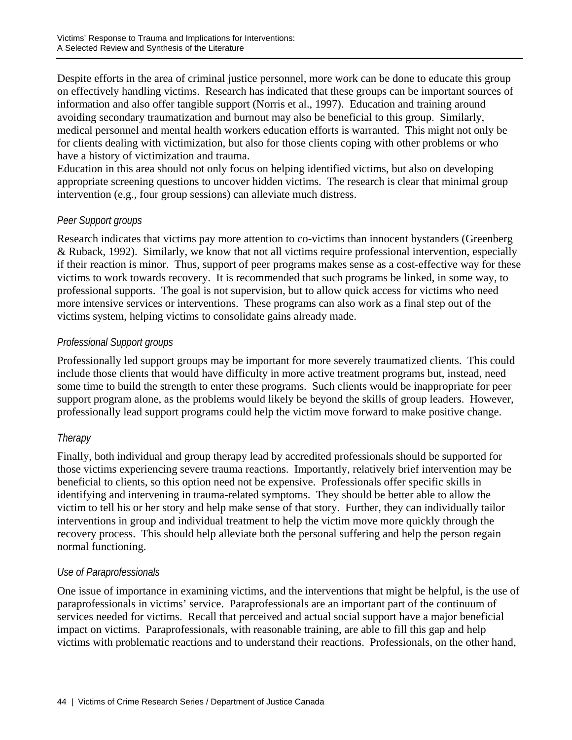Despite efforts in the area of criminal justice personnel, more work can be done to educate this group on effectively handling victims. Research has indicated that these groups can be important sources of information and also offer tangible support (Norris et al., 1997). Education and training around avoiding secondary traumatization and burnout may also be beneficial to this group. Similarly, medical personnel and mental health workers education efforts is warranted. This might not only be for clients dealing with victimization, but also for those clients coping with other problems or who have a history of victimization and trauma.
Education in this area should not only focus on helping identified victims, but also on developing appropriate screening questions to uncover hidden victims. The research is clear that minimal group intervention (e.g., four group sessions) can alleviate much distress.

*Peer Support groups*

Research indicates that victims pay more attention to co-victims than innocent bystanders (Greenberg & Ruback, 1992). Similarly, we know that not all victims require professional intervention, especially if their reaction is minor. Thus, support of peer programs makes sense as a cost-effective way for these victims to work towards recovery. It is recommended that such programs be linked, in some way, to professional supports. The goal is not supervision, but to allow quick access for victims who need more intensive services or interventions. These programs can also work as a final step out of the victims system, helping victims to consolidate gains already made.

*Professional Support groups*

Professionally led support groups may be important for more severely traumatized clients. This could include those clients that would have difficulty in more active treatment programs but, instead, need some time to build the strength to enter these programs. Such clients would be inappropriate for peer support program alone, as the problems would likely be beyond the skills of group leaders. However, professionally lead support programs could help the victim move forward to make positive change.

*Therapy*

Finally, both individual and group therapy lead by accredited professionals should be supported for those victims experiencing severe trauma reactions. Importantly, relatively brief intervention may be beneficial to clients, so this option need not be expensive. Professionals offer specific skills in identifying and intervening in trauma-related symptoms. They should be better able to allow the victim to tell his or her story and help make sense of that story. Further, they can individually tailor interventions in group and individual treatment to help the victim move more quickly through the recovery process. This should help alleviate both the personal suffering and help the person regain normal functioning.

*Use of Paraprofessionals*

One issue of importance in examining victims, and the interventions that might be helpful, is the use of paraprofessionals in victims' service. Paraprofessionals are an important part of the continuum of services needed for victims. Recall that perceived and actual social support have a major beneficial impact on victims. Paraprofessionals, with reasonable training, are able to fill this gap and help victims with problematic reactions and to understand their reactions. Professionals, on the other hand,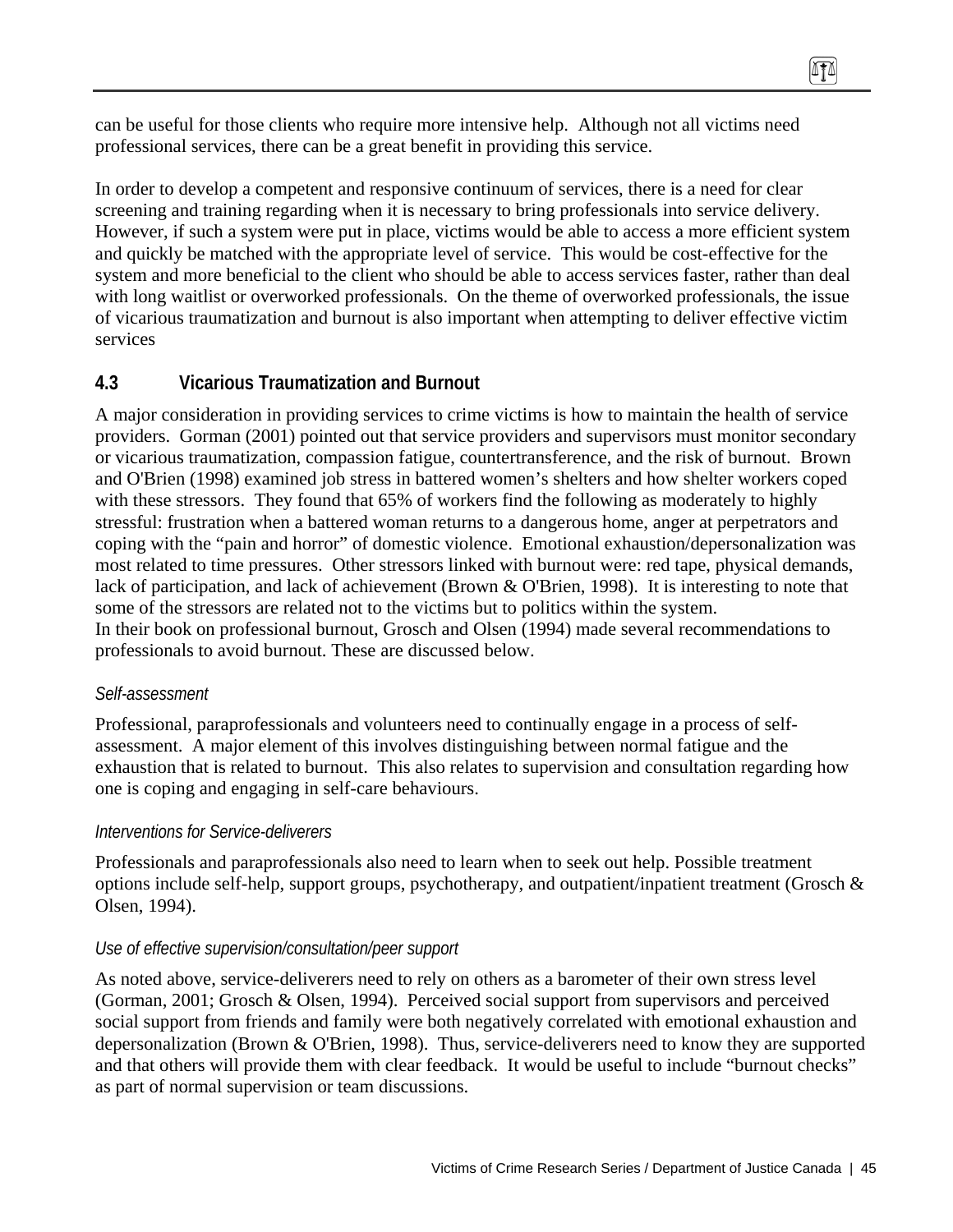can be useful for those clients who require more intensive help. Although not all victims need professional services, there can be a great benefit in providing this service.

In order to develop a competent and responsive continuum of services, there is a need for clear screening and training regarding when it is necessary to bring professionals into service delivery. However, if such a system were put in place, victims would be able to access a more efficient system and quickly be matched with the appropriate level of service. This would be cost-effective for the system and more beneficial to the client who should be able to access services faster, rather than deal with long waitlist or overworked professionals. On the theme of overworked professionals, the issue of vicarious traumatization and burnout is also important when attempting to deliver effective victim services

## 4.3 Vicarious Traumatization and Burnout

A major consideration in providing services to crime victims is how to maintain the health of service providers. Gorman (2001) pointed out that service providers and supervisors must monitor secondary or vicarious traumatization, compassion fatigue, countertransference, and the risk of burnout. Brown and O'Brien (1998) examined job stress in battered women's shelters and how shelter workers coped with these stressors. They found that 65% of workers find the following as moderately to highly stressful: frustration when a battered woman returns to a dangerous home, anger at perpetrators and coping with the "pain and horror" of domestic violence. Emotional exhaustion/depersonalization was most related to time pressures. Other stressors linked with burnout were: red tape, physical demands, lack of participation, and lack of achievement (Brown & O'Brien, 1998). It is interesting to note that some of the stressors are related not to the victims but to politics within the system.
In their book on professional burnout, Grosch and Olsen (1994) made several recommendations to professionals to avoid burnout. These are discussed below.

*Self-assessment*

Professional, paraprofessionals and volunteers need to continually engage in a process of self-assessment. A major element of this involves distinguishing between normal fatigue and the exhaustion that is related to burnout. This also relates to supervision and consultation regarding how one is coping and engaging in self-care behaviours.

*Interventions for Service-deliverers*

Professionals and paraprofessionals also need to learn when to seek out help. Possible treatment options include self-help, support groups, psychotherapy, and outpatient/inpatient treatment (Grosch & Olsen, 1994).

*Use of effective supervision/consultation/peer support*

As noted above, service-deliverers need to rely on others as a barometer of their own stress level (Gorman, 2001; Grosch & Olsen, 1994). Perceived social support from supervisors and perceived social support from friends and family were both negatively correlated with emotional exhaustion and depersonalization (Brown & O'Brien, 1998). Thus, service-deliverers need to know they are supported and that others will provide them with clear feedback. It would be useful to include "burnout checks" as part of normal supervision or team discussions.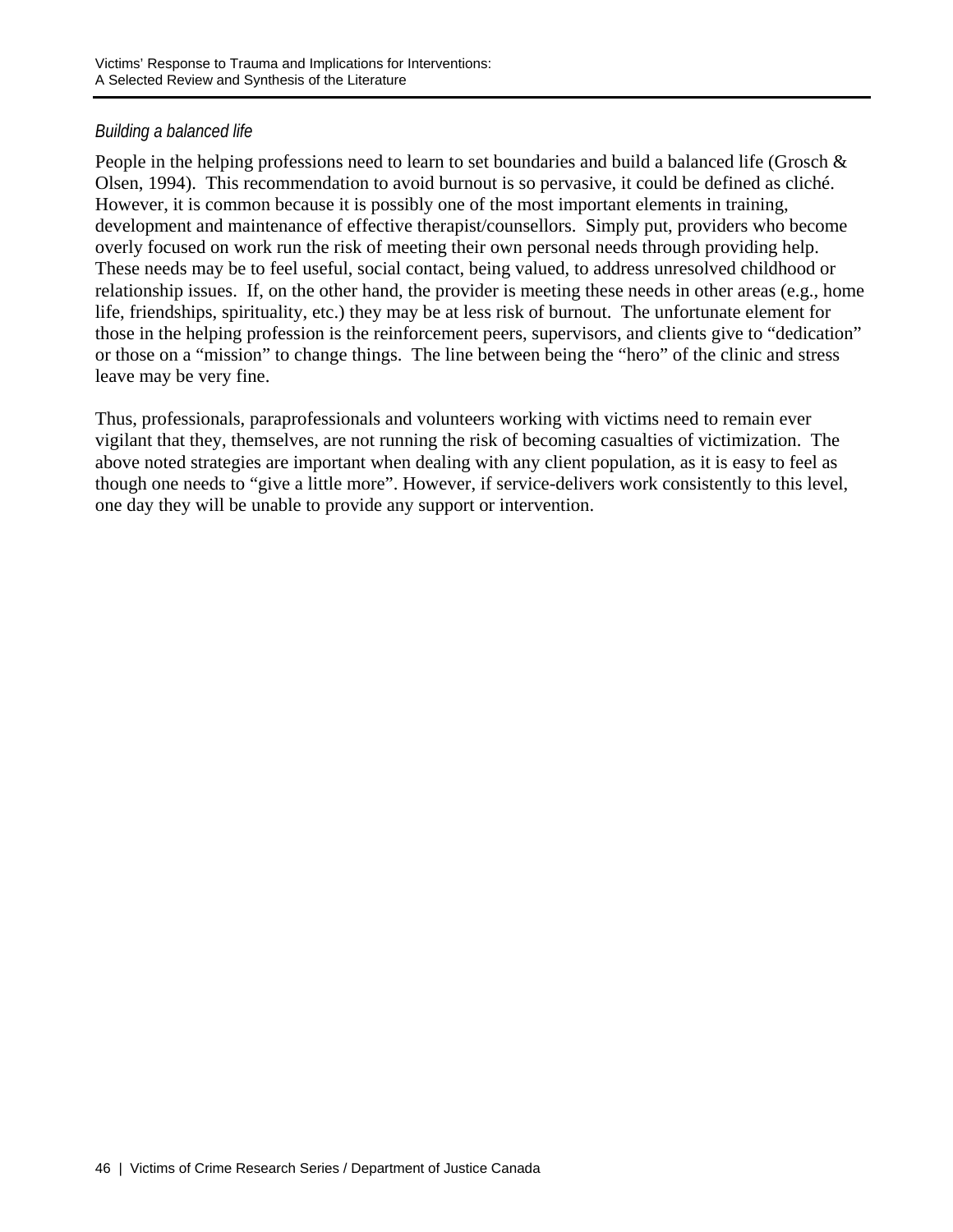*Building a balanced life*

People in the helping professions need to learn to set boundaries and build a balanced life (Grosch & Olsen, 1994). This recommendation to avoid burnout is so pervasive, it could be defined as cliché. However, it is common because it is possibly one of the most important elements in training, development and maintenance of effective therapist/counsellors. Simply put, providers who become overly focused on work run the risk of meeting their own personal needs through providing help. These needs may be to feel useful, social contact, being valued, to address unresolved childhood or relationship issues. If, on the other hand, the provider is meeting these needs in other areas (e.g., home life, friendships, spirituality, etc.) they may be at less risk of burnout. The unfortunate element for those in the helping profession is the reinforcement peers, supervisors, and clients give to "dedication" or those on a "mission" to change things. The line between being the "hero" of the clinic and stress leave may be very fine.

Thus, professionals, paraprofessionals and volunteers working with victims need to remain ever vigilant that they, themselves, are not running the risk of becoming casualties of victimization. The above noted strategies are important when dealing with any client population, as it is easy to feel as though one needs to "give a little more". However, if service-delivers work consistently to this level, one day they will be unable to provide any support or intervention.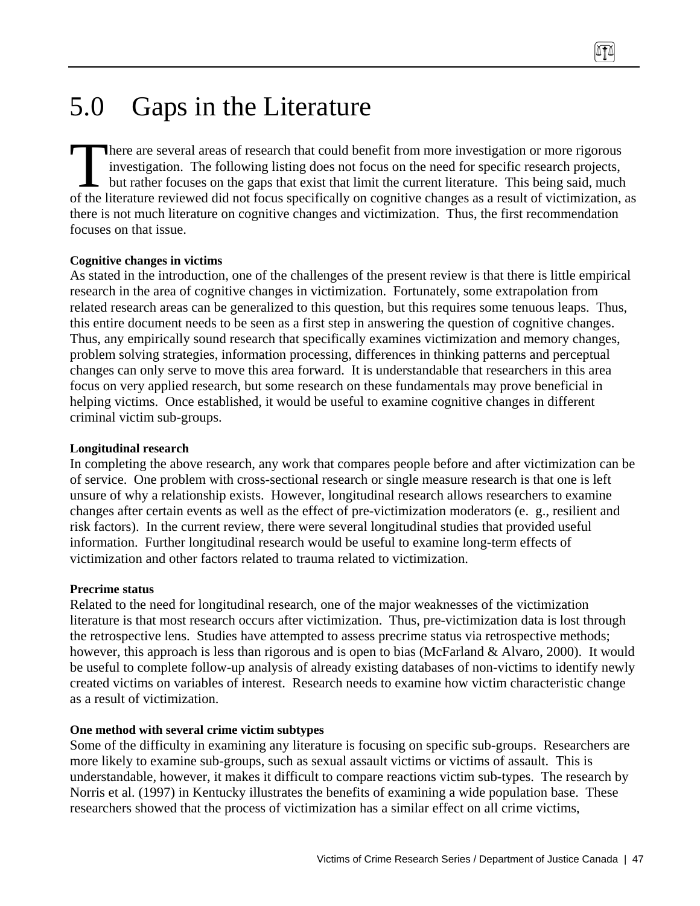# 5.0 Gaps in the Literature

There are several areas of research that could benefit from more investigation or more rigorous investigation. The following listing does not focus on the need for specific research projects, but rather focuses on the gaps that exist that limit the current literature. This being said, much of the literature reviewed did not focus specifically on cognitive changes as a result of victimization, as there is not much literature on cognitive changes and victimization. Thus, the first recommendation focuses on that issue.

**Cognitive changes in victims**

As stated in the introduction, one of the challenges of the present review is that there is little empirical research in the area of cognitive changes in victimization. Fortunately, some extrapolation from related research areas can be generalized to this question, but this requires some tenuous leaps. Thus, this entire document needs to be seen as a first step in answering the question of cognitive changes. Thus, any empirically sound research that specifically examines victimization and memory changes, problem solving strategies, information processing, differences in thinking patterns and perceptual changes can only serve to move this area forward. It is understandable that researchers in this area focus on very applied research, but some research on these fundamentals may prove beneficial in helping victims. Once established, it would be useful to examine cognitive changes in different criminal victim sub-groups.

**Longitudinal research**

In completing the above research, any work that compares people before and after victimization can be of service. One problem with cross-sectional research or single measure research is that one is left unsure of why a relationship exists. However, longitudinal research allows researchers to examine changes after certain events as well as the effect of pre-victimization moderators (e. g., resilient and risk factors). In the current review, there were several longitudinal studies that provided useful information. Further longitudinal research would be useful to examine long-term effects of victimization and other factors related to trauma related to victimization.

**Precrime status**

Related to the need for longitudinal research, one of the major weaknesses of the victimization literature is that most research occurs after victimization. Thus, pre-victimization data is lost through the retrospective lens. Studies have attempted to assess precrime status via retrospective methods; however, this approach is less than rigorous and is open to bias (McFarland & Alvaro, 2000). It would be useful to complete follow-up analysis of already existing databases of non-victims to identify newly created victims on variables of interest. Research needs to examine how victim characteristic change as a result of victimization.

**One method with several crime victim subtypes**

Some of the difficulty in examining any literature is focusing on specific sub-groups. Researchers are more likely to examine sub-groups, such as sexual assault victims or victims of assault. This is understandable, however, it makes it difficult to compare reactions victim sub-types. The research by Norris et al. (1997) in Kentucky illustrates the benefits of examining a wide population base. These researchers showed that the process of victimization has a similar effect on all crime victims,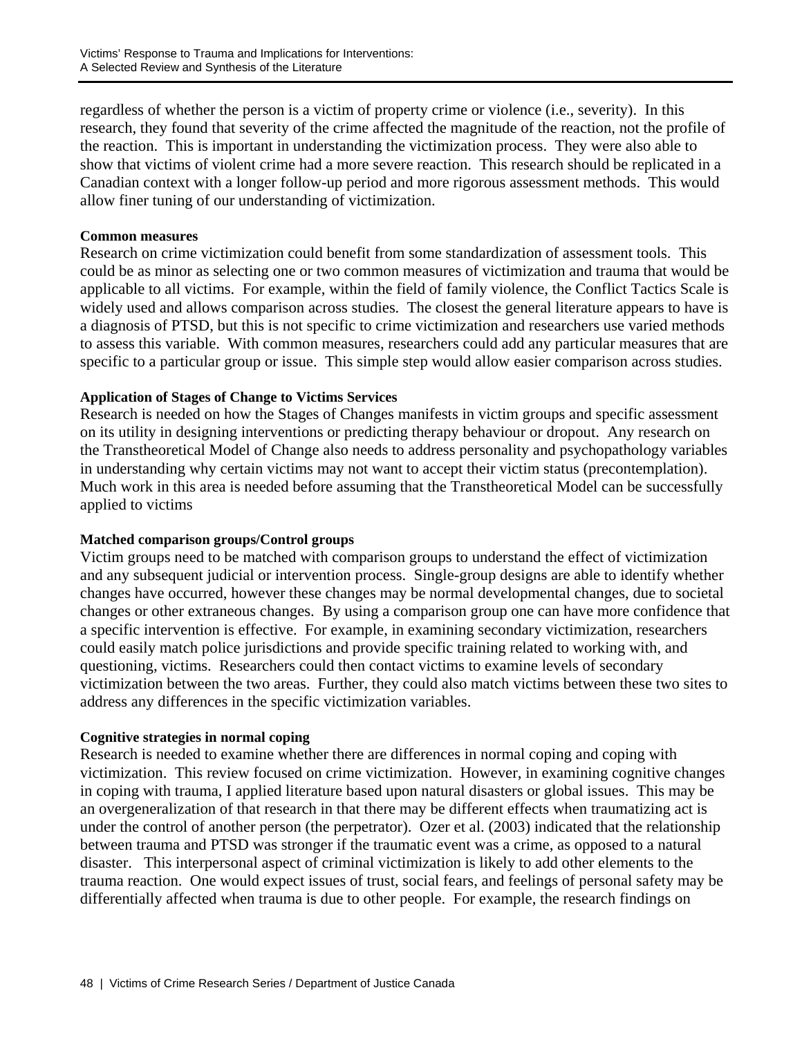regardless of whether the person is a victim of property crime or violence (i.e., severity). In this research, they found that severity of the crime affected the magnitude of the reaction, not the profile of the reaction. This is important in understanding the victimization process. They were also able to show that victims of violent crime had a more severe reaction. This research should be replicated in a Canadian context with a longer follow-up period and more rigorous assessment methods. This would allow finer tuning of our understanding of victimization.

**Common measures**

Research on crime victimization could benefit from some standardization of assessment tools. This could be as minor as selecting one or two common measures of victimization and trauma that would be applicable to all victims. For example, within the field of family violence, the Conflict Tactics Scale is widely used and allows comparison across studies. The closest the general literature appears to have is a diagnosis of PTSD, but this is not specific to crime victimization and researchers use varied methods to assess this variable. With common measures, researchers could add any particular measures that are specific to a particular group or issue. This simple step would allow easier comparison across studies.

**Application of Stages of Change to Victims Services**

Research is needed on how the Stages of Changes manifests in victim groups and specific assessment on its utility in designing interventions or predicting therapy behaviour or dropout. Any research on the Transtheoretical Model of Change also needs to address personality and psychopathology variables in understanding why certain victims may not want to accept their victim status (precontemplation). Much work in this area is needed before assuming that the Transtheoretical Model can be successfully applied to victims

**Matched comparison groups/Control groups**

Victim groups need to be matched with comparison groups to understand the effect of victimization and any subsequent judicial or intervention process. Single-group designs are able to identify whether changes have occurred, however these changes may be normal developmental changes, due to societal changes or other extraneous changes. By using a comparison group one can have more confidence that a specific intervention is effective. For example, in examining secondary victimization, researchers could easily match police jurisdictions and provide specific training related to working with, and questioning, victims. Researchers could then contact victims to examine levels of secondary victimization between the two areas. Further, they could also match victims between these two sites to address any differences in the specific victimization variables.

**Cognitive strategies in normal coping**

Research is needed to examine whether there are differences in normal coping and coping with victimization. This review focused on crime victimization. However, in examining cognitive changes in coping with trauma, I applied literature based upon natural disasters or global issues. This may be an overgeneralization of that research in that there may be different effects when traumatizing act is under the control of another person (the perpetrator). Ozer et al. (2003) indicated that the relationship between trauma and PTSD was stronger if the traumatic event was a crime, as opposed to a natural disaster. This interpersonal aspect of criminal victimization is likely to add other elements to the trauma reaction. One would expect issues of trust, social fears, and feelings of personal safety may be differentially affected when trauma is due to other people. For example, the research findings on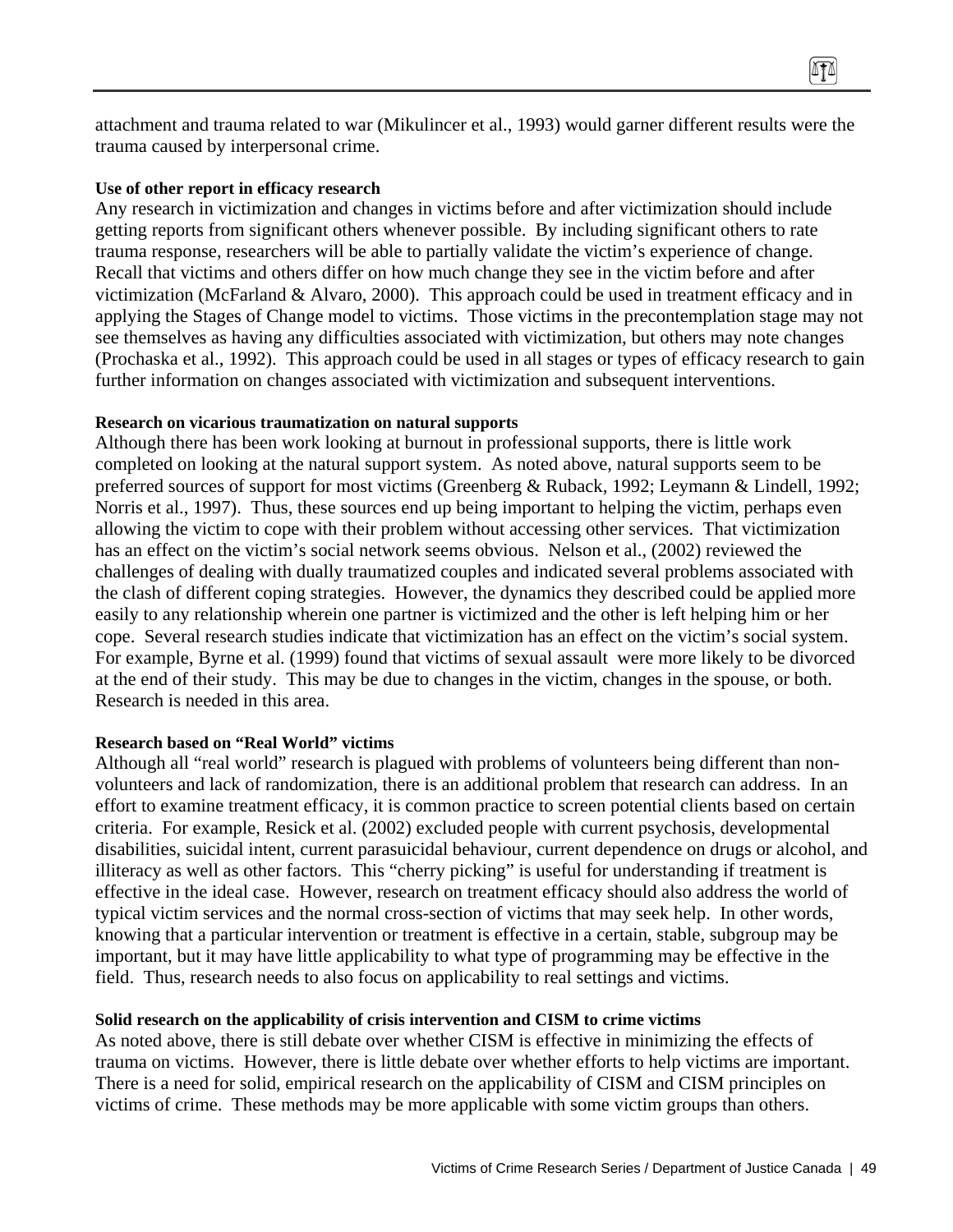attachment and trauma related to war (Mikulincer et al., 1993) would garner different results were the trauma caused by interpersonal crime.

**Use of other report in efficacy research**

Any research in victimization and changes in victims before and after victimization should include getting reports from significant others whenever possible. By including significant others to rate trauma response, researchers will be able to partially validate the victim's experience of change. Recall that victims and others differ on how much change they see in the victim before and after victimization (McFarland & Alvaro, 2000). This approach could be used in treatment efficacy and in applying the Stages of Change model to victims. Those victims in the precontemplation stage may not see themselves as having any difficulties associated with victimization, but others may note changes (Prochaska et al., 1992). This approach could be used in all stages or types of efficacy research to gain further information on changes associated with victimization and subsequent interventions.

**Research on vicarious traumatization on natural supports**

Although there has been work looking at burnout in professional supports, there is little work completed on looking at the natural support system. As noted above, natural supports seem to be preferred sources of support for most victims (Greenberg & Ruback, 1992; Leymann & Lindell, 1992; Norris et al., 1997). Thus, these sources end up being important to helping the victim, perhaps even allowing the victim to cope with their problem without accessing other services. That victimization has an effect on the victim's social network seems obvious. Nelson et al., (2002) reviewed the challenges of dealing with dually traumatized couples and indicated several problems associated with the clash of different coping strategies. However, the dynamics they described could be applied more easily to any relationship wherein one partner is victimized and the other is left helping him or her cope. Several research studies indicate that victimization has an effect on the victim's social system. For example, Byrne et al. (1999) found that victims of sexual assault were more likely to be divorced at the end of their study. This may be due to changes in the victim, changes in the spouse, or both. Research is needed in this area.

**Research based on "Real World" victims**

Although all "real world" research is plagued with problems of volunteers being different than non-volunteers and lack of randomization, there is an additional problem that research can address. In an effort to examine treatment efficacy, it is common practice to screen potential clients based on certain criteria. For example, Resick et al. (2002) excluded people with current psychosis, developmental disabilities, suicidal intent, current parasuicidal behaviour, current dependence on drugs or alcohol, and illiteracy as well as other factors. This "cherry picking" is useful for understanding if treatment is effective in the ideal case. However, research on treatment efficacy should also address the world of typical victim services and the normal cross-section of victims that may seek help. In other words, knowing that a particular intervention or treatment is effective in a certain, stable, subgroup may be important, but it may have little applicability to what type of programming may be effective in the field. Thus, research needs to also focus on applicability to real settings and victims.

**Solid research on the applicability of crisis intervention and CISM to crime victims**

As noted above, there is still debate over whether CISM is effective in minimizing the effects of trauma on victims. However, there is little debate over whether efforts to help victims are important. There is a need for solid, empirical research on the applicability of CISM and CISM principles on victims of crime. These methods may be more applicable with some victim groups than others.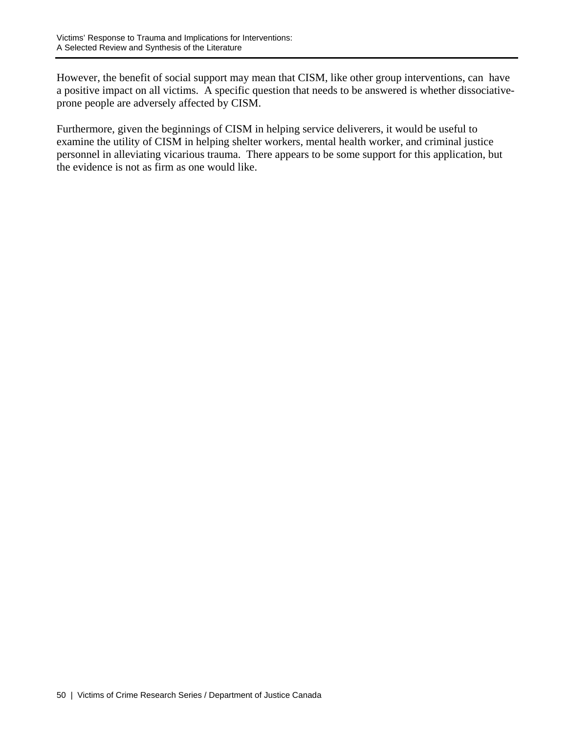However, the benefit of social support may mean that CISM, like other group interventions, can have a positive impact on all victims. A specific question that needs to be answered is whether dissociative-prone people are adversely affected by CISM.

Furthermore, given the beginnings of CISM in helping service deliverers, it would be useful to examine the utility of CISM in helping shelter workers, mental health worker, and criminal justice personnel in alleviating vicarious trauma. There appears to be some support for this application, but the evidence is not as firm as one would like.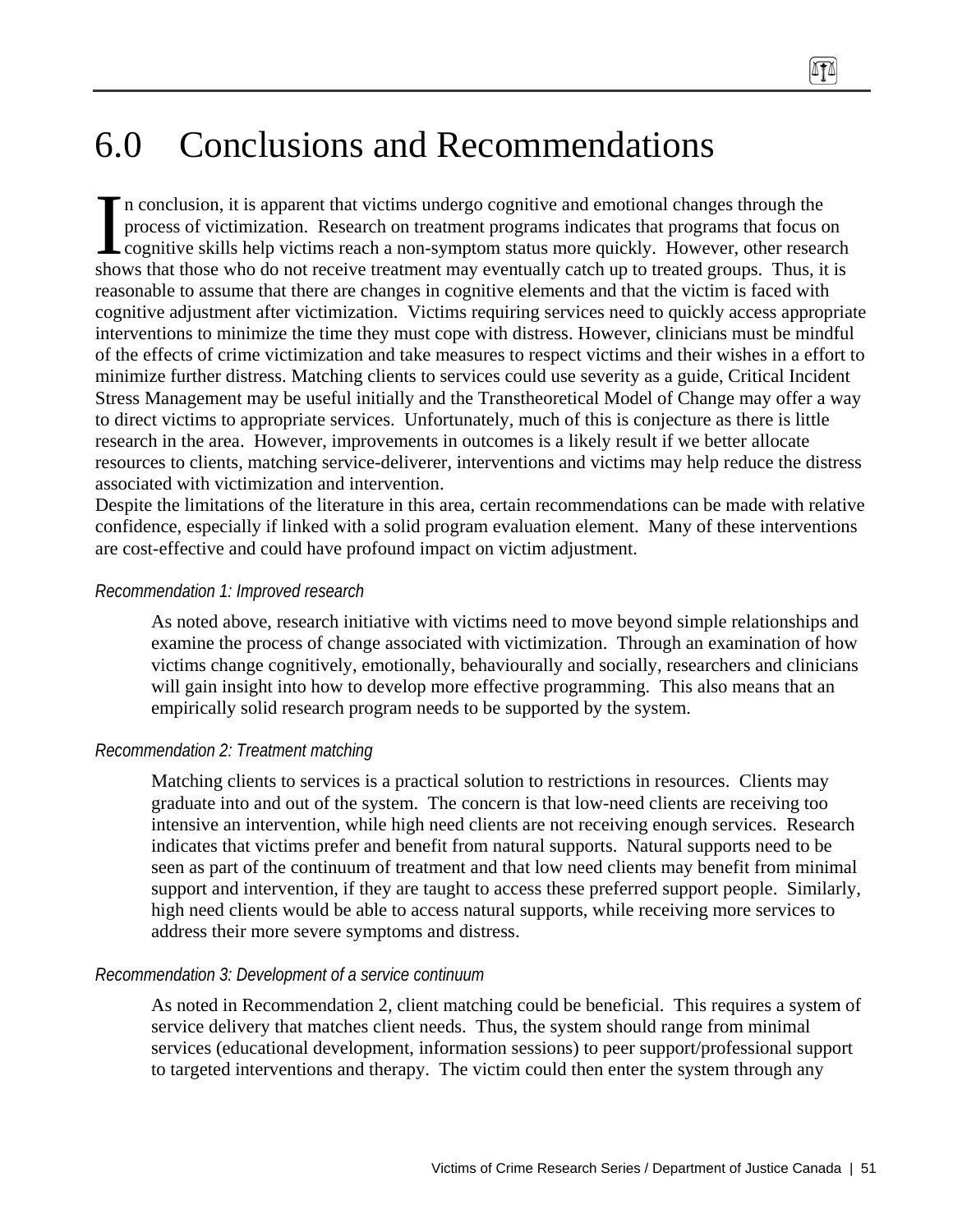# 6.0 Conclusions and Recommendations

In conclusion, it is apparent that victims undergo cognitive and emotional changes through the process of victimization. Research on treatment programs indicates that programs that focus on cognitive skills help victims reach a non-symptom status more quickly. However, other research shows that those who do not receive treatment may eventually catch up to treated groups. Thus, it is reasonable to assume that there are changes in cognitive elements and that the victim is faced with cognitive adjustment after victimization. Victims requiring services need to quickly access appropriate interventions to minimize the time they must cope with distress. However, clinicians must be mindful of the effects of crime victimization and take measures to respect victims and their wishes in a effort to minimize further distress. Matching clients to services could use severity as a guide, Critical Incident Stress Management may be useful initially and the Transtheoretical Model of Change may offer a way to direct victims to appropriate services. Unfortunately, much of this is conjecture as there is little research in the area. However, improvements in outcomes is a likely result if we better allocate resources to clients, matching service-deliverer, interventions and victims may help reduce the distress associated with victimization and intervention.

Despite the limitations of the literature in this area, certain recommendations can be made with relative confidence, especially if linked with a solid program evaluation element. Many of these interventions are cost-effective and could have profound impact on victim adjustment.

*Recommendation 1: Improved research*

As noted above, research initiative with victims need to move beyond simple relationships and examine the process of change associated with victimization. Through an examination of how victims change cognitively, emotionally, behaviourally and socially, researchers and clinicians will gain insight into how to develop more effective programming. This also means that an empirically solid research program needs to be supported by the system.

*Recommendation 2: Treatment matching*

Matching clients to services is a practical solution to restrictions in resources. Clients may graduate into and out of the system. The concern is that low-need clients are receiving too intensive an intervention, while high need clients are not receiving enough services. Research indicates that victims prefer and benefit from natural supports. Natural supports need to be seen as part of the continuum of treatment and that low need clients may benefit from minimal support and intervention, if they are taught to access these preferred support people. Similarly, high need clients would be able to access natural supports, while receiving more services to address their more severe symptoms and distress.

*Recommendation 3: Development of a service continuum*

As noted in Recommendation 2, client matching could be beneficial. This requires a system of service delivery that matches client needs. Thus, the system should range from minimal services (educational development, information sessions) to peer support/professional support to targeted interventions and therapy. The victim could then enter the system through any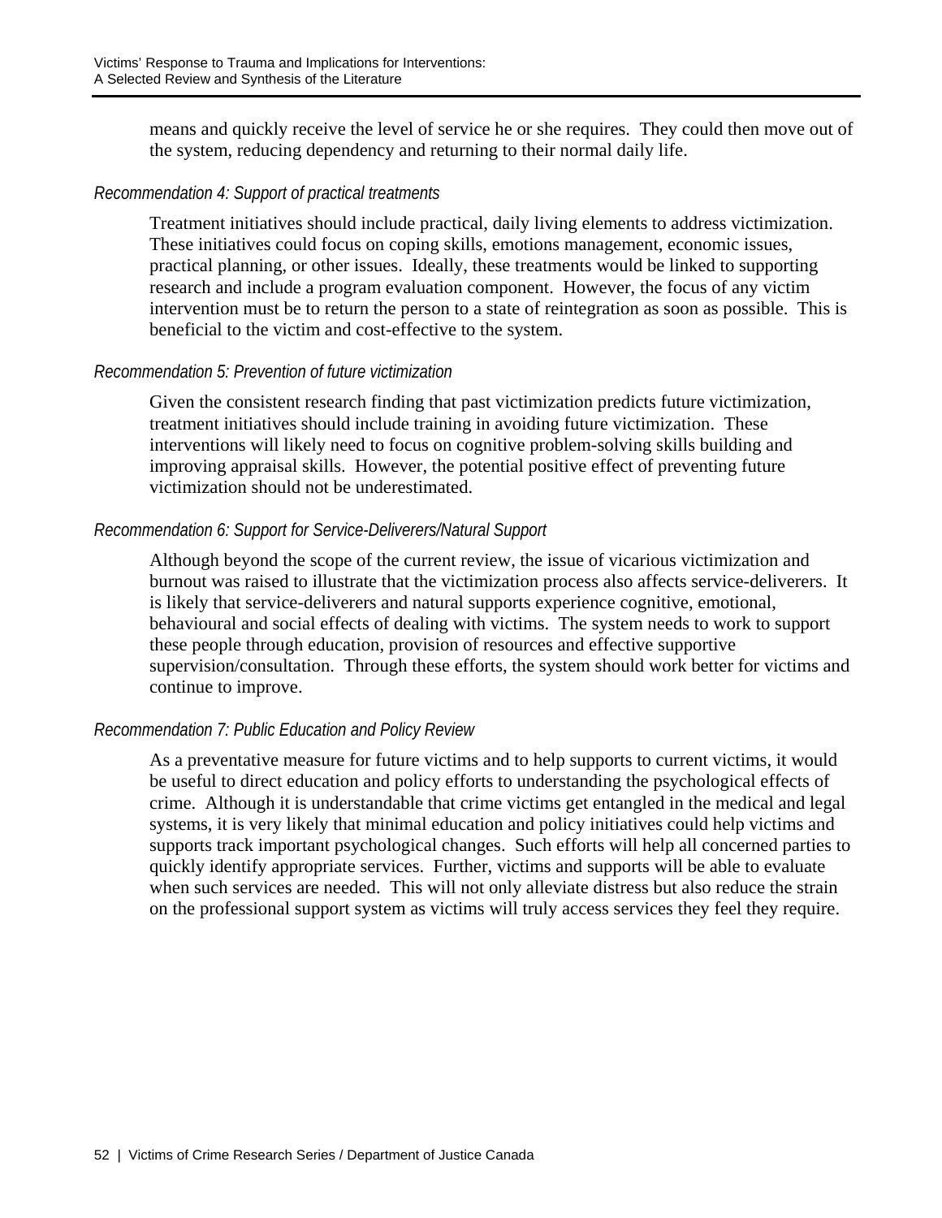means and quickly receive the level of service he or she requires. They could then move out of the system, reducing dependency and returning to their normal daily life.

*Recommendation 4: Support of practical treatments*

Treatment initiatives should include practical, daily living elements to address victimization. These initiatives could focus on coping skills, emotions management, economic issues, practical planning, or other issues. Ideally, these treatments would be linked to supporting research and include a program evaluation component. However, the focus of any victim intervention must be to return the person to a state of reintegration as soon as possible. This is beneficial to the victim and cost-effective to the system.

*Recommendation 5: Prevention of future victimization*

Given the consistent research finding that past victimization predicts future victimization, treatment initiatives should include training in avoiding future victimization. These interventions will likely need to focus on cognitive problem-solving skills building and improving appraisal skills. However, the potential positive effect of preventing future victimization should not be underestimated.

*Recommendation 6: Support for Service-Deliverers/Natural Support*

Although beyond the scope of the current review, the issue of vicarious victimization and burnout was raised to illustrate that the victimization process also affects service-deliverers. It is likely that service-deliverers and natural supports experience cognitive, emotional, behavioural and social effects of dealing with victims. The system needs to work to support these people through education, provision of resources and effective supportive supervision/consultation. Through these efforts, the system should work better for victims and continue to improve.

*Recommendation 7: Public Education and Policy Review*

As a preventative measure for future victims and to help supports to current victims, it would be useful to direct education and policy efforts to understanding the psychological effects of crime. Although it is understandable that crime victims get entangled in the medical and legal systems, it is very likely that minimal education and policy initiatives could help victims and supports track important psychological changes. Such efforts will help all concerned parties to quickly identify appropriate services. Further, victims and supports will be able to evaluate when such services are needed. This will not only alleviate distress but also reduce the strain on the professional support system as victims will truly access services they feel they require.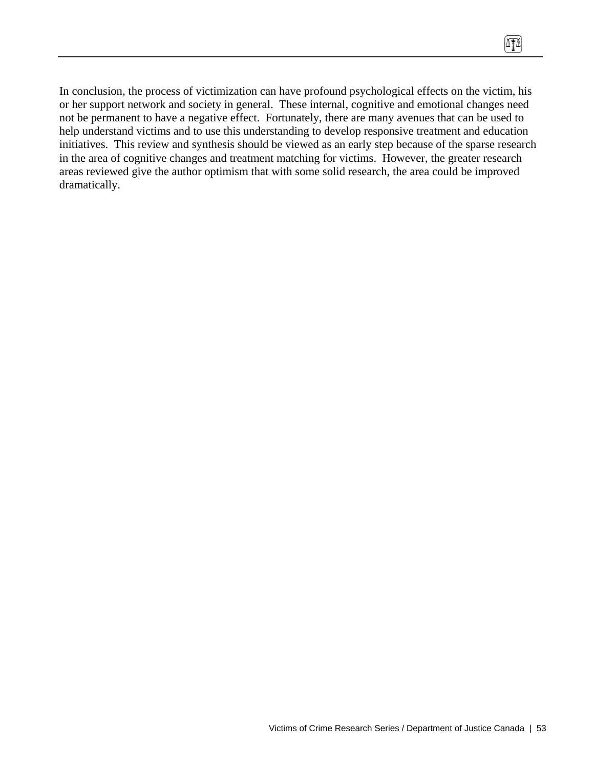In conclusion, the process of victimization can have profound psychological effects on the victim, his or her support network and society in general. These internal, cognitive and emotional changes need not be permanent to have a negative effect. Fortunately, there are many avenues that can be used to help understand victims and to use this understanding to develop responsive treatment and education initiatives. This review and synthesis should be viewed as an early step because of the sparse research in the area of cognitive changes and treatment matching for victims. However, the greater research areas reviewed give the author optimism that with some solid research, the area could be improved dramatically.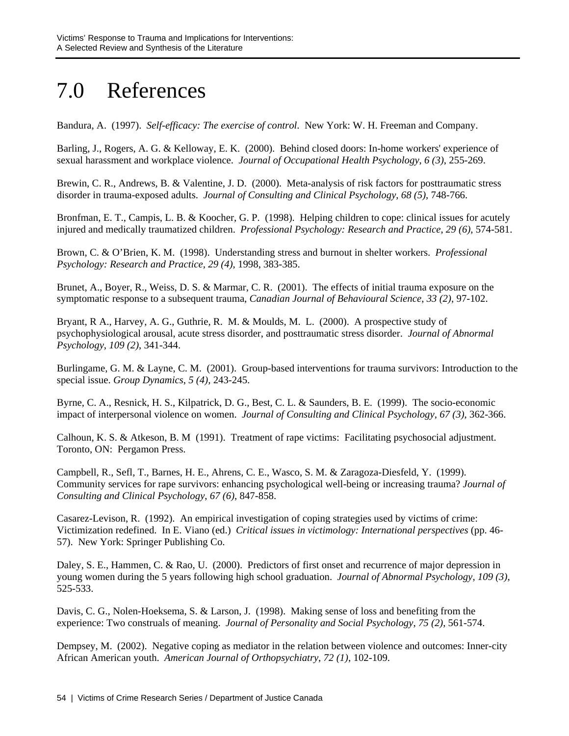# 7.0 References

Bandura, A. (1997). *Self-efficacy: The exercise of control*. New York: W. H. Freeman and Company.

Barling, J., Rogers, A. G. & Kelloway, E. K. (2000). Behind closed doors: In-home workers' experience of sexual harassment and workplace violence. *Journal of Occupational Health Psychology*, *6 (3)*, 255-269.

Brewin, C. R., Andrews, B. & Valentine, J. D. (2000). Meta-analysis of risk factors for posttraumatic stress disorder in trauma-exposed adults. *Journal of Consulting and Clinical Psychology*, *68 (5)*, 748-766.

Bronfman, E. T., Campis, L. B. & Koocher, G. P. (1998). Helping children to cope: clinical issues for acutely injured and medically traumatized children. *Professional Psychology: Research and Practice*, *29 (6)*, 574-581.

Brown, C. & O'Brien, K. M. (1998). Understanding stress and burnout in shelter workers. *Professional Psychology: Research and Practice, 29 (4)*, 1998, 383-385.

Brunet, A., Boyer, R., Weiss, D. S. & Marmar, C. R. (2001). The effects of initial trauma exposure on the symptomatic response to a subsequent trauma, *Canadian Journal of Behavioural Science*, *33 (2)*, 97-102.

Bryant, R A., Harvey, A. G., Guthrie, R. M. & Moulds, M. L. (2000). A prospective study of psychophysiological arousal, acute stress disorder, and posttraumatic stress disorder. *Journal of Abnormal Psychology*, *109 (2)*, 341-344.

Burlingame, G. M. & Layne, C. M. (2001). Group-based interventions for trauma survivors: Introduction to the special issue. *Group Dynamics*, *5 (4)*, 243-245.

Byrne, C. A., Resnick, H. S., Kilpatrick, D. G., Best, C. L. & Saunders, B. E. (1999). The socio-economic impact of interpersonal violence on women. *Journal of Consulting and Clinical Psychology*, *67 (3)*, 362-366.

Calhoun, K. S. & Atkeson, B. M (1991). Treatment of rape victims: Facilitating psychosocial adjustment. Toronto, ON: Pergamon Press.

Campbell, R., Sefl, T., Barnes, H. E., Ahrens, C. E., Wasco, S. M. & Zaragoza-Diesfeld, Y. (1999). Community services for rape survivors: enhancing psychological well-being or increasing trauma? *Journal of Consulting and Clinical Psychology*, *67 (6)*, 847-858.

Casarez-Levison, R. (1992). An empirical investigation of coping strategies used by victims of crime: Victimization redefined. In E. Viano (ed.) *Critical issues in victimology: International perspectives* (pp. 46-57). New York: Springer Publishing Co.

Daley, S. E., Hammen, C. & Rao, U. (2000). Predictors of first onset and recurrence of major depression in young women during the 5 years following high school graduation. *Journal of Abnormal Psychology*, *109 (3)*, 525-533.

Davis, C. G., Nolen-Hoeksema, S. & Larson, J. (1998). Making sense of loss and benefiting from the experience: Two construals of meaning. *Journal of Personality and Social Psychology*, *75 (2)*, 561-574.

Dempsey, M. (2002). Negative coping as mediator in the relation between violence and outcomes: Inner-city African American youth. *American Journal of Orthopsychiatry*, *72 (1)*, 102-109.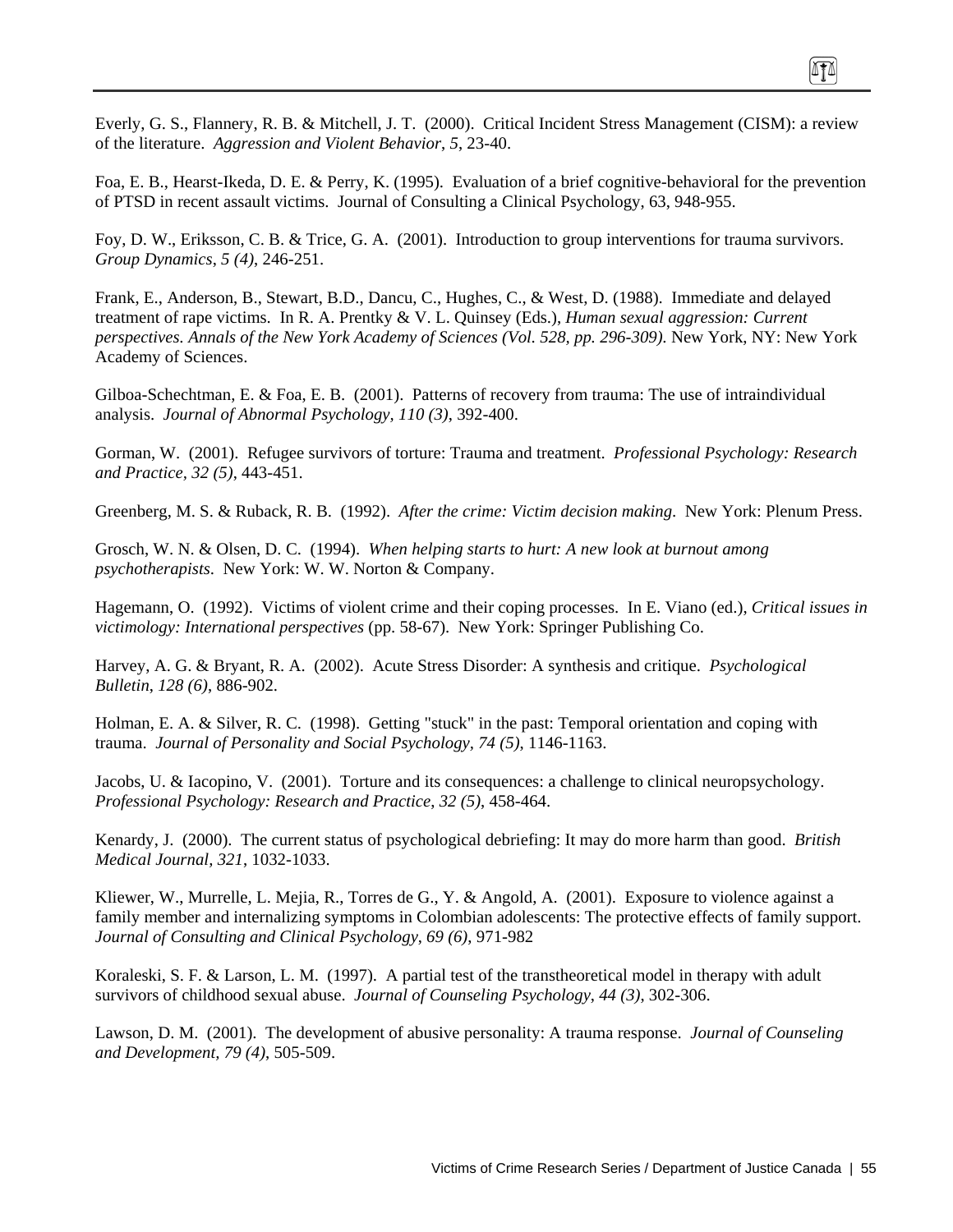Everly, G. S., Flannery, R. B. & Mitchell, J. T. (2000). Critical Incident Stress Management (CISM): a review of the literature. *Aggression and Violent Behavior, 5*, 23-40.

Foa, E. B., Hearst-Ikeda, D. E. & Perry, K. (1995). Evaluation of a brief cognitive-behavioral for the prevention of PTSD in recent assault victims. Journal of Consulting a Clinical Psychology, 63, 948-955.

Foy, D. W., Eriksson, C. B. & Trice, G. A. (2001). Introduction to group interventions for trauma survivors. *Group Dynamics, 5 (4)*, 246-251.

Frank, E., Anderson, B., Stewart, B.D., Dancu, C., Hughes, C., & West, D. (1988). Immediate and delayed treatment of rape victims. In R. A. Prentky & V. L. Quinsey (Eds.), *Human sexual aggression: Current perspectives. Annals of the New York Academy of Sciences (Vol. 528, pp. 296-309).* New York, NY: New York Academy of Sciences.

Gilboa-Schechtman, E. & Foa, E. B. (2001). Patterns of recovery from trauma: The use of intraindividual analysis. *Journal of Abnormal Psychology, 110 (3)*, 392-400.

Gorman, W. (2001). Refugee survivors of torture: Trauma and treatment. *Professional Psychology: Research and Practice, 32 (5)*, 443-451.

Greenberg, M. S. & Ruback, R. B. (1992). *After the crime: Victim decision making*. New York: Plenum Press.

Grosch, W. N. & Olsen, D. C. (1994). *When helping starts to hurt: A new look at burnout among psychotherapists*. New York: W. W. Norton & Company.

Hagemann, O. (1992). Victims of violent crime and their coping processes. In E. Viano (ed.), *Critical issues in victimology: International perspectives* (pp. 58-67). New York: Springer Publishing Co.

Harvey, A. G. & Bryant, R. A. (2002). Acute Stress Disorder: A synthesis and critique. *Psychological Bulletin, 128 (6)*, 886-902.

Holman, E. A. & Silver, R. C. (1998). Getting "stuck" in the past: Temporal orientation and coping with trauma. *Journal of Personality and Social Psychology, 74 (5)*, 1146-1163.

Jacobs, U. & Iacopino, V. (2001). Torture and its consequences: a challenge to clinical neuropsychology. *Professional Psychology: Research and Practice, 32 (5)*, 458-464.

Kenardy, J. (2000). The current status of psychological debriefing: It may do more harm than good. *British Medical Journal, 321*, 1032-1033.

Kliewer, W., Murrelle, L. Mejia, R., Torres de G., Y. & Angold, A. (2001). Exposure to violence against a family member and internalizing symptoms in Colombian adolescents: The protective effects of family support. *Journal of Consulting and Clinical Psychology, 69 (6)*, 971-982

Koraleski, S. F. & Larson, L. M. (1997). A partial test of the transtheoretical model in therapy with adult survivors of childhood sexual abuse. *Journal of Counseling Psychology, 44 (3)*, 302-306.

Lawson, D. M. (2001). The development of abusive personality: A trauma response. *Journal of Counseling and Development, 79 (4)*, 505-509.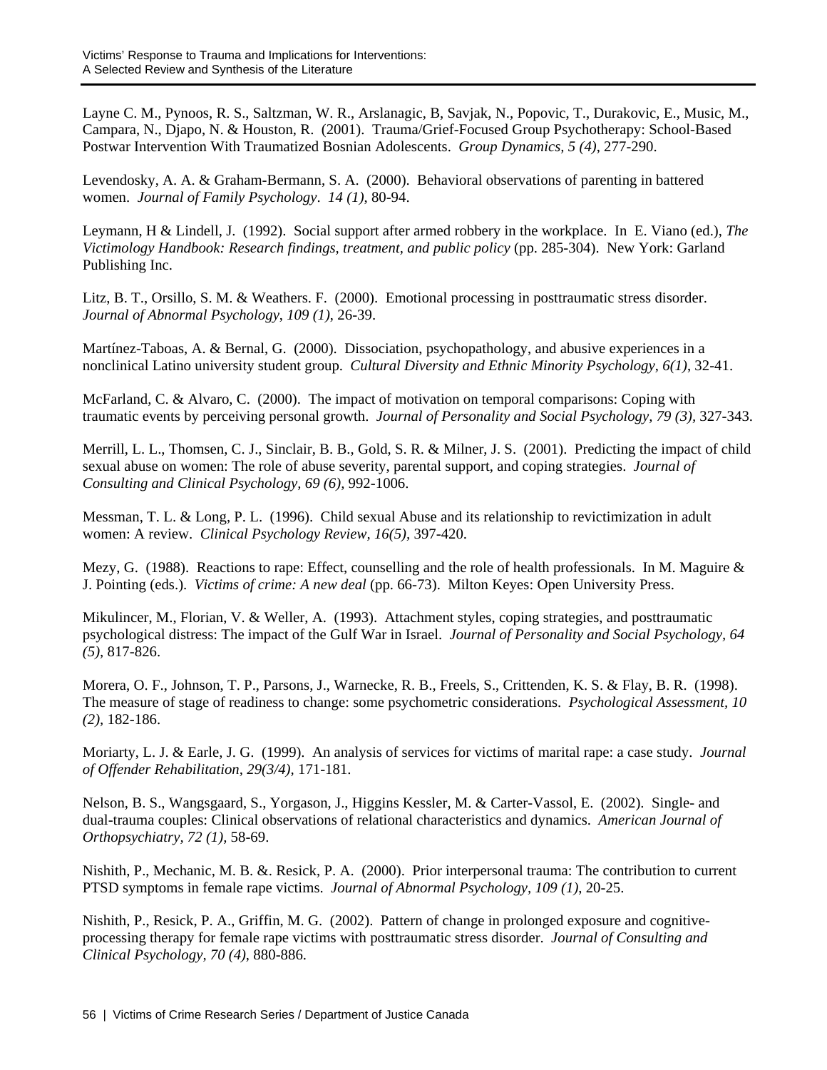Layne C. M., Pynoos, R. S., Saltzman, W. R., Arslanagic, B, Savjak, N., Popovic, T., Durakovic, E., Music, M., Campara, N., Djapo, N. & Houston, R. (2001). Trauma/Grief-Focused Group Psychotherapy: School-Based Postwar Intervention With Traumatized Bosnian Adolescents. *Group Dynamics, 5 (4)*, 277-290.

Levendosky, A. A. & Graham-Bermann, S. A. (2000). Behavioral observations of parenting in battered women. *Journal of Family Psychology*. *14 (1)*, 80-94.

Leymann, H & Lindell, J. (1992). Social support after armed robbery in the workplace. In E. Viano (ed.), *The Victimology Handbook: Research findings, treatment, and public policy* (pp. 285-304). New York: Garland Publishing Inc.

Litz, B. T., Orsillo, S. M. & Weathers. F. (2000). Emotional processing in posttraumatic stress disorder. *Journal of Abnormal Psychology, 109 (1)*, 26-39.

Martínez-Taboas, A. & Bernal, G. (2000). Dissociation, psychopathology, and abusive experiences in a nonclinical Latino university student group. *Cultural Diversity and Ethnic Minority Psychology*, *6(1)*, 32-41.

McFarland, C. & Alvaro, C. (2000). The impact of motivation on temporal comparisons: Coping with traumatic events by perceiving personal growth. *Journal of Personality and Social Psychology, 79 (3),* 327-343.

Merrill, L. L., Thomsen, C. J., Sinclair, B. B., Gold, S. R. & Milner, J. S. (2001). Predicting the impact of child sexual abuse on women: The role of abuse severity, parental support, and coping strategies. *Journal of Consulting and Clinical Psychology, 69 (6),* 992-1006.

Messman, T. L. & Long, P. L. (1996). Child sexual Abuse and its relationship to revictimization in adult women: A review. *Clinical Psychology Review, 16(5),* 397-420.

Mezy, G. (1988). Reactions to rape: Effect, counselling and the role of health professionals. In M. Maguire & J. Pointing (eds.). *Victims of crime: A new deal* (pp. 66-73). Milton Keyes: Open University Press.

Mikulincer, M., Florian, V. & Weller, A. (1993). Attachment styles, coping strategies, and posttraumatic psychological distress: The impact of the Gulf War in Israel. *Journal of Personality and Social Psychology, 64 (5),* 817-826.

Morera, O. F., Johnson, T. P., Parsons, J., Warnecke, R. B., Freels, S., Crittenden, K. S. & Flay, B. R. (1998). The measure of stage of readiness to change: some psychometric considerations. *Psychological Assessment, 10 (2),* 182-186.

Moriarty, L. J. & Earle, J. G. (1999). An analysis of services for victims of marital rape: a case study. *Journal of Offender Rehabilitation, 29(3/4),* 171-181.

Nelson, B. S., Wangsgaard, S., Yorgason, J., Higgins Kessler, M. & Carter-Vassol, E. (2002). Single- and dual-trauma couples: Clinical observations of relational characteristics and dynamics. *American Journal of Orthopsychiatry, 72 (1),* 58-69.

Nishith, P., Mechanic, M. B. &. Resick, P. A. (2000). Prior interpersonal trauma: The contribution to current PTSD symptoms in female rape victims. *Journal of Abnormal Psychology, 109 (1)*, 20-25.

Nishith, P., Resick, P. A., Griffin, M. G. (2002). Pattern of change in prolonged exposure and cognitive-processing therapy for female rape victims with posttraumatic stress disorder. *Journal of Consulting and Clinical Psychology, 70 (4)*, 880-886.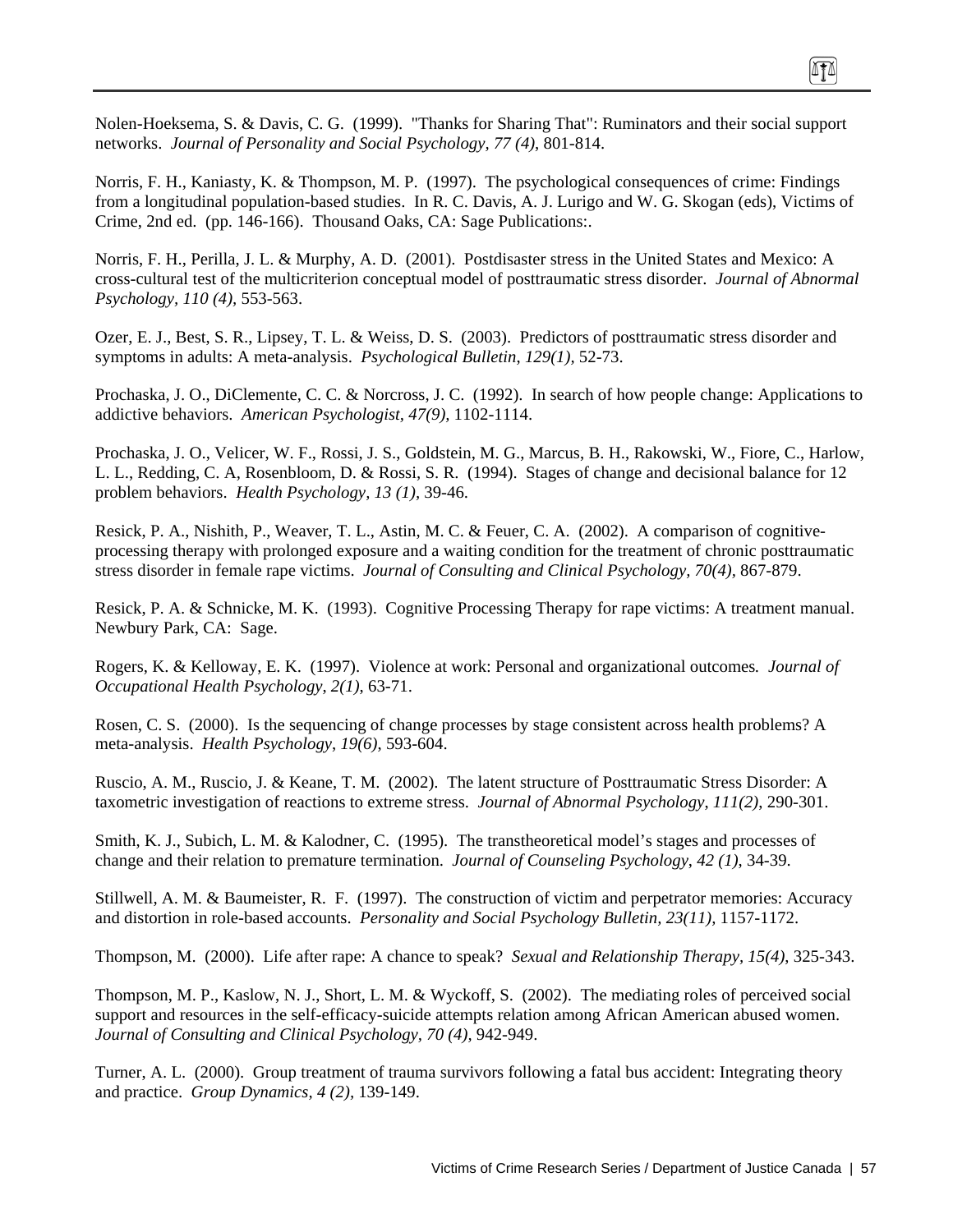Nolen-Hoeksema, S. & Davis, C. G. (1999). "Thanks for Sharing That": Ruminators and their social support networks. *Journal of Personality and Social Psychology, 77 (4)*, 801-814.

Norris, F. H., Kaniasty, K. & Thompson, M. P. (1997). The psychological consequences of crime: Findings from a longitudinal population-based studies. In R. C. Davis, A. J. Lurigo and W. G. Skogan (eds), Victims of Crime, 2nd ed. (pp. 146-166). Thousand Oaks, CA: Sage Publications:.

Norris, F. H., Perilla, J. L. & Murphy, A. D. (2001). Postdisaster stress in the United States and Mexico: A cross-cultural test of the multicriterion conceptual model of posttraumatic stress disorder. *Journal of Abnormal Psychology, 110 (4),* 553-563.

Ozer, E. J., Best, S. R., Lipsey, T. L. & Weiss, D. S. (2003). Predictors of posttraumatic stress disorder and symptoms in adults: A meta-analysis. *Psychological Bulletin, 129(1),* 52-73.

Prochaska, J. O., DiClemente, C. C. & Norcross, J. C. (1992). In search of how people change: Applications to addictive behaviors. *American Psychologist, 47(9),* 1102-1114.

Prochaska, J. O., Velicer, W. F., Rossi, J. S., Goldstein, M. G., Marcus, B. H., Rakowski, W., Fiore, C., Harlow, L. L., Redding, C. A, Rosenbloom, D. & Rossi, S. R. (1994). Stages of change and decisional balance for 12 problem behaviors. *Health Psychology, 13 (1),* 39-46.

Resick, P. A., Nishith, P., Weaver, T. L., Astin, M. C. & Feuer, C. A. (2002). A comparison of cognitive-processing therapy with prolonged exposure and a waiting condition for the treatment of chronic posttraumatic stress disorder in female rape victims. *Journal of Consulting and Clinical Psychology, 70(4),* 867-879.

Resick, P. A. & Schnicke, M. K. (1993). Cognitive Processing Therapy for rape victims: A treatment manual. Newbury Park, CA: Sage.

Rogers, K. & Kelloway, E. K. (1997). Violence at work: Personal and organizational outcomes*. Journal of Occupational Health Psychology, 2(1)*, 63-71.

Rosen, C. S. (2000). Is the sequencing of change processes by stage consistent across health problems? A meta-analysis. *Health Psychology, 19(6)*, 593-604.

Ruscio, A. M., Ruscio, J. & Keane, T. M. (2002). The latent structure of Posttraumatic Stress Disorder: A taxometric investigation of reactions to extreme stress. *Journal of Abnormal Psychology, 111(2)*, 290-301.

Smith, K. J., Subich, L. M. & Kalodner, C. (1995). The transtheoretical model's stages and processes of change and their relation to premature termination. *Journal of Counseling Psychology, 42 (1)*, 34-39.

Stillwell, A. M. & Baumeister, R. F. (1997). The construction of victim and perpetrator memories: Accuracy and distortion in role-based accounts. *Personality and Social Psychology Bulletin, 23(11),* 1157-1172.

Thompson, M. (2000). Life after rape: A chance to speak? *Sexual and Relationship Therapy, 15(4)*, 325-343.

Thompson, M. P., Kaslow, N. J., Short, L. M. & Wyckoff, S. (2002). The mediating roles of perceived social support and resources in the self-efficacy-suicide attempts relation among African American abused women. *Journal of Consulting and Clinical Psychology, 70 (4),* 942-949.

Turner, A. L. (2000). Group treatment of trauma survivors following a fatal bus accident: Integrating theory and practice. *Group Dynamics, 4 (2),* 139-149.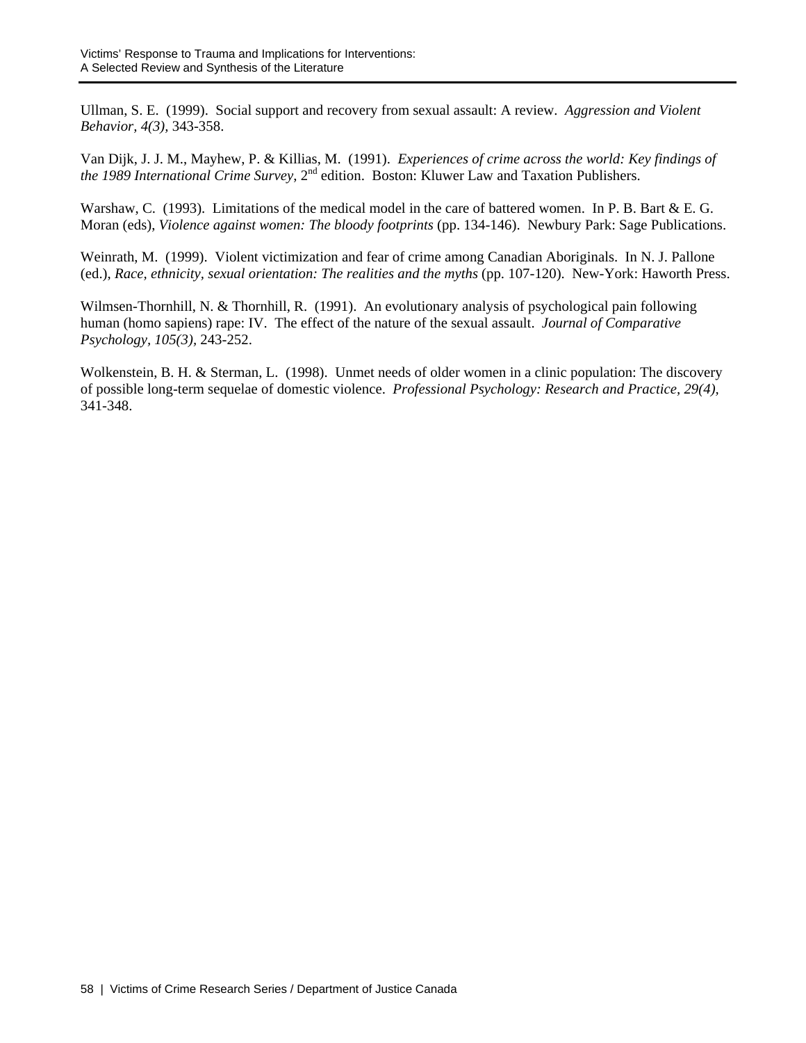Ullman, S. E. (1999). Social support and recovery from sexual assault: A review. *Aggression and Violent Behavior, 4(3),* 343-358.

Van Dijk, J. J. M., Mayhew, P. & Killias, M. (1991). *Experiences of crime across the world: Key findings of the 1989 International Crime Survey*, 2nd edition. Boston: Kluwer Law and Taxation Publishers.

Warshaw, C. (1993). Limitations of the medical model in the care of battered women. In P. B. Bart & E. G. Moran (eds), *Violence against women: The bloody footprints* (pp. 134-146). Newbury Park: Sage Publications.

Weinrath, M. (1999). Violent victimization and fear of crime among Canadian Aboriginals. In N. J. Pallone (ed.), *Race, ethnicity, sexual orientation: The realities and the myths* (pp. 107-120). New-York: Haworth Press.

Wilmsen-Thornhill, N. & Thornhill, R. (1991). An evolutionary analysis of psychological pain following human (homo sapiens) rape: IV. The effect of the nature of the sexual assault. *Journal of Comparative Psychology, 105(3),* 243-252.

Wolkenstein, B. H. & Sterman, L. (1998). Unmet needs of older women in a clinic population: The discovery of possible long-term sequelae of domestic violence. *Professional Psychology: Research and Practice, 29(4),* 341-348.